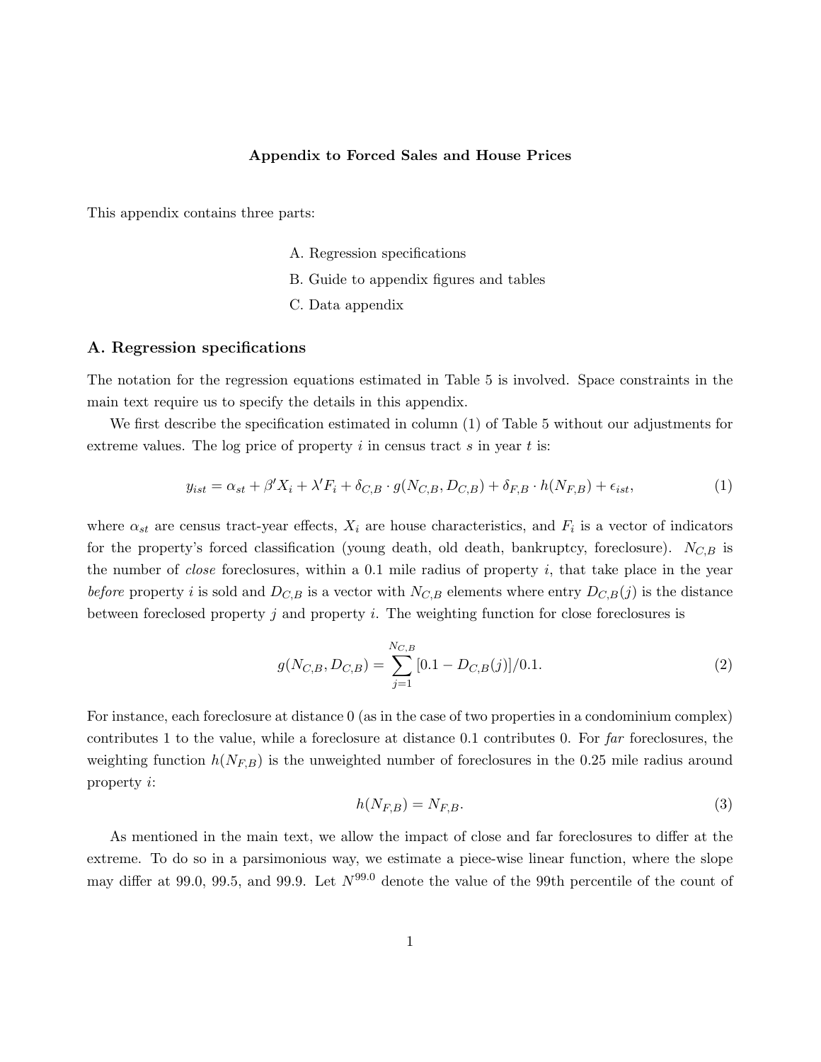**Appendix to Forced Sales and House Prices**

This appendix contains three parts:

A. Regression specifications

B. Guide to appendix figures and tables

C. Data appendix

## A. Regression specifications

The notation for the regression equations estimated in Table 5 is involved. Space constraints in the main text require us to specify the details in this appendix.

We first describe the specification estimated in column (1) of Table 5 without our adjustments for extreme values. The log price of property $i$ in census tract $s$ in year $t$ is:

$$y_{ist} = \alpha_{st} + \beta' X_i + \lambda' F_i + \delta_{C,B} \cdot g(N_{C,B}, D_{C,B}) + \delta_{F,B} \cdot h(N_{F,B}) + \epsilon_{ist}, \tag{1}$$

where $\alpha_{st}$ are census tract-year effects, $X_i$ are house characteristics, and $F_i$ is a vector of indicators for the property's forced classification (young death, old death, bankruptcy, foreclosure). $N_{C,B}$ is the number of *close* foreclosures, within a 0.1 mile radius of property $i$, that take place in the year *before* property $i$ is sold and $D_{C,B}$ is a vector with $N_{C,B}$ elements where entry $D_{C,B}(j)$ is the distance between foreclosed property $j$ and property $i$. The weighting function for close foreclosures is

$$g(N_{C,B}, D_{C,B}) = \sum_{j=1}^{N_{C,B}} [0.1 - D_{C,B}(j)]/0.1. \tag{2}$$

For instance, each foreclosure at distance 0 (as in the case of two properties in a condominium complex) contributes 1 to the value, while a foreclosure at distance 0.1 contributes 0. For *far* foreclosures, the weighting function $h(N_{F,B})$ is the unweighted number of foreclosures in the 0.25 mile radius around property $i$:

$$h(N_{F,B}) = N_{F,B}. \tag{3}$$

As mentioned in the main text, we allow the impact of close and far foreclosures to differ at the extreme. To do so in a parsimonious way, we estimate a piece-wise linear function, where the slope may differ at 99.0, 99.5, and 99.9. Let $N^{99.0}$ denote the value of the 99th percentile of the count of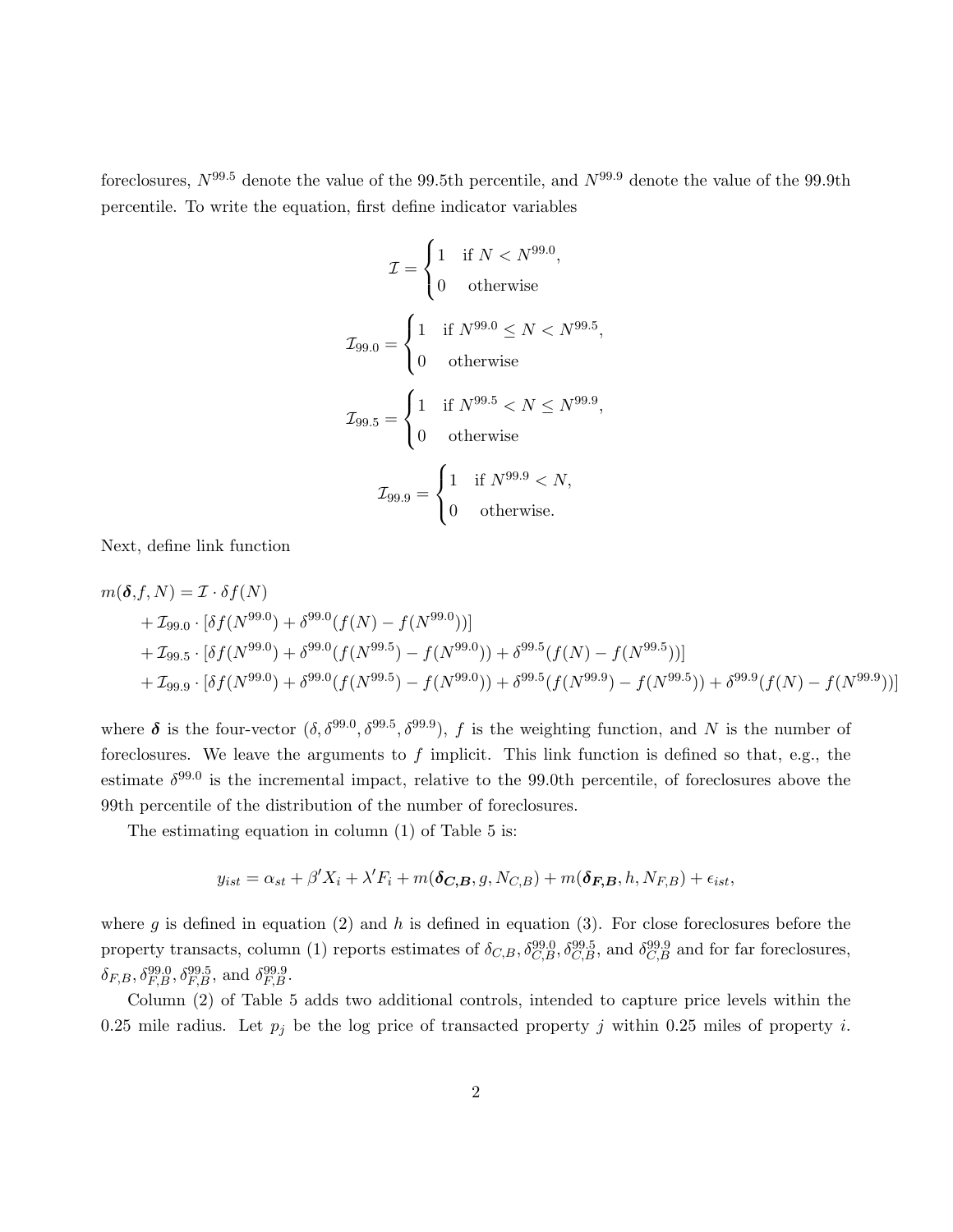foreclosures, $N^{99.5}$ denote the value of the 99.5th percentile, and $N^{99.9}$ denote the value of the 99.9th percentile. To write the equation, first define indicator variables

$$\mathcal{I} = \begin{cases} 1 & \text{if } N < N^{99.0}, \\ 0 & \text{otherwise} \end{cases}$$

$$\mathcal{I}_{99.0} = \begin{cases} 1 & \text{if } N^{99.0} \leq N < N^{99.5}, \\ 0 & \text{otherwise} \end{cases}$$

$$\mathcal{I}_{99.5} = \begin{cases} 1 & \text{if } N^{99.5} < N \leq N^{99.9}, \\ 0 & \text{otherwise} \end{cases}$$

$$\mathcal{I}_{99.9} = \begin{cases} 1 & \text{if } N^{99.9} < N, \\ 0 & \text{otherwise.} \end{cases}$$

Next, define link function

$$\begin{aligned}
m(\boldsymbol{\delta}, f, N) = \; & \mathcal{I} \cdot \delta f(N) \\
& + \mathcal{I}_{99.0} \cdot [\delta f(N^{99.0}) + \delta^{99.0}(f(N) - f(N^{99.0}))] \\
& + \mathcal{I}_{99.5} \cdot [\delta f(N^{99.0}) + \delta^{99.0}(f(N^{99.5}) - f(N^{99.0})) + \delta^{99.5}(f(N) - f(N^{99.5}))] \\
& + \mathcal{I}_{99.9} \cdot [\delta f(N^{99.0}) + \delta^{99.0}(f(N^{99.5}) - f(N^{99.0})) + \delta^{99.5}(f(N^{99.9}) - f(N^{99.5})) + \delta^{99.9}(f(N) - f(N^{99.9}))]
\end{aligned}$$

where $\boldsymbol{\delta}$ is the four-vector $(\delta, \delta^{99.0}, \delta^{99.5}, \delta^{99.9})$, $f$ is the weighting function, and $N$ is the number of foreclosures. We leave the arguments to $f$ implicit. This link function is defined so that, e.g., the estimate $\delta^{99.0}$ is the incremental impact, relative to the 99.0th percentile, of foreclosures above the 99th percentile of the distribution of the number of foreclosures.

The estimating equation in column (1) of Table 5 is:

$$y_{ist} = \alpha_{st} + \beta' X_i + \lambda' F_i + m(\boldsymbol{\delta_{C,B}}, g, N_{C,B}) + m(\boldsymbol{\delta_{F,B}}, h, N_{F,B}) + \epsilon_{ist},$$

where $g$ is defined in equation (2) and $h$ is defined in equation (3). For close foreclosures before the property transacts, column (1) reports estimates of $\delta_{C,B}, \delta_{C,B}^{99.0}, \delta_{C,B}^{99.5}$, and $\delta_{C,B}^{99.9}$ and for far foreclosures, $\delta_{F,B}, \delta_{F,B}^{99.0}, \delta_{F,B}^{99.5}$, and $\delta_{F,B}^{99.9}$.

Column (2) of Table 5 adds two additional controls, intended to capture price levels within the 0.25 mile radius. Let $p_j$ be the log price of transacted property $j$ within 0.25 miles of property $i$.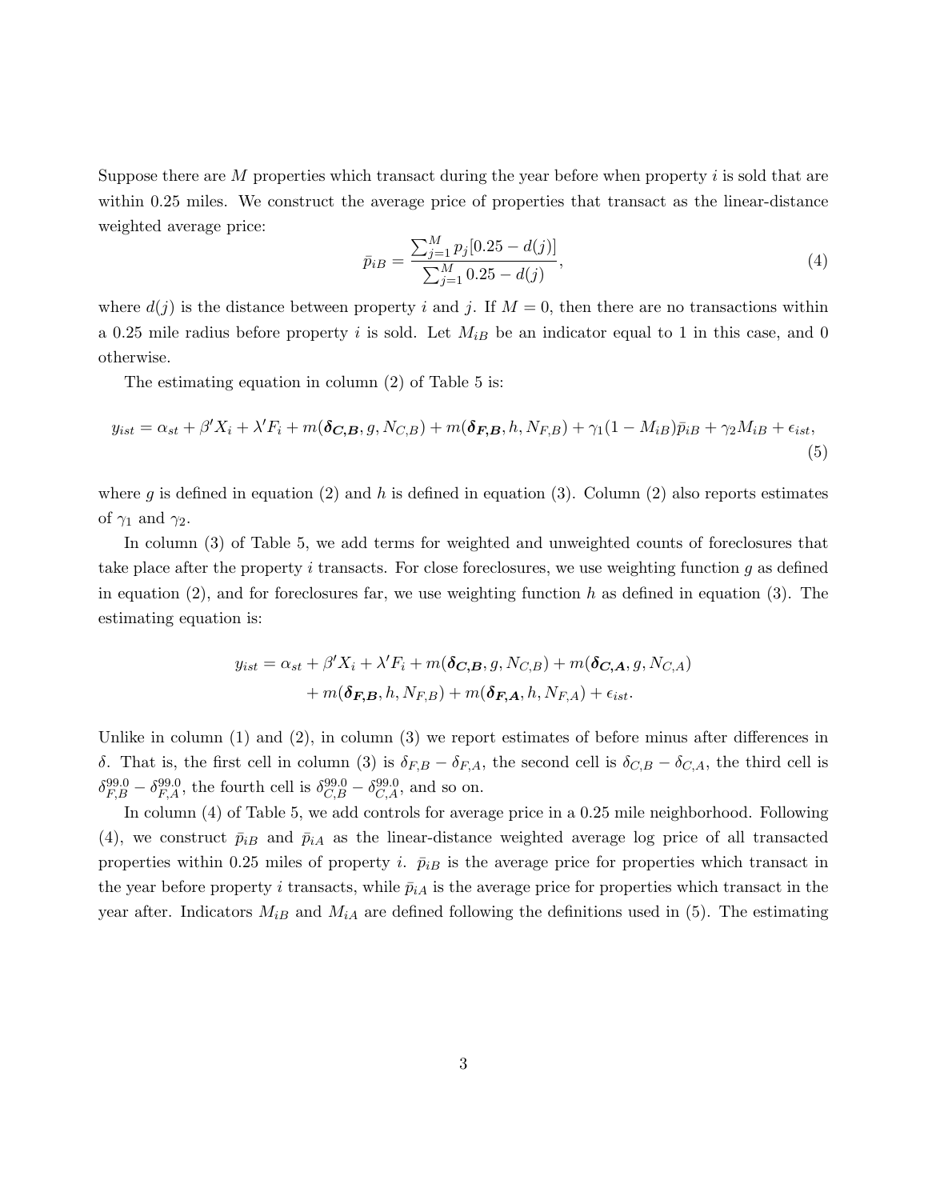Suppose there are $M$ properties which transact during the year before when property $i$ is sold that are within 0.25 miles. We construct the average price of properties that transact as the linear-distance weighted average price:

$$\bar{p}_{iB} = \frac{\sum_{j=1}^{M} p_j[0.25 - d(j)]}{\sum_{j=1}^{M} 0.25 - d(j)}, \tag{4}$$

where $d(j)$ is the distance between property $i$ and $j$. If $M = 0$, then there are no transactions within a 0.25 mile radius before property $i$ is sold. Let $M_{iB}$ be an indicator equal to 1 in this case, and 0 otherwise.

The estimating equation in column (2) of Table 5 is:

$$y_{ist} = \alpha_{st} + \beta' X_i + \lambda' F_i + m(\boldsymbol{\delta_{C,B}}, g, N_{C,B}) + m(\boldsymbol{\delta_{F,B}}, h, N_{F,B}) + \gamma_1(1 - M_{iB})\bar{p}_{iB} + \gamma_2 M_{iB} + \epsilon_{ist}, \tag{5}$$

where $g$ is defined in equation (2) and $h$ is defined in equation (3). Column (2) also reports estimates of $\gamma_1$ and $\gamma_2$.

In column (3) of Table 5, we add terms for weighted and unweighted counts of foreclosures that take place after the property $i$ transacts. For close foreclosures, we use weighting function $g$ as defined in equation (2), and for foreclosures far, we use weighting function $h$ as defined in equation (3). The estimating equation is:

$$\begin{aligned} y_{ist} = \alpha_{st} + \beta' X_i + \lambda' F_i + m(\boldsymbol{\delta_{C,B}}, g, N_{C,B}) + m(\boldsymbol{\delta_{C,A}}, g, N_{C,A}) \\ + m(\boldsymbol{\delta_{F,B}}, h, N_{F,B}) + m(\boldsymbol{\delta_{F,A}}, h, N_{F,A}) + \epsilon_{ist}. \end{aligned}$$

Unlike in column (1) and (2), in column (3) we report estimates of before minus after differences in $\delta$. That is, the first cell in column (3) is $\delta_{F,B} - \delta_{F,A}$, the second cell is $\delta_{C,B} - \delta_{C,A}$, the third cell is $\delta^{99.0}_{F,B} - \delta^{99.0}_{F,A}$, the fourth cell is $\delta^{99.0}_{C,B} - \delta^{99.0}_{C,A}$, and so on.

In column (4) of Table 5, we add controls for average price in a 0.25 mile neighborhood. Following (4), we construct $\bar{p}_{iB}$ and $\bar{p}_{iA}$ as the linear-distance weighted average log price of all transacted properties within 0.25 miles of property $i$. $\bar{p}_{iB}$ is the average price for properties which transact in the year before property $i$ transacts, while $\bar{p}_{iA}$ is the average price for properties which transact in the year after. Indicators $M_{iB}$ and $M_{iA}$ are defined following the definitions used in (5). The estimating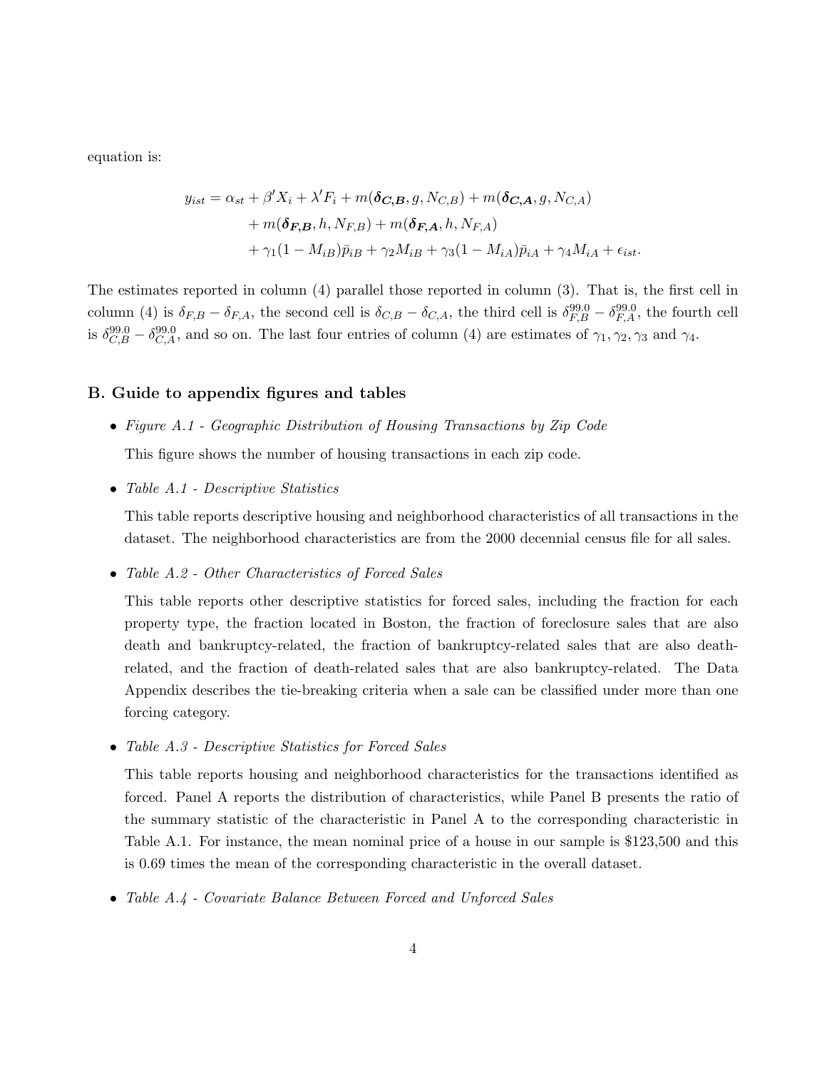equation is:

$$
\begin{aligned}
y_{ist} = \alpha_{st} + \beta' X_i + \lambda' F_i + m(\boldsymbol{\delta_{C,B}}, g, N_{C,B}) + m(\boldsymbol{\delta_{C,A}}, g, N_{C,A}) \\
+ m(\boldsymbol{\delta_{F,B}}, h, N_{F,B}) + m(\boldsymbol{\delta_{F,A}}, h, N_{F,A}) \\
+ \gamma_1 (1 - M_{iB}) \bar{p}_{iB} + \gamma_2 M_{iB} + \gamma_3 (1 - M_{iA}) \bar{p}_{iA} + \gamma_4 M_{iA} + \epsilon_{ist}.
\end{aligned}
$$

The estimates reported in column (4) parallel those reported in column (3). That is, the first cell in column (4) is $\delta_{F,B} - \delta_{F,A}$, the second cell is $\delta_{C,B} - \delta_{C,A}$, the third cell is $\delta^{99.0}_{F,B} - \delta^{99.0}_{F,A}$, the fourth cell is $\delta^{99.0}_{C,B} - \delta^{99.0}_{C,A}$, and so on. The last four entries of column (4) are estimates of $\gamma_1, \gamma_2, \gamma_3$ and $\gamma_4$.

## B. Guide to appendix figures and tables

- *Figure A.1 - Geographic Distribution of Housing Transactions by Zip Code*

  This figure shows the number of housing transactions in each zip code.

- *Table A.1 - Descriptive Statistics*

  This table reports descriptive housing and neighborhood characteristics of all transactions in the dataset. The neighborhood characteristics are from the 2000 decennial census file for all sales.

- *Table A.2 - Other Characteristics of Forced Sales*

  This table reports other descriptive statistics for forced sales, including the fraction for each property type, the fraction located in Boston, the fraction of foreclosure sales that are also death and bankruptcy-related, the fraction of bankruptcy-related sales that are also death-related, and the fraction of death-related sales that are also bankruptcy-related. The Data Appendix describes the tie-breaking criteria when a sale can be classified under more than one forcing category.

- *Table A.3 - Descriptive Statistics for Forced Sales*

  This table reports housing and neighborhood characteristics for the transactions identified as forced. Panel A reports the distribution of characteristics, while Panel B presents the ratio of the summary statistic of the characteristic in Panel A to the corresponding characteristic in Table A.1. For instance, the mean nominal price of a house in our sample is $123,500 and this is 0.69 times the mean of the corresponding characteristic in the overall dataset.

- *Table A.4 - Covariate Balance Between Forced and Unforced Sales*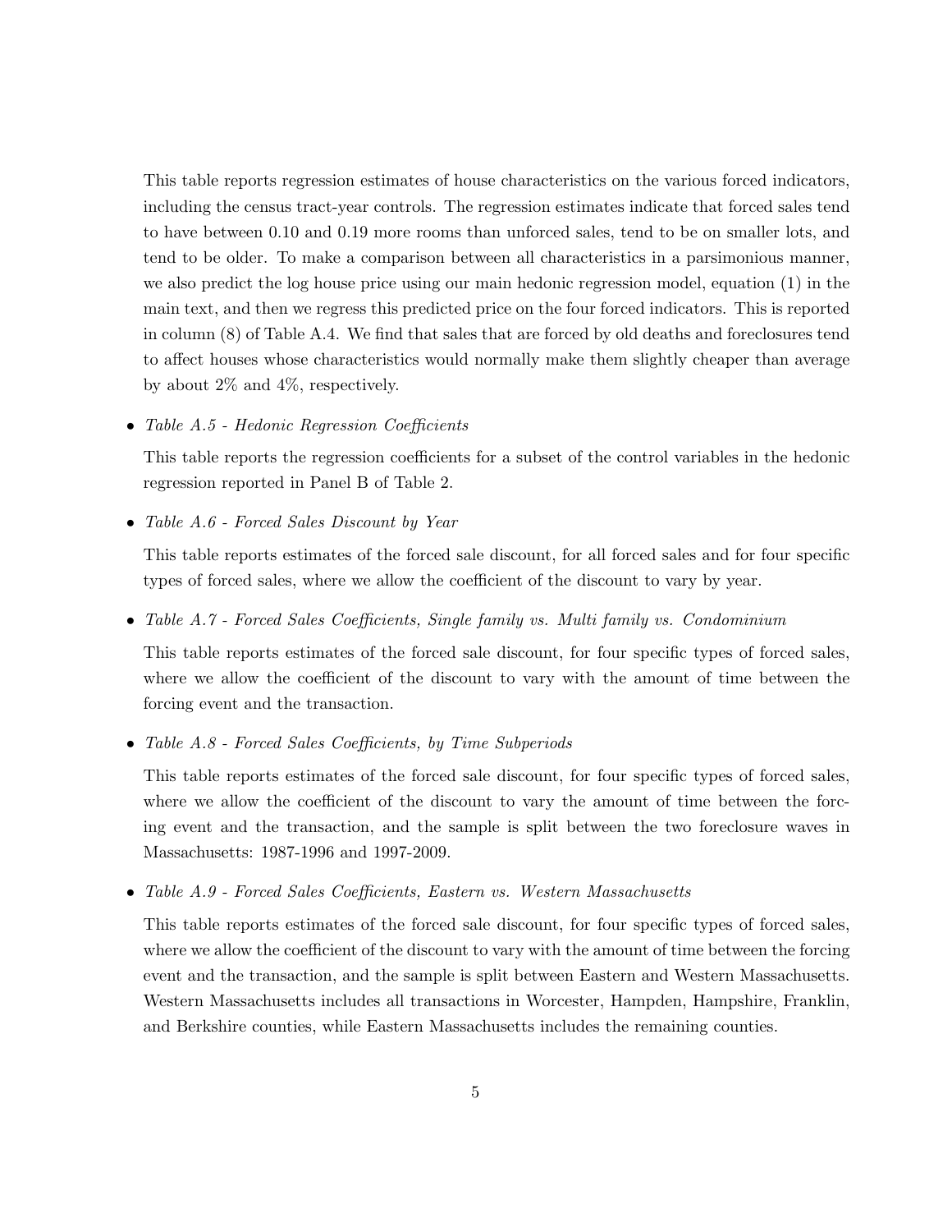This table reports regression estimates of house characteristics on the various forced indicators, including the census tract-year controls. The regression estimates indicate that forced sales tend to have between 0.10 and 0.19 more rooms than unforced sales, tend to be on smaller lots, and tend to be older. To make a comparison between all characteristics in a parsimonious manner, we also predict the log house price using our main hedonic regression model, equation (1) in the main text, and then we regress this predicted price on the four forced indicators. This is reported in column (8) of Table A.4. We find that sales that are forced by old deaths and foreclosures tend to affect houses whose characteristics would normally make them slightly cheaper than average by about 2% and 4%, respectively.

- *Table A.5 - Hedonic Regression Coefficients*

  This table reports the regression coefficients for a subset of the control variables in the hedonic regression reported in Panel B of Table 2.

- *Table A.6 - Forced Sales Discount by Year*

  This table reports estimates of the forced sale discount, for all forced sales and for four specific types of forced sales, where we allow the coefficient of the discount to vary by year.

- *Table A.7 - Forced Sales Coefficients, Single family vs. Multi family vs. Condominium*

  This table reports estimates of the forced sale discount, for four specific types of forced sales, where we allow the coefficient of the discount to vary with the amount of time between the forcing event and the transaction.

- *Table A.8 - Forced Sales Coefficients, by Time Subperiods*

  This table reports estimates of the forced sale discount, for four specific types of forced sales, where we allow the coefficient of the discount to vary the amount of time between the forcing event and the transaction, and the sample is split between the two foreclosure waves in Massachusetts: 1987-1996 and 1997-2009.

- *Table A.9 - Forced Sales Coefficients, Eastern vs. Western Massachusetts*

  This table reports estimates of the forced sale discount, for four specific types of forced sales, where we allow the coefficient of the discount to vary with the amount of time between the forcing event and the transaction, and the sample is split between Eastern and Western Massachusetts. Western Massachusetts includes all transactions in Worcester, Hampden, Hampshire, Franklin, and Berkshire counties, while Eastern Massachusetts includes the remaining counties.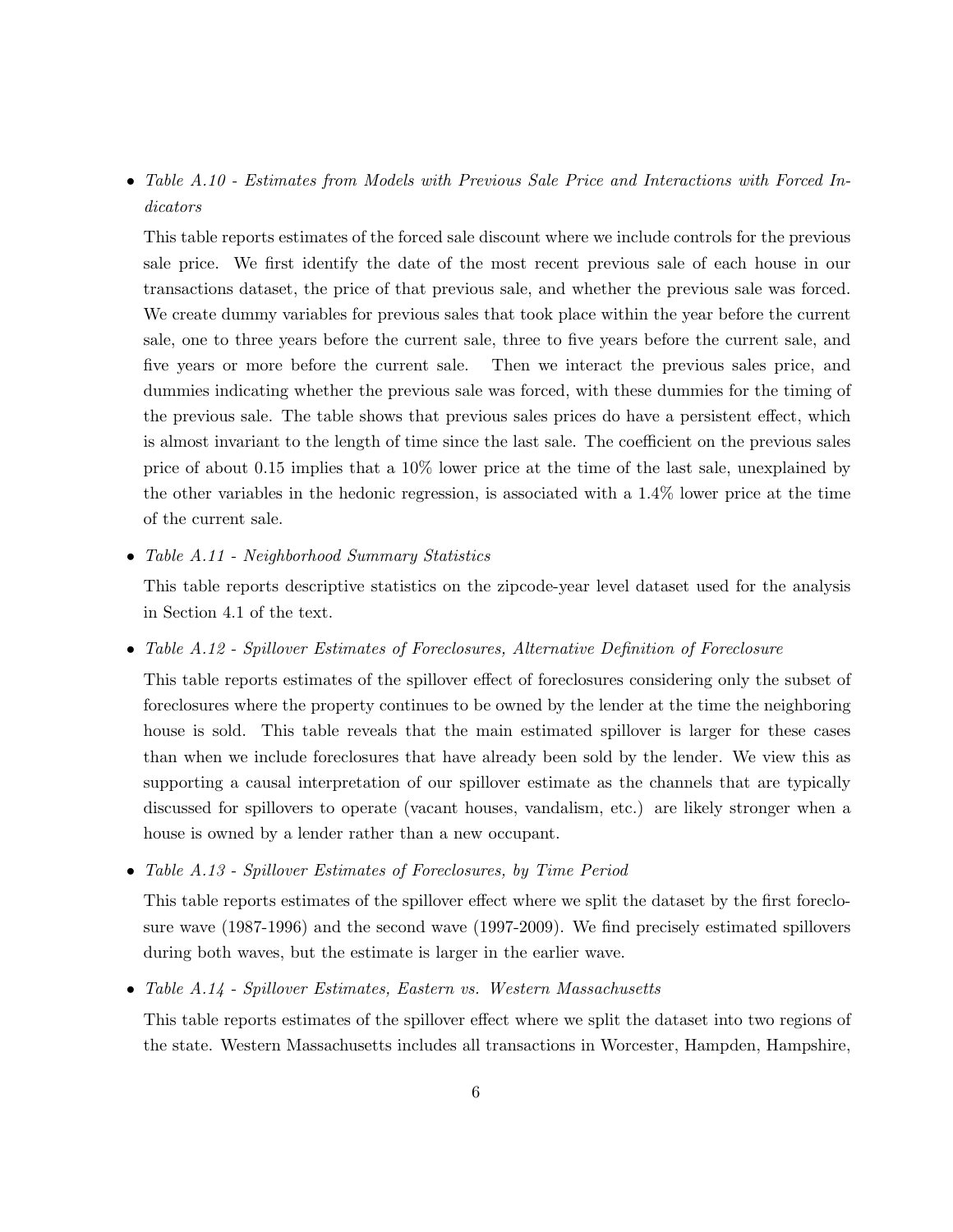- *Table A.10 - Estimates from Models with Previous Sale Price and Interactions with Forced Indicators*

  This table reports estimates of the forced sale discount where we include controls for the previous sale price. We first identify the date of the most recent previous sale of each house in our transactions dataset, the price of that previous sale, and whether the previous sale was forced. We create dummy variables for previous sales that took place within the year before the current sale, one to three years before the current sale, three to five years before the current sale, and five years or more before the current sale. Then we interact the previous sales price, and dummies indicating whether the previous sale was forced, with these dummies for the timing of the previous sale. The table shows that previous sales prices do have a persistent effect, which is almost invariant to the length of time since the last sale. The coefficient on the previous sales price of about 0.15 implies that a 10% lower price at the time of the last sale, unexplained by the other variables in the hedonic regression, is associated with a 1.4% lower price at the time of the current sale.

- *Table A.11 - Neighborhood Summary Statistics*

  This table reports descriptive statistics on the zipcode-year level dataset used for the analysis in Section 4.1 of the text.

- *Table A.12 - Spillover Estimates of Foreclosures, Alternative Definition of Foreclosure*

  This table reports estimates of the spillover effect of foreclosures considering only the subset of foreclosures where the property continues to be owned by the lender at the time the neighboring house is sold. This table reveals that the main estimated spillover is larger for these cases than when we include foreclosures that have already been sold by the lender. We view this as supporting a causal interpretation of our spillover estimate as the channels that are typically discussed for spillovers to operate (vacant houses, vandalism, etc.) are likely stronger when a house is owned by a lender rather than a new occupant.

- *Table A.13 - Spillover Estimates of Foreclosures, by Time Period*

  This table reports estimates of the spillover effect where we split the dataset by the first foreclosure wave (1987-1996) and the second wave (1997-2009). We find precisely estimated spillovers during both waves, but the estimate is larger in the earlier wave.

- *Table A.14 - Spillover Estimates, Eastern vs. Western Massachusetts*

  This table reports estimates of the spillover effect where we split the dataset into two regions of the state. Western Massachusetts includes all transactions in Worcester, Hampden, Hampshire,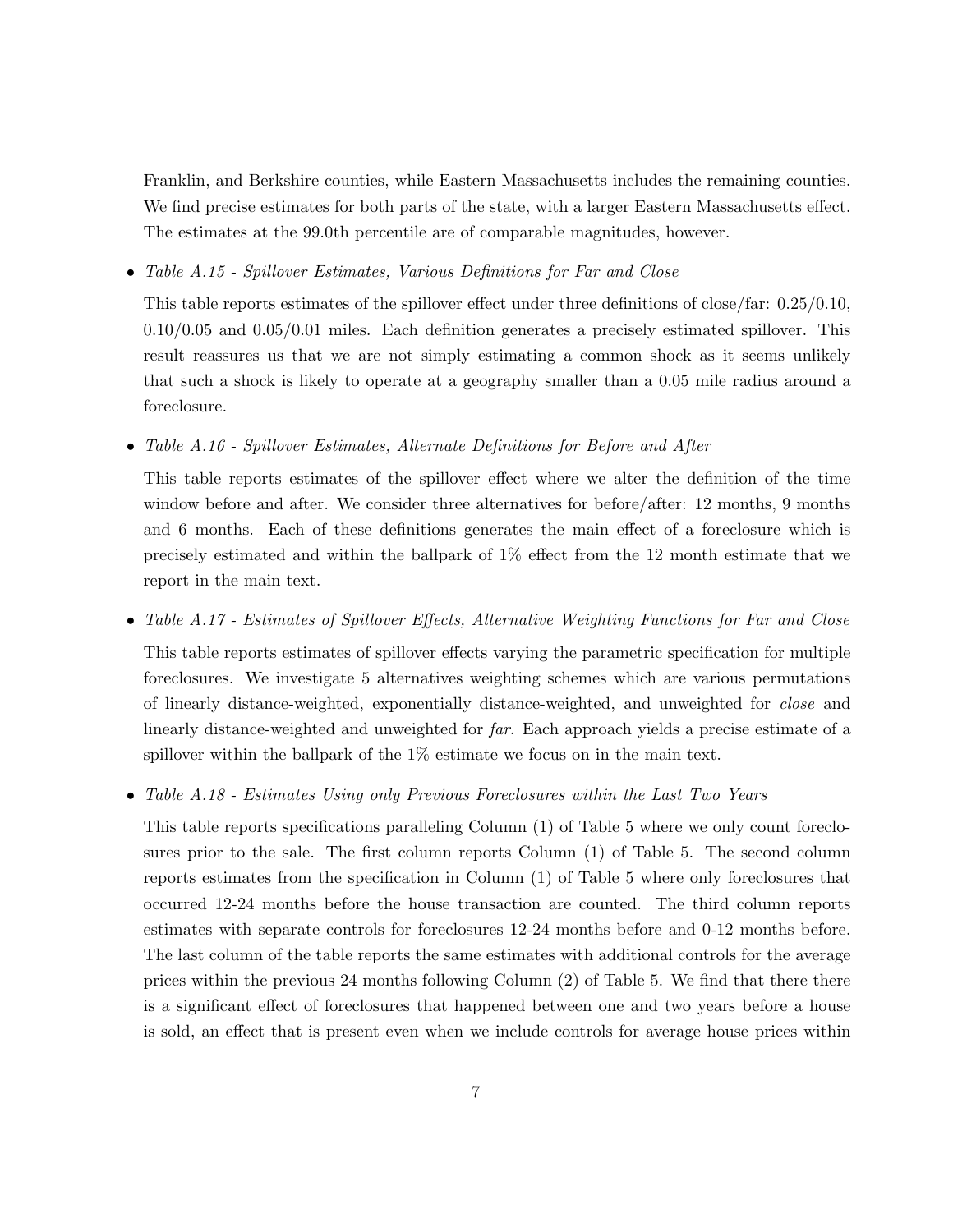Franklin, and Berkshire counties, while Eastern Massachusetts includes the remaining counties. We find precise estimates for both parts of the state, with a larger Eastern Massachusetts effect. The estimates at the 99.0th percentile are of comparable magnitudes, however.

- *Table A.15 - Spillover Estimates, Various Definitions for Far and Close*

  This table reports estimates of the spillover effect under three definitions of close/far: 0.25/0.10, 0.10/0.05 and 0.05/0.01 miles. Each definition generates a precisely estimated spillover. This result reassures us that we are not simply estimating a common shock as it seems unlikely that such a shock is likely to operate at a geography smaller than a 0.05 mile radius around a foreclosure.

- *Table A.16 - Spillover Estimates, Alternate Definitions for Before and After*

  This table reports estimates of the spillover effect where we alter the definition of the time window before and after. We consider three alternatives for before/after: 12 months, 9 months and 6 months. Each of these definitions generates the main effect of a foreclosure which is precisely estimated and within the ballpark of 1% effect from the 12 month estimate that we report in the main text.

- *Table A.17 - Estimates of Spillover Effects, Alternative Weighting Functions for Far and Close*

  This table reports estimates of spillover effects varying the parametric specification for multiple foreclosures. We investigate 5 alternatives weighting schemes which are various permutations of linearly distance-weighted, exponentially distance-weighted, and unweighted for *close* and linearly distance-weighted and unweighted for *far*. Each approach yields a precise estimate of a spillover within the ballpark of the 1% estimate we focus on in the main text.

- *Table A.18 - Estimates Using only Previous Foreclosures within the Last Two Years*

  This table reports specifications paralleling Column (1) of Table 5 where we only count foreclosures prior to the sale. The first column reports Column (1) of Table 5. The second column reports estimates from the specification in Column (1) of Table 5 where only foreclosures that occurred 12-24 months before the house transaction are counted. The third column reports estimates with separate controls for foreclosures 12-24 months before and 0-12 months before. The last column of the table reports the same estimates with additional controls for the average prices within the previous 24 months following Column (2) of Table 5. We find that there there is a significant effect of foreclosures that happened between one and two years before a house is sold, an effect that is present even when we include controls for average house prices within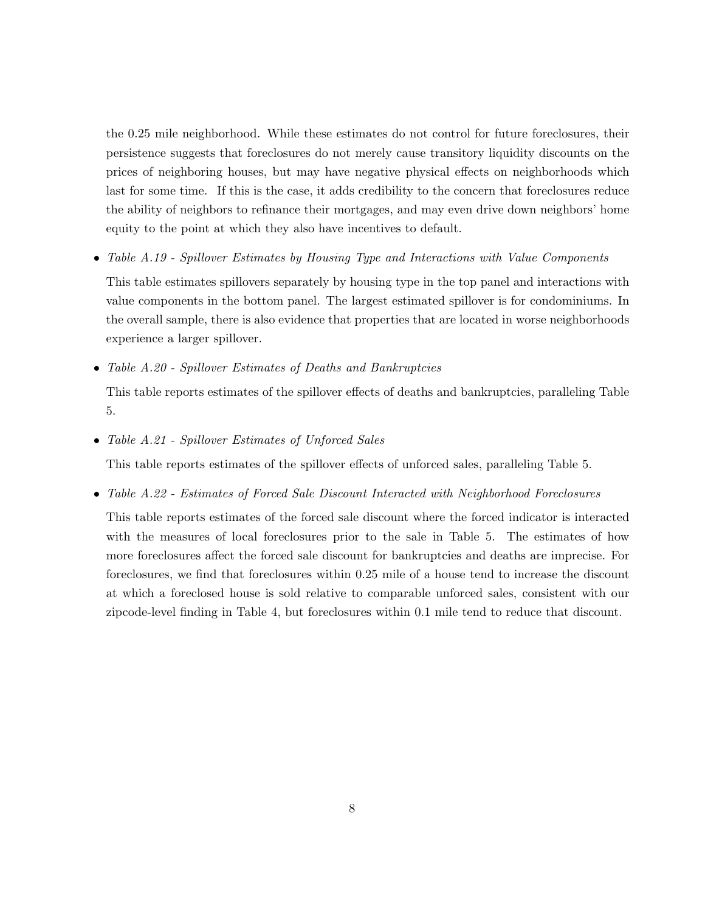the 0.25 mile neighborhood. While these estimates do not control for future foreclosures, their persistence suggests that foreclosures do not merely cause transitory liquidity discounts on the prices of neighboring houses, but may have negative physical effects on neighborhoods which last for some time. If this is the case, it adds credibility to the concern that foreclosures reduce the ability of neighbors to refinance their mortgages, and may even drive down neighbors' home equity to the point at which they also have incentives to default.

- *Table A.19 - Spillover Estimates by Housing Type and Interactions with Value Components*

  This table estimates spillovers separately by housing type in the top panel and interactions with value components in the bottom panel. The largest estimated spillover is for condominiums. In the overall sample, there is also evidence that properties that are located in worse neighborhoods experience a larger spillover.

- *Table A.20 - Spillover Estimates of Deaths and Bankruptcies*

  This table reports estimates of the spillover effects of deaths and bankruptcies, paralleling Table 5.

- *Table A.21 - Spillover Estimates of Unforced Sales*

  This table reports estimates of the spillover effects of unforced sales, paralleling Table 5.

- *Table A.22 - Estimates of Forced Sale Discount Interacted with Neighborhood Foreclosures*

  This table reports estimates of the forced sale discount where the forced indicator is interacted with the measures of local foreclosures prior to the sale in Table 5. The estimates of how more foreclosures affect the forced sale discount for bankruptcies and deaths are imprecise. For foreclosures, we find that foreclosures within 0.25 mile of a house tend to increase the discount at which a foreclosed house is sold relative to comparable unforced sales, consistent with our zipcode-level finding in Table 4, but foreclosures within 0.1 mile tend to reduce that discount.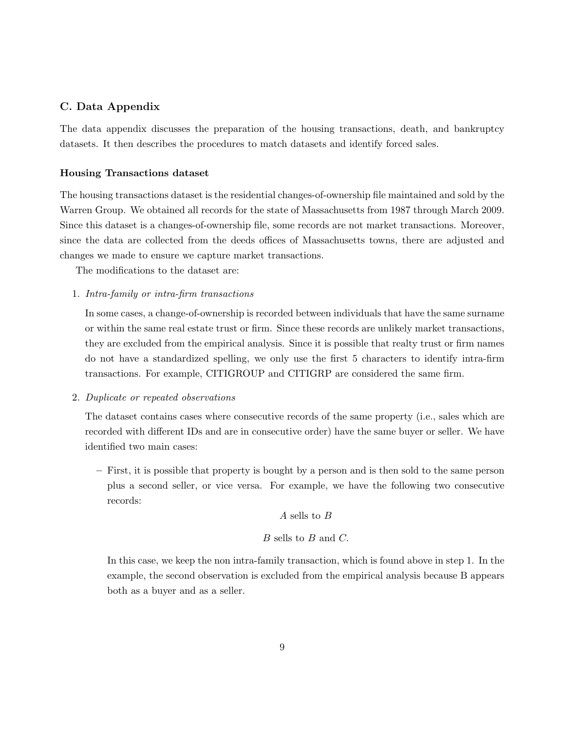## C. Data Appendix

The data appendix discusses the preparation of the housing transactions, death, and bankruptcy datasets. It then describes the procedures to match datasets and identify forced sales.

### Housing Transactions dataset

The housing transactions dataset is the residential changes-of-ownership file maintained and sold by the Warren Group. We obtained all records for the state of Massachusetts from 1987 through March 2009. Since this dataset is a changes-of-ownership file, some records are not market transactions. Moreover, since the data are collected from the deeds offices of Massachusetts towns, there are adjusted and changes we made to ensure we capture market transactions.

The modifications to the dataset are:

1. *Intra-family or intra-firm transactions*

   In some cases, a change-of-ownership is recorded between individuals that have the same surname or within the same real estate trust or firm. Since these records are unlikely market transactions, they are excluded from the empirical analysis. Since it is possible that realty trust or firm names do not have a standardized spelling, we only use the first 5 characters to identify intra-firm transactions. For example, CITIGROUP and CITIGRP are considered the same firm.

2. *Duplicate or repeated observations*

   The dataset contains cases where consecutive records of the same property (i.e., sales which are recorded with different IDs and are in consecutive order) have the same buyer or seller. We have identified two main cases:

   – First, it is possible that property is bought by a person and is then sold to the same person plus a second seller, or vice versa. For example, we have the following two consecutive records:

   $$A \text{ sells to } B$$

   $$B \text{ sells to } B \text{ and } C.$$

   In this case, we keep the non intra-family transaction, which is found above in step 1. In the example, the second observation is excluded from the empirical analysis because B appears both as a buyer and as a seller.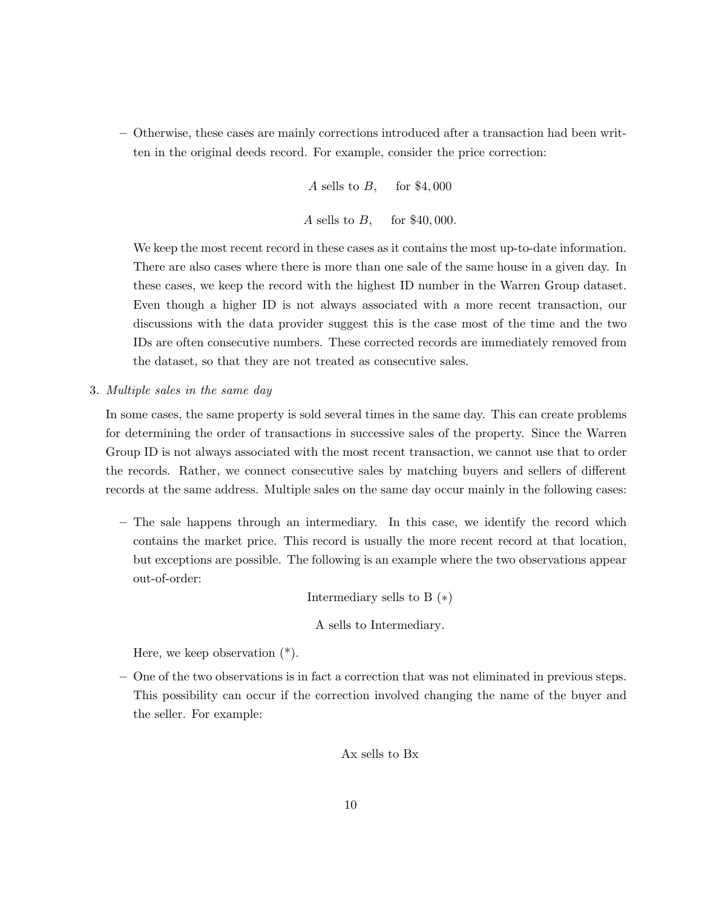– Otherwise, these cases are mainly corrections introduced after a transaction had been written in the original deeds record. For example, consider the price correction:

$$A \text{ sells to } B, \quad \text{for } \$4,000$$

$$A \text{ sells to } B, \quad \text{for } \$40,000.$$

We keep the most recent record in these cases as it contains the most up-to-date information. There are also cases where there is more than one sale of the same house in a given day. In these cases, we keep the record with the highest ID number in the Warren Group dataset. Even though a higher ID is not always associated with a more recent transaction, our discussions with the data provider suggest this is the case most of the time and the two IDs are often consecutive numbers. These corrected records are immediately removed from the dataset, so that they are not treated as consecutive sales.

3. *Multiple sales in the same day*

   In some cases, the same property is sold several times in the same day. This can create problems for determining the order of transactions in successive sales of the property. Since the Warren Group ID is not always associated with the most recent transaction, we cannot use that to order the records. Rather, we connect consecutive sales by matching buyers and sellers of different records at the same address. Multiple sales on the same day occur mainly in the following cases:

   – The sale happens through an intermediary. In this case, we identify the record which contains the market price. This record is usually the more recent record at that location, but exceptions are possible. The following is an example where the two observations appear out-of-order:

   Intermediary sells to B (∗)

   A sells to Intermediary.

   Here, we keep observation (*).

   – One of the two observations is in fact a correction that was not eliminated in previous steps. This possibility can occur if the correction involved changing the name of the buyer and the seller. For example:

   Ax sells to Bx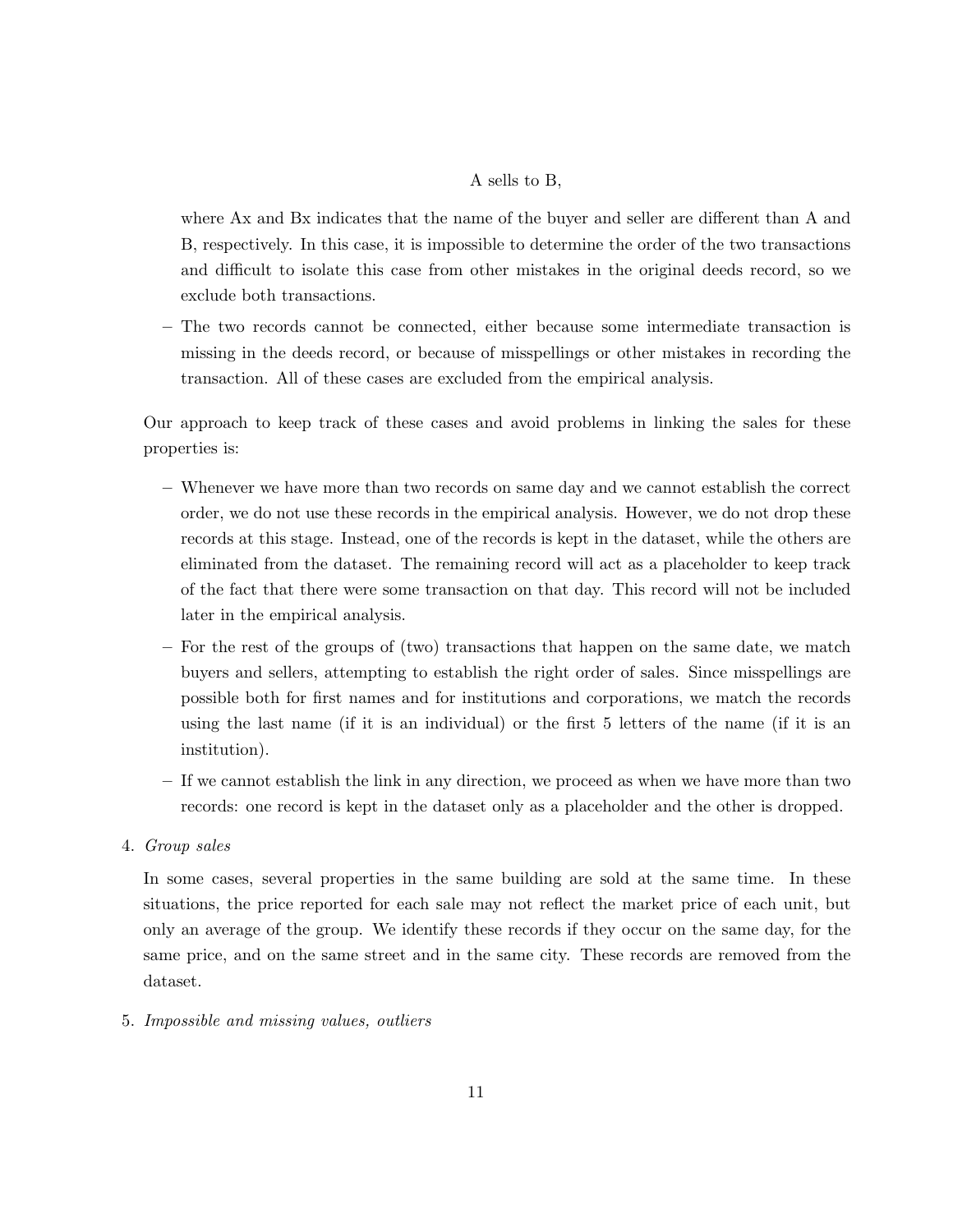A sells to B,

where Ax and Bx indicates that the name of the buyer and seller are different than A and B, respectively. In this case, it is impossible to determine the order of the two transactions and difficult to isolate this case from other mistakes in the original deeds record, so we exclude both transactions.

– The two records cannot be connected, either because some intermediate transaction is missing in the deeds record, or because of misspellings or other mistakes in recording the transaction. All of these cases are excluded from the empirical analysis.

Our approach to keep track of these cases and avoid problems in linking the sales for these properties is:

– Whenever we have more than two records on same day and we cannot establish the correct order, we do not use these records in the empirical analysis. However, we do not drop these records at this stage. Instead, one of the records is kept in the dataset, while the others are eliminated from the dataset. The remaining record will act as a placeholder to keep track of the fact that there were some transaction on that day. This record will not be included later in the empirical analysis.

– For the rest of the groups of (two) transactions that happen on the same date, we match buyers and sellers, attempting to establish the right order of sales. Since misspellings are possible both for first names and for institutions and corporations, we match the records using the last name (if it is an individual) or the first 5 letters of the name (if it is an institution).

– If we cannot establish the link in any direction, we proceed as when we have more than two records: one record is kept in the dataset only as a placeholder and the other is dropped.

4. *Group sales*

   In some cases, several properties in the same building are sold at the same time. In these situations, the price reported for each sale may not reflect the market price of each unit, but only an average of the group. We identify these records if they occur on the same day, for the same price, and on the same street and in the same city. These records are removed from the dataset.

5. *Impossible and missing values, outliers*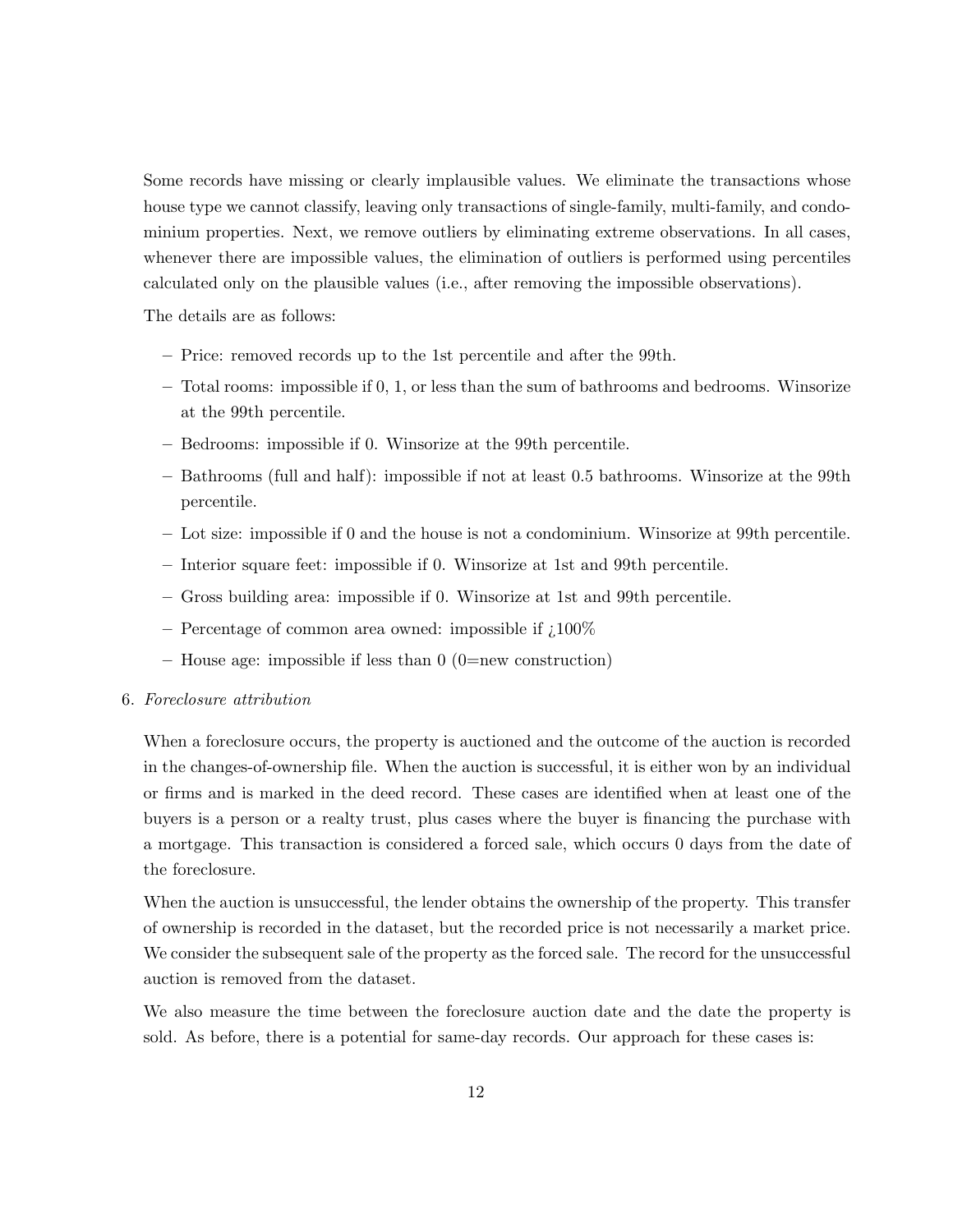Some records have missing or clearly implausible values. We eliminate the transactions whose house type we cannot classify, leaving only transactions of single-family, multi-family, and condominium properties. Next, we remove outliers by eliminating extreme observations. In all cases, whenever there are impossible values, the elimination of outliers is performed using percentiles calculated only on the plausible values (i.e., after removing the impossible observations).

The details are as follows:

- Price: removed records up to the 1st percentile and after the 99th.
- Total rooms: impossible if 0, 1, or less than the sum of bathrooms and bedrooms. Winsorize at the 99th percentile.
- Bedrooms: impossible if 0. Winsorize at the 99th percentile.
- Bathrooms (full and half): impossible if not at least 0.5 bathrooms. Winsorize at the 99th percentile.
- Lot size: impossible if 0 and the house is not a condominium. Winsorize at 99th percentile.
- Interior square feet: impossible if 0. Winsorize at 1st and 99th percentile.
- Gross building area: impossible if 0. Winsorize at 1st and 99th percentile.
- Percentage of common area owned: impossible if ¿100%
- House age: impossible if less than 0 (0=new construction)

6. *Foreclosure attribution*

When a foreclosure occurs, the property is auctioned and the outcome of the auction is recorded in the changes-of-ownership file. When the auction is successful, it is either won by an individual or firms and is marked in the deed record. These cases are identified when at least one of the buyers is a person or a realty trust, plus cases where the buyer is financing the purchase with a mortgage. This transaction is considered a forced sale, which occurs 0 days from the date of the foreclosure.

When the auction is unsuccessful, the lender obtains the ownership of the property. This transfer of ownership is recorded in the dataset, but the recorded price is not necessarily a market price. We consider the subsequent sale of the property as the forced sale. The record for the unsuccessful auction is removed from the dataset.

We also measure the time between the foreclosure auction date and the date the property is sold. As before, there is a potential for same-day records. Our approach for these cases is: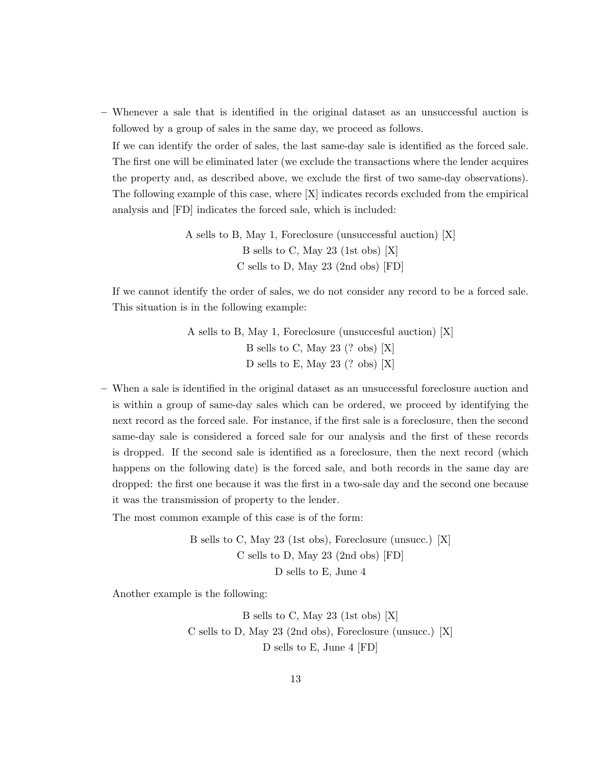– Whenever a sale that is identified in the original dataset as an unsuccessful auction is followed by a group of sales in the same day, we proceed as follows.

If we can identify the order of sales, the last same-day sale is identified as the forced sale. The first one will be eliminated later (we exclude the transactions where the lender acquires the property and, as described above, we exclude the first of two same-day observations). The following example of this case, where [X] indicates records excluded from the empirical analysis and [FD] indicates the forced sale, which is included:

A sells to B, May 1, Foreclosure (unsuccessful auction) [X]
B sells to C, May 23 (1st obs) [X]
C sells to D, May 23 (2nd obs) [FD]

If we cannot identify the order of sales, we do not consider any record to be a forced sale. This situation is in the following example:

A sells to B, May 1, Foreclosure (unsuccesful auction) [X]
B sells to C, May 23 (? obs) [X]
D sells to E, May 23 (? obs) [X]

– When a sale is identified in the original dataset as an unsuccessful foreclosure auction and is within a group of same-day sales which can be ordered, we proceed by identifying the next record as the forced sale. For instance, if the first sale is a foreclosure, then the second same-day sale is considered a forced sale for our analysis and the first of these records is dropped. If the second sale is identified as a foreclosure, then the next record (which happens on the following date) is the forced sale, and both records in the same day are dropped: the first one because it was the first in a two-sale day and the second one because it was the transmission of property to the lender.

The most common example of this case is of the form:

B sells to C, May 23 (1st obs), Foreclosure (unsucc.) [X]
C sells to D, May 23 (2nd obs) [FD]
D sells to E, June 4

Another example is the following:

B sells to C, May 23 (1st obs) [X]
C sells to D, May 23 (2nd obs), Foreclosure (unsucc.) [X]
D sells to E, June 4 [FD]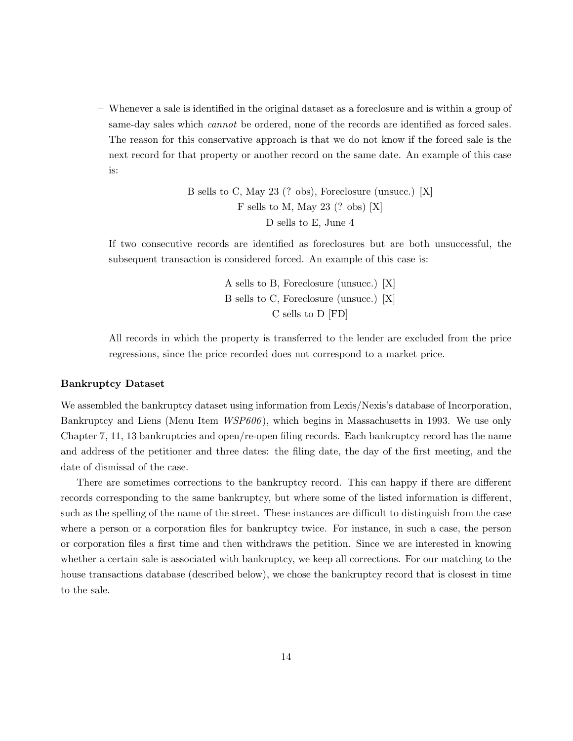– Whenever a sale is identified in the original dataset as a foreclosure and is within a group of same-day sales which *cannot* be ordered, none of the records are identified as forced sales. The reason for this conservative approach is that we do not know if the forced sale is the next record for that property or another record on the same date. An example of this case is:

  B sells to C, May 23 (? obs), Foreclosure (unsucc.) [X]
  F sells to M, May 23 (? obs) [X]
  D sells to E, June 4

  If two consecutive records are identified as foreclosures but are both unsuccessful, the subsequent transaction is considered forced. An example of this case is:

  A sells to B, Foreclosure (unsucc.) [X]
  B sells to C, Foreclosure (unsucc.) [X]
  C sells to D [FD]

  All records in which the property is transferred to the lender are excluded from the price regressions, since the price recorded does not correspond to a market price.

**Bankruptcy Dataset**

We assembled the bankruptcy dataset using information from Lexis/Nexis's database of Incorporation, Bankruptcy and Liens (Menu Item *WSP606*), which begins in Massachusetts in 1993. We use only Chapter 7, 11, 13 bankruptcies and open/re-open filing records. Each bankruptcy record has the name and address of the petitioner and three dates: the filing date, the day of the first meeting, and the date of dismissal of the case.

There are sometimes corrections to the bankruptcy record. This can happy if there are different records corresponding to the same bankruptcy, but where some of the listed information is different, such as the spelling of the name of the street. These instances are difficult to distinguish from the case where a person or a corporation files for bankruptcy twice. For instance, in such a case, the person or corporation files a first time and then withdraws the petition. Since we are interested in knowing whether a certain sale is associated with bankruptcy, we keep all corrections. For our matching to the house transactions database (described below), we chose the bankruptcy record that is closest in time to the sale.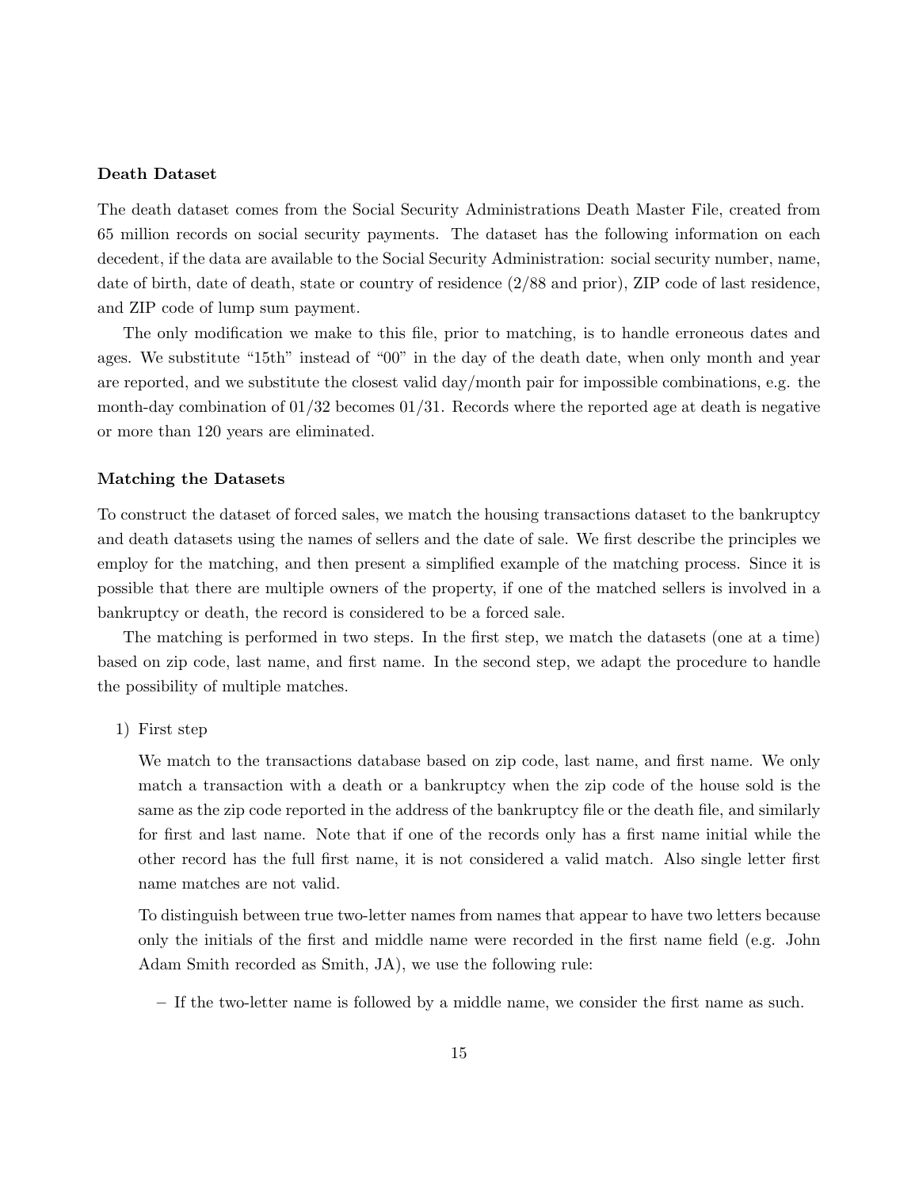**Death Dataset**

The death dataset comes from the Social Security Administrations Death Master File, created from 65 million records on social security payments. The dataset has the following information on each decedent, if the data are available to the Social Security Administration: social security number, name, date of birth, date of death, state or country of residence (2/88 and prior), ZIP code of last residence, and ZIP code of lump sum payment.

The only modification we make to this file, prior to matching, is to handle erroneous dates and ages. We substitute "15th" instead of "00" in the day of the death date, when only month and year are reported, and we substitute the closest valid day/month pair for impossible combinations, e.g. the month-day combination of 01/32 becomes 01/31. Records where the reported age at death is negative or more than 120 years are eliminated.

**Matching the Datasets**

To construct the dataset of forced sales, we match the housing transactions dataset to the bankruptcy and death datasets using the names of sellers and the date of sale. We first describe the principles we employ for the matching, and then present a simplified example of the matching process. Since it is possible that there are multiple owners of the property, if one of the matched sellers is involved in a bankruptcy or death, the record is considered to be a forced sale.

The matching is performed in two steps. In the first step, we match the datasets (one at a time) based on zip code, last name, and first name. In the second step, we adapt the procedure to handle the possibility of multiple matches.

1) First step

   We match to the transactions database based on zip code, last name, and first name. We only match a transaction with a death or a bankruptcy when the zip code of the house sold is the same as the zip code reported in the address of the bankruptcy file or the death file, and similarly for first and last name. Note that if one of the records only has a first name initial while the other record has the full first name, it is not considered a valid match. Also single letter first name matches are not valid.

   To distinguish between true two-letter names from names that appear to have two letters because only the initials of the first and middle name were recorded in the first name field (e.g. John Adam Smith recorded as Smith, JA), we use the following rule:

   – If the two-letter name is followed by a middle name, we consider the first name as such.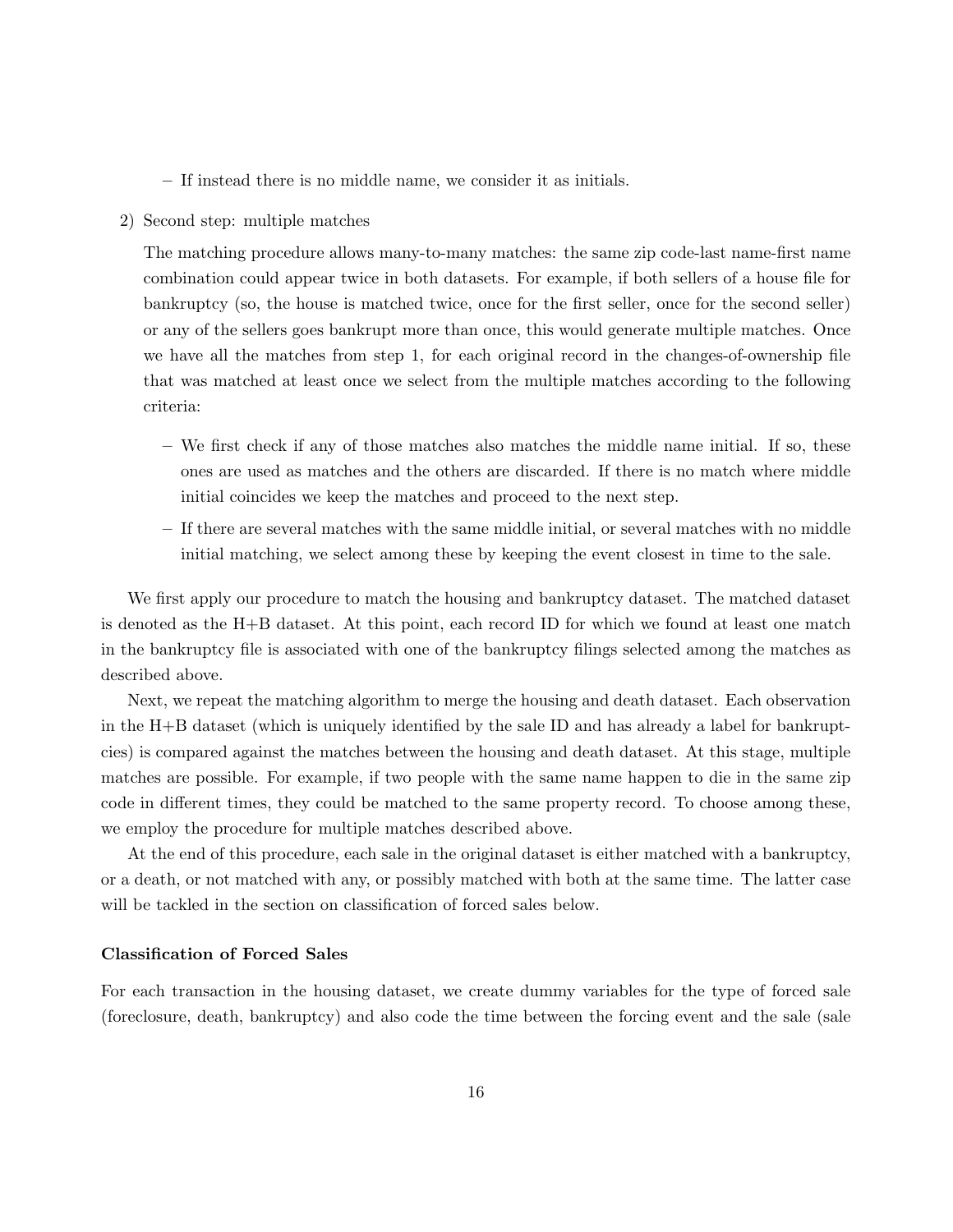- If instead there is no middle name, we consider it as initials.

2) Second step: multiple matches

   The matching procedure allows many-to-many matches: the same zip code-last name-first name combination could appear twice in both datasets. For example, if both sellers of a house file for bankruptcy (so, the house is matched twice, once for the first seller, once for the second seller) or any of the sellers goes bankrupt more than once, this would generate multiple matches. Once we have all the matches from step 1, for each original record in the changes-of-ownership file that was matched at least once we select from the multiple matches according to the following criteria:

   - We first check if any of those matches also matches the middle name initial. If so, these ones are used as matches and the others are discarded. If there is no match where middle initial coincides we keep the matches and proceed to the next step.
   - If there are several matches with the same middle initial, or several matches with no middle initial matching, we select among these by keeping the event closest in time to the sale.

We first apply our procedure to match the housing and bankruptcy dataset. The matched dataset is denoted as the H+B dataset. At this point, each record ID for which we found at least one match in the bankruptcy file is associated with one of the bankruptcy filings selected among the matches as described above.

Next, we repeat the matching algorithm to merge the housing and death dataset. Each observation in the H+B dataset (which is uniquely identified by the sale ID and has already a label for bankruptcies) is compared against the matches between the housing and death dataset. At this stage, multiple matches are possible. For example, if two people with the same name happen to die in the same zip code in different times, they could be matched to the same property record. To choose among these, we employ the procedure for multiple matches described above.

At the end of this procedure, each sale in the original dataset is either matched with a bankruptcy, or a death, or not matched with any, or possibly matched with both at the same time. The latter case will be tackled in the section on classification of forced sales below.

**Classification of Forced Sales**

For each transaction in the housing dataset, we create dummy variables for the type of forced sale (foreclosure, death, bankruptcy) and also code the time between the forcing event and the sale (sale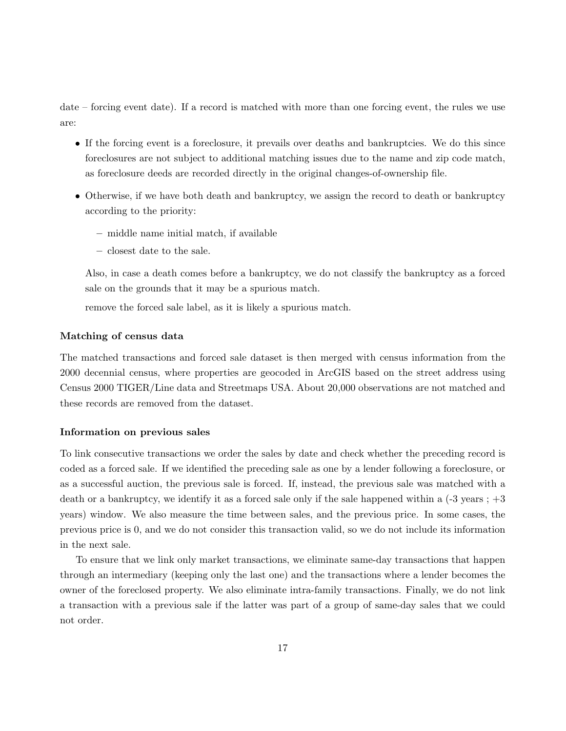date – forcing event date). If a record is matched with more than one forcing event, the rules we use are:

- If the forcing event is a foreclosure, it prevails over deaths and bankruptcies. We do this since foreclosures are not subject to additional matching issues due to the name and zip code match, as foreclosure deeds are recorded directly in the original changes-of-ownership file.
- Otherwise, if we have both death and bankruptcy, we assign the record to death or bankruptcy according to the priority:
  - middle name initial match, if available
  - closest date to the sale.

  Also, in case a death comes before a bankruptcy, we do not classify the bankruptcy as a forced sale on the grounds that it may be a spurious match.

  remove the forced sale label, as it is likely a spurious match.

#### Matching of census data

The matched transactions and forced sale dataset is then merged with census information from the 2000 decennial census, where properties are geocoded in ArcGIS based on the street address using Census 2000 TIGER/Line data and Streetmaps USA. About 20,000 observations are not matched and these records are removed from the dataset.

#### Information on previous sales

To link consecutive transactions we order the sales by date and check whether the preceding record is coded as a forced sale. If we identified the preceding sale as one by a lender following a foreclosure, or as a successful auction, the previous sale is forced. If, instead, the previous sale was matched with a death or a bankruptcy, we identify it as a forced sale only if the sale happened within a (-3 years ; +3 years) window. We also measure the time between sales, and the previous price. In some cases, the previous price is 0, and we do not consider this transaction valid, so we do not include its information in the next sale.

To ensure that we link only market transactions, we eliminate same-day transactions that happen through an intermediary (keeping only the last one) and the transactions where a lender becomes the owner of the foreclosed property. We also eliminate intra-family transactions. Finally, we do not link a transaction with a previous sale if the latter was part of a group of same-day sales that we could not order.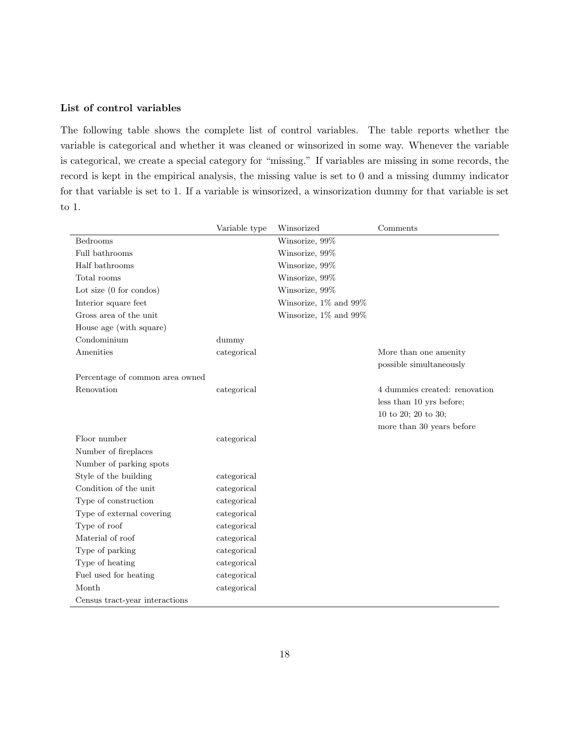**List of control variables**

The following table shows the complete list of control variables. The table reports whether the variable is categorical and whether it was cleaned or winsorized in some way. Whenever the variable is categorical, we create a special category for "missing." If variables are missing in some records, the record is kept in the empirical analysis, the missing value is set to 0 and a missing dummy indicator for that variable is set to 1. If a variable is winsorized, a winsorization dummy for that variable is set to 1.

| | Variable type | Winsorized | Comments |
|---|---|---|---|
| Bedrooms | | Winsorize, 99% | |
| Full bathrooms | | Winsorize, 99% | |
| Half bathrooms | | Winsorize, 99% | |
| Total rooms | | Winsorize, 99% | |
| Lot size (0 for condos) | | Winsorize, 99% | |
| Interior square feet | | Winsorize, 1% and 99% | |
| Gross area of the unit | | Winsorize, 1% and 99% | |
| House age (with square) | | | |
| Condominium | dummy | | |
| Amenities | categorical | | More than one amenity possible simultaneously |
| Percentage of common area owned | | | |
| Renovation | categorical | | 4 dummies created: renovation less than 10 yrs before; 10 to 20; 20 to 30; more than 30 years before |
| Floor number | categorical | | |
| Number of fireplaces | | | |
| Number of parking spots | | | |
| Style of the building | categorical | | |
| Condition of the unit | categorical | | |
| Type of construction | categorical | | |
| Type of external covering | categorical | | |
| Type of roof | categorical | | |
| Material of roof | categorical | | |
| Type of parking | categorical | | |
| Type of heating | categorical | | |
| Fuel used for heating | categorical | | |
| Month | categorical | | |
| Census tract-year interactions | | | |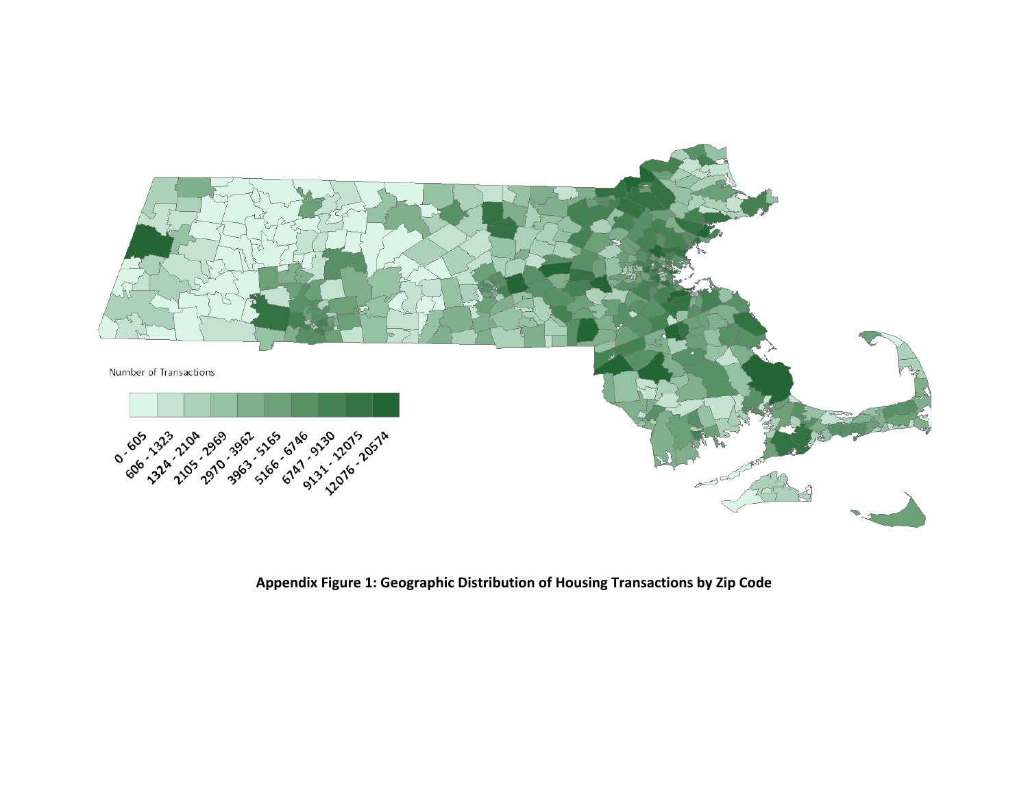Number of Transactions

0 - 605, 606 - 1323, 1324 - 2104, 2105 - 2969, 2970 - 3962, 3963 - 5165, 5166 - 6746, 6747 - 9130, 9131 - 12075, 12076 - 20574

**Appendix Figure 1: Geographic Distribution of Housing Transactions by Zip Code**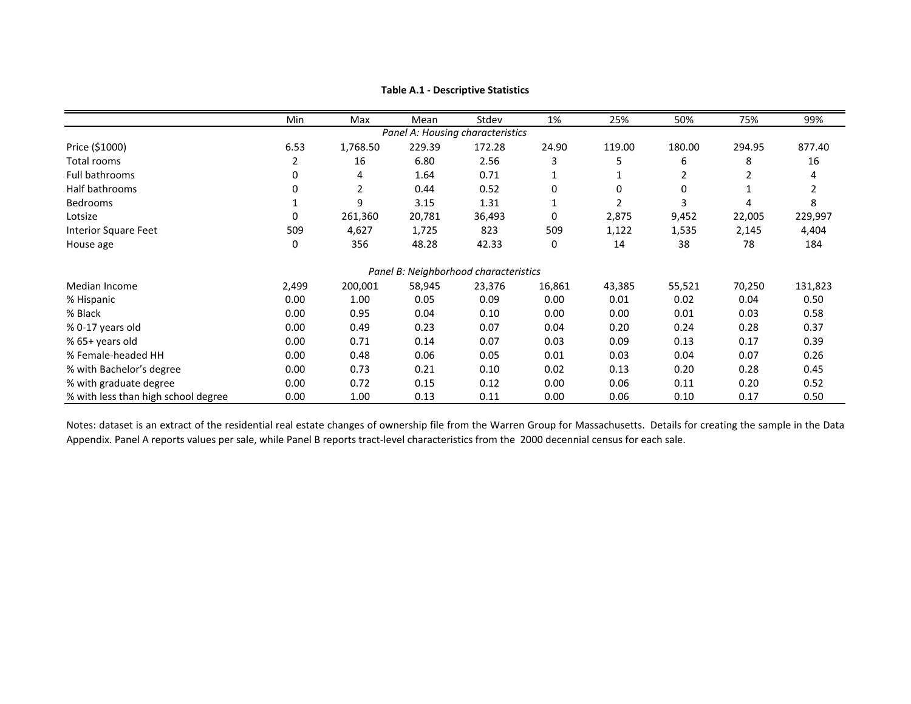**Table A.1 - Descriptive Statistics**

| | Min | Max | Mean | Stdev | 1% | 25% | 50% | 75% | 99% |
|---|---|---|---|---|---|---|---|---|---|
| | | | *Panel A: Housing characteristics* | | | | | | |
| Price ($1000) | 6.53 | 1,768.50 | 229.39 | 172.28 | 24.90 | 119.00 | 180.00 | 294.95 | 877.40 |
| Total rooms | 2 | 16 | 6.80 | 2.56 | 3 | 5 | 6 | 8 | 16 |
| Full bathrooms | 0 | 4 | 1.64 | 0.71 | 1 | 1 | 2 | 2 | 4 |
| Half bathrooms | 0 | 2 | 0.44 | 0.52 | 0 | 0 | 0 | 1 | 2 |
| Bedrooms | 1 | 9 | 3.15 | 1.31 | 1 | 2 | 3 | 4 | 8 |
| Lotsize | 0 | 261,360 | 20,781 | 36,493 | 0 | 2,875 | 9,452 | 22,005 | 229,997 |
| Interior Square Feet | 509 | 4,627 | 1,725 | 823 | 509 | 1,122 | 1,535 | 2,145 | 4,404 |
| House age | 0 | 356 | 48.28 | 42.33 | 0 | 14 | 38 | 78 | 184 |
| | | | *Panel B: Neighborhood characteristics* | | | | | | |
| Median Income | 2,499 | 200,001 | 58,945 | 23,376 | 16,861 | 43,385 | 55,521 | 70,250 | 131,823 |
| % Hispanic | 0.00 | 1.00 | 0.05 | 0.09 | 0.00 | 0.01 | 0.02 | 0.04 | 0.50 |
| % Black | 0.00 | 0.95 | 0.04 | 0.10 | 0.00 | 0.00 | 0.01 | 0.03 | 0.58 |
| % 0-17 years old | 0.00 | 0.49 | 0.23 | 0.07 | 0.04 | 0.20 | 0.24 | 0.28 | 0.37 |
| % 65+ years old | 0.00 | 0.71 | 0.14 | 0.07 | 0.03 | 0.09 | 0.13 | 0.17 | 0.39 |
| % Female-headed HH | 0.00 | 0.48 | 0.06 | 0.05 | 0.01 | 0.03 | 0.04 | 0.07 | 0.26 |
| % with Bachelor's degree | 0.00 | 0.73 | 0.21 | 0.10 | 0.02 | 0.13 | 0.20 | 0.28 | 0.45 |
| % with graduate degree | 0.00 | 0.72 | 0.15 | 0.12 | 0.00 | 0.06 | 0.11 | 0.20 | 0.52 |
| % with less than high school degree | 0.00 | 1.00 | 0.13 | 0.11 | 0.00 | 0.06 | 0.10 | 0.17 | 0.50 |

Notes: dataset is an extract of the residential real estate changes of ownership file from the Warren Group for Massachusetts. Details for creating the sample in the Data Appendix. Panel A reports values per sale, while Panel B reports tract-level characteristics from the 2000 decennial census for each sale.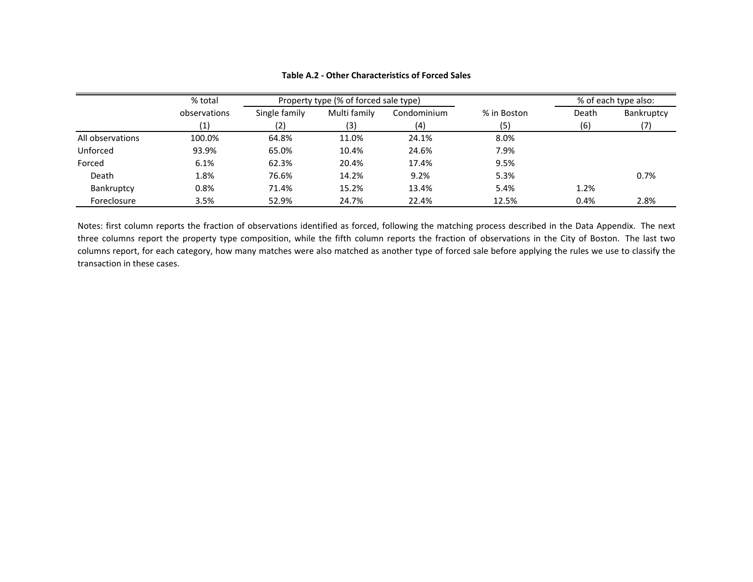**Table A.2 - Other Characteristics of Forced Sales**

| | % total observations | Property type (% of forced sale type) | | | % in Boston | % of each type also: | |
|---|---|---|---|---|---|---|---|
| | | Single family | Multi family | Condominium | | Death | Bankruptcy |
| | (1) | (2) | (3) | (4) | (5) | (6) | (7) |
| All observations | 100.0% | 64.8% | 11.0% | 24.1% | 8.0% | | |
| Unforced | 93.9% | 65.0% | 10.4% | 24.6% | 7.9% | | |
| Forced | 6.1% | 62.3% | 20.4% | 17.4% | 9.5% | | |
| Death | 1.8% | 76.6% | 14.2% | 9.2% | 5.3% | | 0.7% |
| Bankruptcy | 0.8% | 71.4% | 15.2% | 13.4% | 5.4% | 1.2% | |
| Foreclosure | 3.5% | 52.9% | 24.7% | 22.4% | 12.5% | 0.4% | 2.8% |

Notes: first column reports the fraction of observations identified as forced, following the matching process described in the Data Appendix. The next three columns report the property type composition, while the fifth column reports the fraction of observations in the City of Boston. The last two columns report, for each category, how many matches were also matched as another type of forced sale before applying the rules we use to classify the transaction in these cases.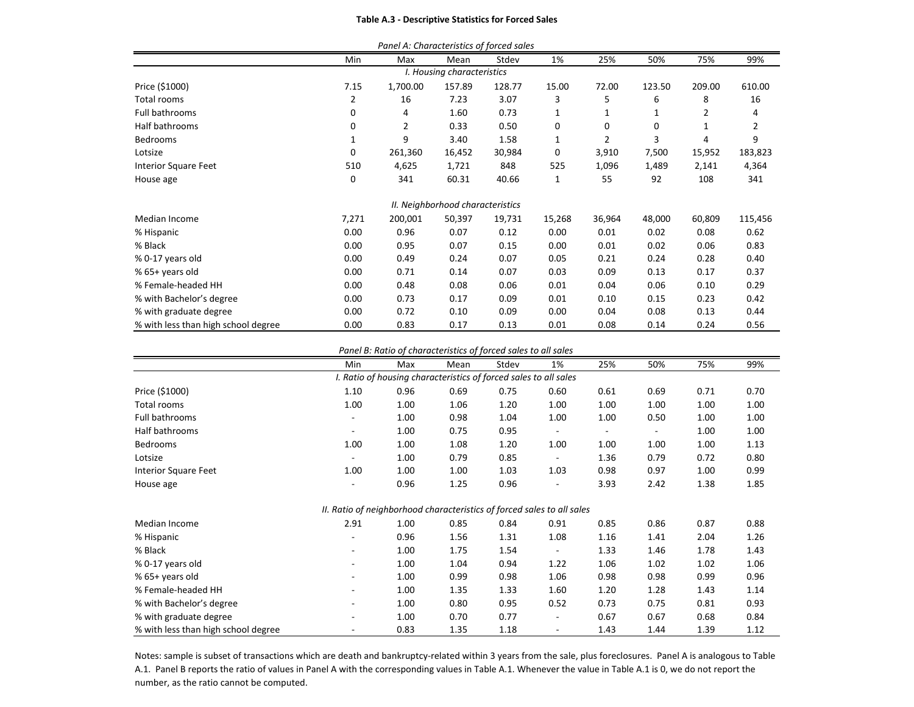**Table A.3 - Descriptive Statistics for Forced Sales**

*Panel A: Characteristics of forced sales*

| | Min | Max | Mean | Stdev | 1% | 25% | 50% | 75% | 99% |
|---|---|---|---|---|---|---|---|---|---|
| | | | *I. Housing characteristics* | | | | | | |
| Price ($1000) | 7.15 | 1,700.00 | 157.89 | 128.77 | 15.00 | 72.00 | 123.50 | 209.00 | 610.00 |
| Total rooms | 2 | 16 | 7.23 | 3.07 | 3 | 5 | 6 | 8 | 16 |
| Full bathrooms | 0 | 4 | 1.60 | 0.73 | 1 | 1 | 1 | 2 | 4 |
| Half bathrooms | 0 | 2 | 0.33 | 0.50 | 0 | 0 | 0 | 1 | 2 |
| Bedrooms | 1 | 9 | 3.40 | 1.58 | 1 | 2 | 3 | 4 | 9 |
| Lotsize | 0 | 261,360 | 16,452 | 30,984 | 0 | 3,910 | 7,500 | 15,952 | 183,823 |
| Interior Square Feet | 510 | 4,625 | 1,721 | 848 | 525 | 1,096 | 1,489 | 2,141 | 4,364 |
| House age | 0 | 341 | 60.31 | 40.66 | 1 | 55 | 92 | 108 | 341 |
| | | | *II. Neighborhood characteristics* | | | | | | |
| Median Income | 7,271 | 200,001 | 50,397 | 19,731 | 15,268 | 36,964 | 48,000 | 60,809 | 115,456 |
| % Hispanic | 0.00 | 0.96 | 0.07 | 0.12 | 0.00 | 0.01 | 0.02 | 0.08 | 0.62 |
| % Black | 0.00 | 0.95 | 0.07 | 0.15 | 0.00 | 0.01 | 0.02 | 0.06 | 0.83 |
| % 0-17 years old | 0.00 | 0.49 | 0.24 | 0.07 | 0.05 | 0.21 | 0.24 | 0.28 | 0.40 |
| % 65+ years old | 0.00 | 0.71 | 0.14 | 0.07 | 0.03 | 0.09 | 0.13 | 0.17 | 0.37 |
| % Female-headed HH | 0.00 | 0.48 | 0.08 | 0.06 | 0.01 | 0.04 | 0.06 | 0.10 | 0.29 |
| % with Bachelor's degree | 0.00 | 0.73 | 0.17 | 0.09 | 0.01 | 0.10 | 0.15 | 0.23 | 0.42 |
| % with graduate degree | 0.00 | 0.72 | 0.10 | 0.09 | 0.00 | 0.04 | 0.08 | 0.13 | 0.44 |
| % with less than high school degree | 0.00 | 0.83 | 0.17 | 0.13 | 0.01 | 0.08 | 0.14 | 0.24 | 0.56 |

*Panel B: Ratio of characteristics of forced sales to all sales*

| | Min | Max | Mean | Stdev | 1% | 25% | 50% | 75% | 99% |
|---|---|---|---|---|---|---|---|---|---|
| | | | *I. Ratio of housing characteristics of forced sales to all sales* | | | | | | |
| Price ($1000) | 1.10 | 0.96 | 0.69 | 0.75 | 0.60 | 0.61 | 0.69 | 0.71 | 0.70 |
| Total rooms | 1.00 | 1.00 | 1.06 | 1.20 | 1.00 | 1.00 | 1.00 | 1.00 | 1.00 |
| Full bathrooms | - | 1.00 | 0.98 | 1.04 | 1.00 | 1.00 | 0.50 | 1.00 | 1.00 |
| Half bathrooms | - | 1.00 | 0.75 | 0.95 | - | - | - | 1.00 | 1.00 |
| Bedrooms | 1.00 | 1.00 | 1.08 | 1.20 | 1.00 | 1.00 | 1.00 | 1.00 | 1.13 |
| Lotsize | - | 1.00 | 0.79 | 0.85 | - | 1.36 | 0.79 | 0.72 | 0.80 |
| Interior Square Feet | 1.00 | 1.00 | 1.00 | 1.03 | 1.03 | 0.98 | 0.97 | 1.00 | 0.99 |
| House age | - | 0.96 | 1.25 | 0.96 | - | 3.93 | 2.42 | 1.38 | 1.85 |
| | | | *II. Ratio of neighborhood characteristics of forced sales to all sales* | | | | | | |
| Median Income | 2.91 | 1.00 | 0.85 | 0.84 | 0.91 | 0.85 | 0.86 | 0.87 | 0.88 |
| % Hispanic | - | 0.96 | 1.56 | 1.31 | 1.08 | 1.16 | 1.41 | 2.04 | 1.26 |
| % Black | - | 1.00 | 1.75 | 1.54 | - | 1.33 | 1.46 | 1.78 | 1.43 |
| % 0-17 years old | - | 1.00 | 1.04 | 0.94 | 1.22 | 1.06 | 1.02 | 1.02 | 1.06 |
| % 65+ years old | - | 1.00 | 0.99 | 0.98 | 1.06 | 0.98 | 0.98 | 0.99 | 0.96 |
| % Female-headed HH | - | 1.00 | 1.35 | 1.33 | 1.60 | 1.20 | 1.28 | 1.43 | 1.14 |
| % with Bachelor's degree | - | 1.00 | 0.80 | 0.95 | 0.52 | 0.73 | 0.75 | 0.81 | 0.93 |
| % with graduate degree | - | 1.00 | 0.70 | 0.77 | - | 0.67 | 0.67 | 0.68 | 0.84 |
| % with less than high school degree | - | 0.83 | 1.35 | 1.18 | - | 1.43 | 1.44 | 1.39 | 1.12 |

Notes: sample is subset of transactions which are death and bankruptcy-related within 3 years from the sale, plus foreclosures. Panel A is analogous to Table A.1. Panel B reports the ratio of values in Panel A with the corresponding values in Table A.1. Whenever the value in Table A.1 is 0, we do not report the number, as the ratio cannot be computed.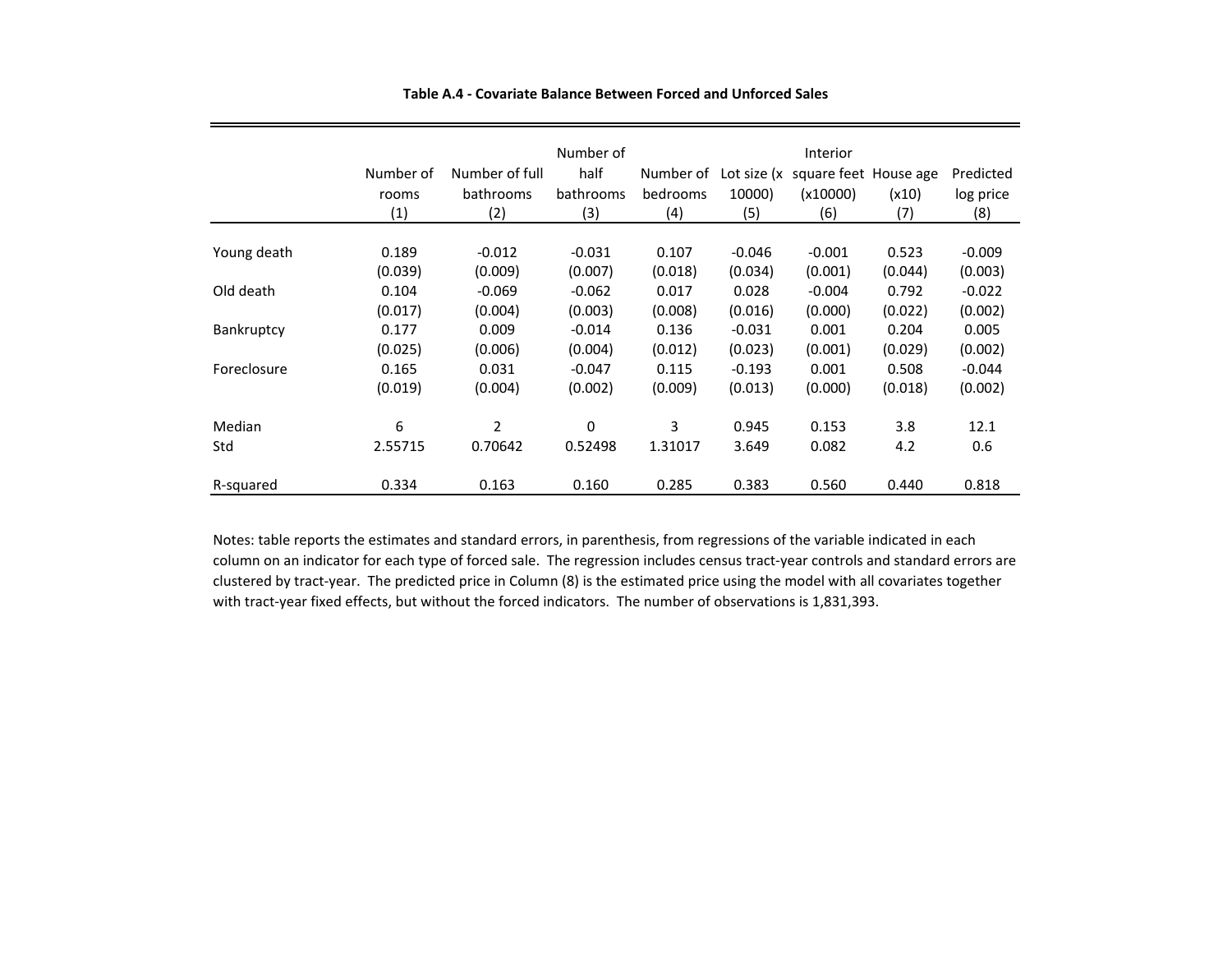**Table A.4 - Covariate Balance Between Forced and Unforced Sales**

| | Number of rooms<br>(1) | Number of full bathrooms<br>(2) | Number of half bathrooms<br>(3) | Number of bedrooms<br>(4) | Lot size (x 10000)<br>(5) | Interior square feet (x10000)<br>(6) | House age (x10)<br>(7) | Predicted log price<br>(8) |
|---|---|---|---|---|---|---|---|---|
| Young death | 0.189 | -0.012 | -0.031 | 0.107 | -0.046 | -0.001 | 0.523 | -0.009 |
| | (0.039) | (0.009) | (0.007) | (0.018) | (0.034) | (0.001) | (0.044) | (0.003) |
| Old death | 0.104 | -0.069 | -0.062 | 0.017 | 0.028 | -0.004 | 0.792 | -0.022 |
| | (0.017) | (0.004) | (0.003) | (0.008) | (0.016) | (0.000) | (0.022) | (0.002) |
| Bankruptcy | 0.177 | 0.009 | -0.014 | 0.136 | -0.031 | 0.001 | 0.204 | 0.005 |
| | (0.025) | (0.006) | (0.004) | (0.012) | (0.023) | (0.001) | (0.029) | (0.002) |
| Foreclosure | 0.165 | 0.031 | -0.047 | 0.115 | -0.193 | 0.001 | 0.508 | -0.044 |
| | (0.019) | (0.004) | (0.002) | (0.009) | (0.013) | (0.000) | (0.018) | (0.002) |
| Median | 6 | 2 | 0 | 3 | 0.945 | 0.153 | 3.8 | 12.1 |
| Std | 2.55715 | 0.70642 | 0.52498 | 1.31017 | 3.649 | 0.082 | 4.2 | 0.6 |
| R-squared | 0.334 | 0.163 | 0.160 | 0.285 | 0.383 | 0.560 | 0.440 | 0.818 |

Notes: table reports the estimates and standard errors, in parenthesis, from regressions of the variable indicated in each column on an indicator for each type of forced sale. The regression includes census tract-year controls and standard errors are clustered by tract-year. The predicted price in Column (8) is the estimated price using the model with all covariates together with tract-year fixed effects, but without the forced indicators. The number of observations is 1,831,393.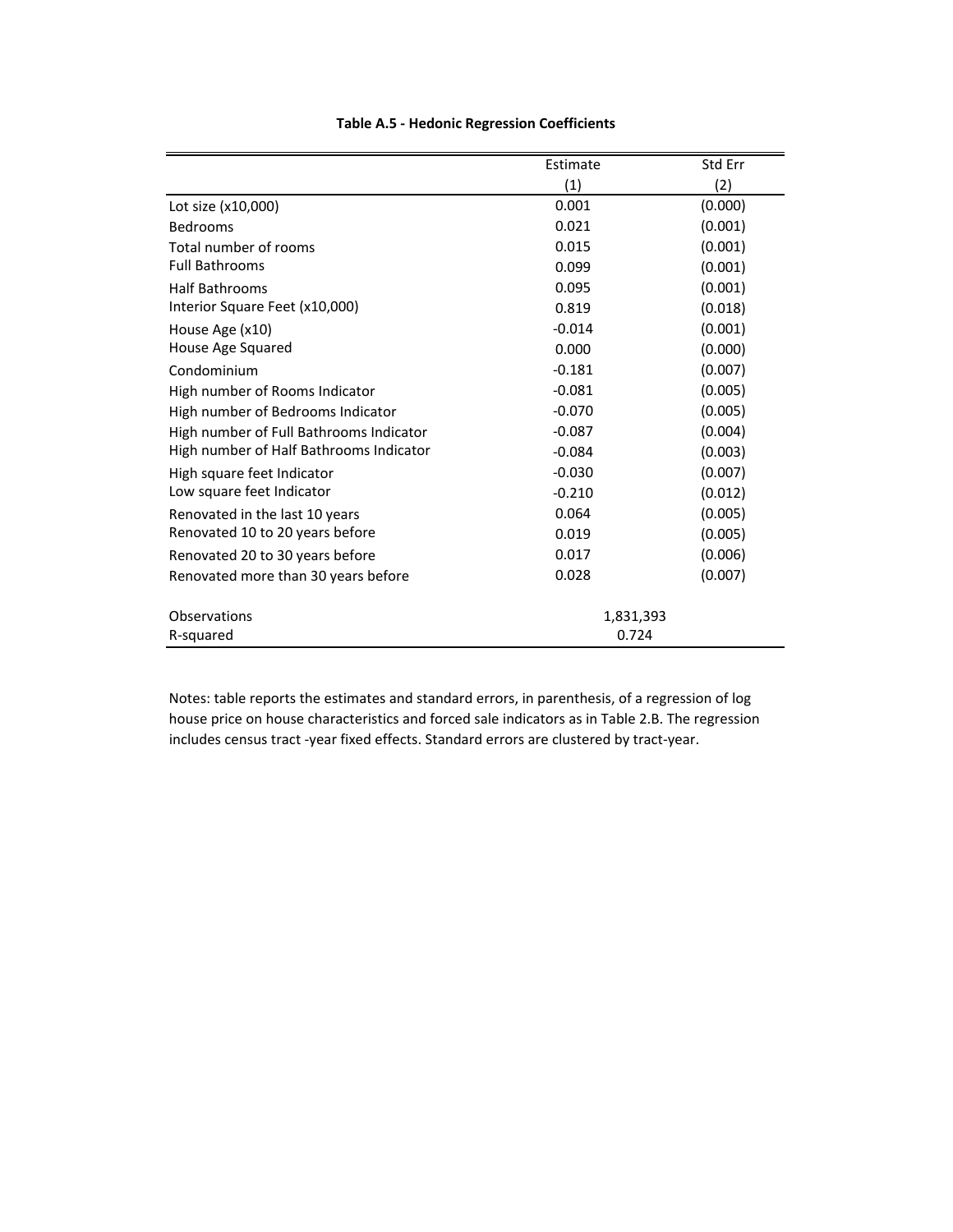**Table A.5 - Hedonic Regression Coefficients**

| | Estimate | Std Err |
|---|---|---|
| | (1) | (2) |
| Lot size (x10,000) | 0.001 | (0.000) |
| Bedrooms | 0.021 | (0.001) |
| Total number of rooms | 0.015 | (0.001) |
| Full Bathrooms | 0.099 | (0.001) |
| Half Bathrooms | 0.095 | (0.001) |
| Interior Square Feet (x10,000) | 0.819 | (0.018) |
| House Age (x10) | -0.014 | (0.001) |
| House Age Squared | 0.000 | (0.000) |
| Condominium | -0.181 | (0.007) |
| High number of Rooms Indicator | -0.081 | (0.005) |
| High number of Bedrooms Indicator | -0.070 | (0.005) |
| High number of Full Bathrooms Indicator | -0.087 | (0.004) |
| High number of Half Bathrooms Indicator | -0.084 | (0.003) |
| High square feet Indicator | -0.030 | (0.007) |
| Low square feet Indicator | -0.210 | (0.012) |
| Renovated in the last 10 years | 0.064 | (0.005) |
| Renovated 10 to 20 years before | 0.019 | (0.005) |
| Renovated 20 to 30 years before | 0.017 | (0.006) |
| Renovated more than 30 years before | 0.028 | (0.007) |
| Observations | 1,831,393 | |
| R-squared | 0.724 | |

Notes: table reports the estimates and standard errors, in parenthesis, of a regression of log house price on house characteristics and forced sale indicators as in Table 2.B. The regression includes census tract -year fixed effects. Standard errors are clustered by tract-year.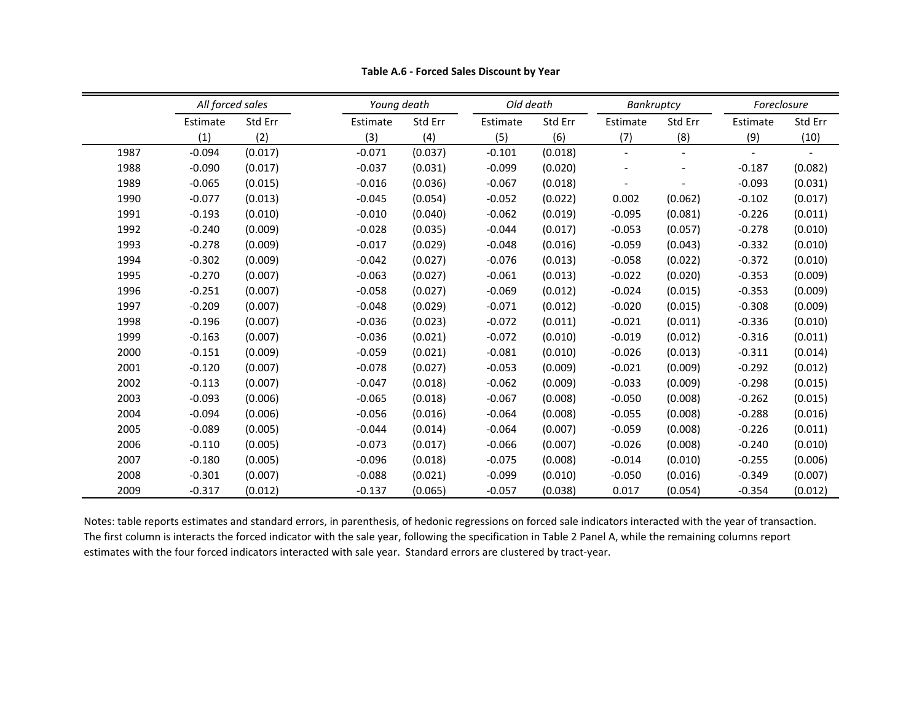**Table A.6 - Forced Sales Discount by Year**

| | *All forced sales* | | *Young death* | | *Old death* | | *Bankruptcy* | | *Foreclosure* | |
|---|---|---|---|---|---|---|---|---|---|---|
| | Estimate | Std Err | Estimate | Std Err | Estimate | Std Err | Estimate | Std Err | Estimate | Std Err |
| | (1) | (2) | (3) | (4) | (5) | (6) | (7) | (8) | (9) | (10) |
| 1987 | -0.094 | (0.017) | -0.071 | (0.037) | -0.101 | (0.018) | - | - | - | - |
| 1988 | -0.090 | (0.017) | -0.037 | (0.031) | -0.099 | (0.020) | - | - | -0.187 | (0.082) |
| 1989 | -0.065 | (0.015) | -0.016 | (0.036) | -0.067 | (0.018) | - | - | -0.093 | (0.031) |
| 1990 | -0.077 | (0.013) | -0.045 | (0.054) | -0.052 | (0.022) | 0.002 | (0.062) | -0.102 | (0.017) |
| 1991 | -0.193 | (0.010) | -0.010 | (0.040) | -0.062 | (0.019) | -0.095 | (0.081) | -0.226 | (0.011) |
| 1992 | -0.240 | (0.009) | -0.028 | (0.035) | -0.044 | (0.017) | -0.053 | (0.057) | -0.278 | (0.010) |
| 1993 | -0.278 | (0.009) | -0.017 | (0.029) | -0.048 | (0.016) | -0.059 | (0.043) | -0.332 | (0.010) |
| 1994 | -0.302 | (0.009) | -0.042 | (0.027) | -0.076 | (0.013) | -0.058 | (0.022) | -0.372 | (0.010) |
| 1995 | -0.270 | (0.007) | -0.063 | (0.027) | -0.061 | (0.013) | -0.022 | (0.020) | -0.353 | (0.009) |
| 1996 | -0.251 | (0.007) | -0.058 | (0.027) | -0.069 | (0.012) | -0.024 | (0.015) | -0.353 | (0.009) |
| 1997 | -0.209 | (0.007) | -0.048 | (0.029) | -0.071 | (0.012) | -0.020 | (0.015) | -0.308 | (0.009) |
| 1998 | -0.196 | (0.007) | -0.036 | (0.023) | -0.072 | (0.011) | -0.021 | (0.011) | -0.336 | (0.010) |
| 1999 | -0.163 | (0.007) | -0.036 | (0.021) | -0.072 | (0.010) | -0.019 | (0.012) | -0.316 | (0.011) |
| 2000 | -0.151 | (0.009) | -0.059 | (0.021) | -0.081 | (0.010) | -0.026 | (0.013) | -0.311 | (0.014) |
| 2001 | -0.120 | (0.007) | -0.078 | (0.027) | -0.053 | (0.009) | -0.021 | (0.009) | -0.292 | (0.012) |
| 2002 | -0.113 | (0.007) | -0.047 | (0.018) | -0.062 | (0.009) | -0.033 | (0.009) | -0.298 | (0.015) |
| 2003 | -0.093 | (0.006) | -0.065 | (0.018) | -0.067 | (0.008) | -0.050 | (0.008) | -0.262 | (0.015) |
| 2004 | -0.094 | (0.006) | -0.056 | (0.016) | -0.064 | (0.008) | -0.055 | (0.008) | -0.288 | (0.016) |
| 2005 | -0.089 | (0.005) | -0.044 | (0.014) | -0.064 | (0.007) | -0.059 | (0.008) | -0.226 | (0.011) |
| 2006 | -0.110 | (0.005) | -0.073 | (0.017) | -0.066 | (0.007) | -0.026 | (0.008) | -0.240 | (0.010) |
| 2007 | -0.180 | (0.005) | -0.096 | (0.018) | -0.075 | (0.008) | -0.014 | (0.010) | -0.255 | (0.006) |
| 2008 | -0.301 | (0.007) | -0.088 | (0.021) | -0.099 | (0.010) | -0.050 | (0.016) | -0.349 | (0.007) |
| 2009 | -0.317 | (0.012) | -0.137 | (0.065) | -0.057 | (0.038) | 0.017 | (0.054) | -0.354 | (0.012) |

Notes: table reports estimates and standard errors, in parenthesis, of hedonic regressions on forced sale indicators interacted with the year of transaction. The first column is interacts the forced indicator with the sale year, following the specification in Table 2 Panel A, while the remaining columns report estimates with the four forced indicators interacted with sale year. Standard errors are clustered by tract-year.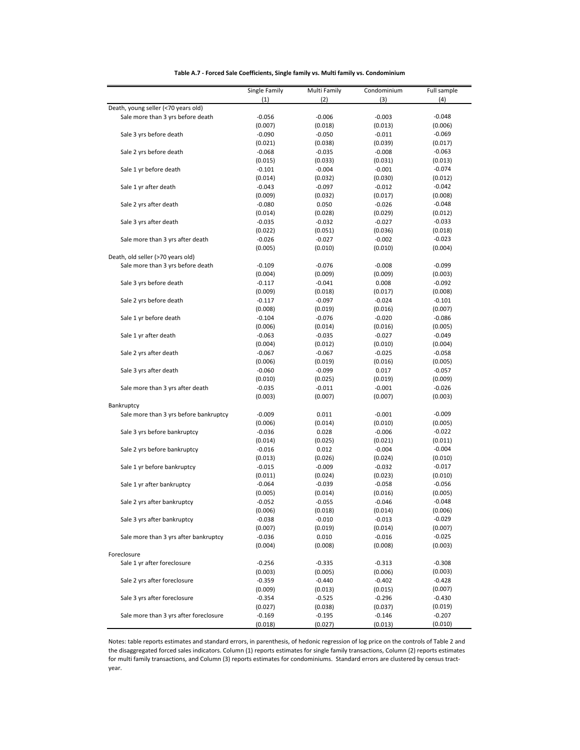**Table A.7 - Forced Sale Coefficients, Single family vs. Multi family vs. Condominium**

| | Single Family | Multi Family | Condominium | Full sample |
|---|---|---|---|---|
| | (1) | (2) | (3) | (4) |
| Death, young seller (<70 years old) | | | | |
| Sale more than 3 yrs before death | -0.056 | -0.006 | -0.003 | -0.048 |
| | (0.007) | (0.018) | (0.013) | (0.006) |
| Sale 3 yrs before death | -0.090 | -0.050 | -0.011 | -0.069 |
| | (0.021) | (0.038) | (0.039) | (0.017) |
| Sale 2 yrs before death | -0.068 | -0.035 | -0.008 | -0.063 |
| | (0.015) | (0.033) | (0.031) | (0.013) |
| Sale 1 yr before death | -0.101 | -0.004 | -0.001 | -0.074 |
| | (0.014) | (0.032) | (0.030) | (0.012) |
| Sale 1 yr after death | -0.043 | -0.097 | -0.012 | -0.042 |
| | (0.009) | (0.032) | (0.017) | (0.008) |
| Sale 2 yrs after death | -0.080 | 0.050 | -0.026 | -0.048 |
| | (0.014) | (0.028) | (0.029) | (0.012) |
| Sale 3 yrs after death | -0.035 | -0.032 | -0.027 | -0.033 |
| | (0.022) | (0.051) | (0.036) | (0.018) |
| Sale more than 3 yrs after death | -0.026 | -0.027 | -0.002 | -0.023 |
| | (0.005) | (0.010) | (0.010) | (0.004) |
| Death, old seller (>70 years old) | | | | |
| Sale more than 3 yrs before death | -0.109 | -0.076 | -0.008 | -0.099 |
| | (0.004) | (0.009) | (0.009) | (0.003) |
| Sale 3 yrs before death | -0.117 | -0.041 | 0.008 | -0.092 |
| | (0.009) | (0.018) | (0.017) | (0.008) |
| Sale 2 yrs before death | -0.117 | -0.097 | -0.024 | -0.101 |
| | (0.008) | (0.019) | (0.016) | (0.007) |
| Sale 1 yr before death | -0.104 | -0.076 | -0.020 | -0.086 |
| | (0.006) | (0.014) | (0.016) | (0.005) |
| Sale 1 yr after death | -0.063 | -0.035 | -0.027 | -0.049 |
| | (0.004) | (0.012) | (0.010) | (0.004) |
| Sale 2 yrs after death | -0.067 | -0.067 | -0.025 | -0.058 |
| | (0.006) | (0.019) | (0.016) | (0.005) |
| Sale 3 yrs after death | -0.060 | -0.099 | 0.017 | -0.057 |
| | (0.010) | (0.025) | (0.019) | (0.009) |
| Sale more than 3 yrs after death | -0.035 | -0.011 | -0.001 | -0.026 |
| | (0.003) | (0.007) | (0.007) | (0.003) |
| Bankruptcy | | | | |
| Sale more than 3 yrs before bankruptcy | -0.009 | 0.011 | -0.001 | -0.009 |
| | (0.006) | (0.014) | (0.010) | (0.005) |
| Sale 3 yrs before bankruptcy | -0.036 | 0.028 | -0.006 | -0.022 |
| | (0.014) | (0.025) | (0.021) | (0.011) |
| Sale 2 yrs before bankruptcy | -0.016 | 0.012 | -0.004 | -0.004 |
| | (0.013) | (0.026) | (0.024) | (0.010) |
| Sale 1 yr before bankruptcy | -0.015 | -0.009 | -0.032 | -0.017 |
| | (0.011) | (0.024) | (0.023) | (0.010) |
| Sale 1 yr after bankruptcy | -0.064 | -0.039 | -0.058 | -0.056 |
| | (0.005) | (0.014) | (0.016) | (0.005) |
| Sale 2 yrs after bankruptcy | -0.052 | -0.055 | -0.046 | -0.048 |
| | (0.006) | (0.018) | (0.014) | (0.006) |
| Sale 3 yrs after bankruptcy | -0.038 | -0.010 | -0.013 | -0.029 |
| | (0.007) | (0.019) | (0.014) | (0.007) |
| Sale more than 3 yrs after bankruptcy | -0.036 | 0.010 | -0.016 | -0.025 |
| | (0.004) | (0.008) | (0.008) | (0.003) |
| Foreclosure | | | | |
| Sale 1 yr after foreclosure | -0.256 | -0.335 | -0.313 | -0.308 |
| | (0.003) | (0.005) | (0.006) | (0.003) |
| Sale 2 yrs after foreclosure | -0.359 | -0.440 | -0.402 | -0.428 |
| | (0.009) | (0.013) | (0.015) | (0.007) |
| Sale 3 yrs after foreclosure | -0.354 | -0.525 | -0.296 | -0.430 |
| | (0.027) | (0.038) | (0.037) | (0.019) |
| Sale more than 3 yrs after foreclosure | -0.169 | -0.195 | -0.146 | -0.207 |
| | (0.018) | (0.027) | (0.013) | (0.010) |

Notes: table reports estimates and standard errors, in parenthesis, of hedonic regression of log price on the controls of Table 2 and the disaggregated forced sales indicators. Column (1) reports estimates for single family transactions, Column (2) reports estimates for multi family transactions, and Column (3) reports estimates for condominiums. Standard errors are clustered by census tract-year.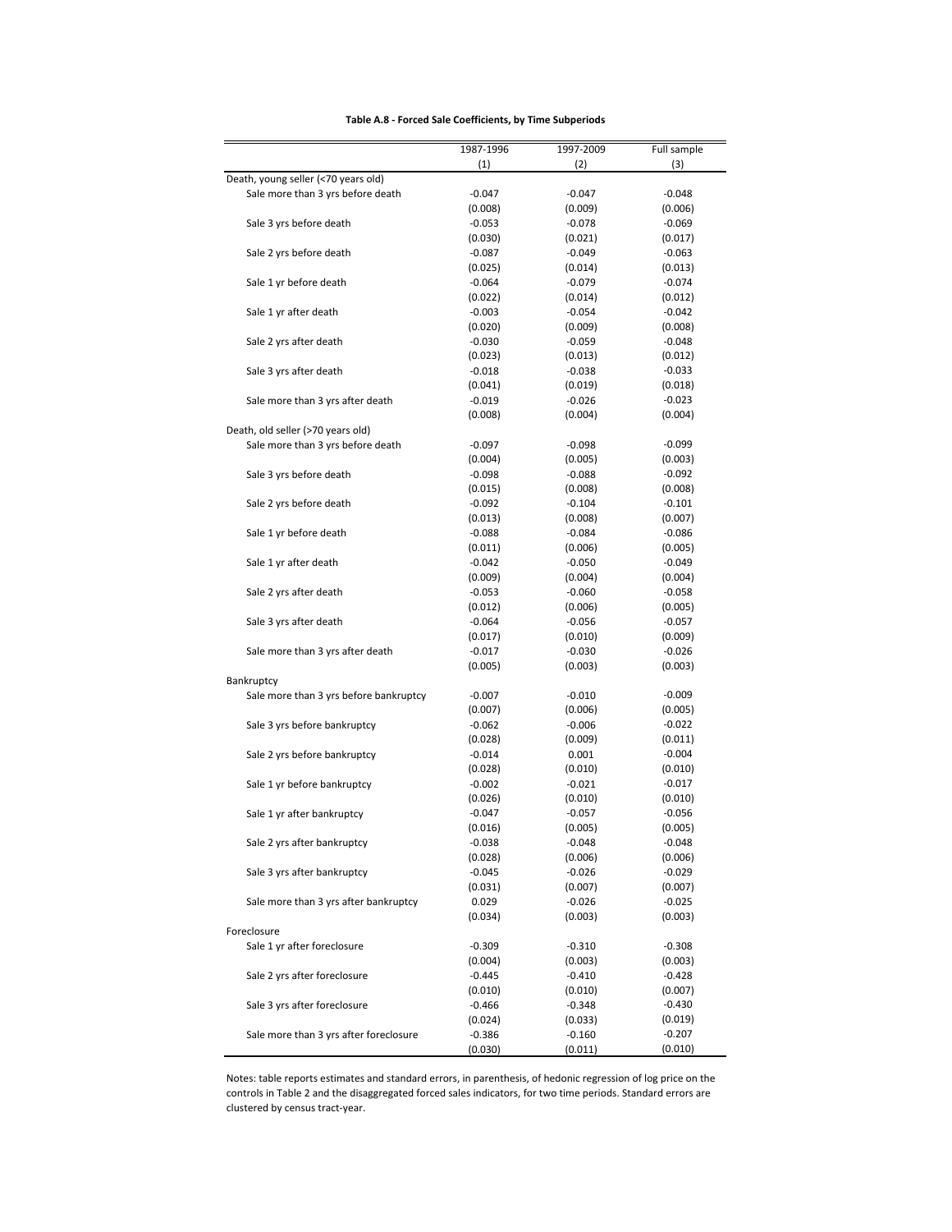**Table A.8 - Forced Sale Coefficients, by Time Subperiods**

| | 1987-1996 | 1997-2009 | Full sample |
|---|---|---|---|
| | (1) | (2) | (3) |
| Death, young seller (<70 years old) | | | |
| Sale more than 3 yrs before death | -0.047 | -0.047 | -0.048 |
| | (0.008) | (0.009) | (0.006) |
| Sale 3 yrs before death | -0.053 | -0.078 | -0.069 |
| | (0.030) | (0.021) | (0.017) |
| Sale 2 yrs before death | -0.087 | -0.049 | -0.063 |
| | (0.025) | (0.014) | (0.013) |
| Sale 1 yr before death | -0.064 | -0.079 | -0.074 |
| | (0.022) | (0.014) | (0.012) |
| Sale 1 yr after death | -0.003 | -0.054 | -0.042 |
| | (0.020) | (0.009) | (0.008) |
| Sale 2 yrs after death | -0.030 | -0.059 | -0.048 |
| | (0.023) | (0.013) | (0.012) |
| Sale 3 yrs after death | -0.018 | -0.038 | -0.033 |
| | (0.041) | (0.019) | (0.018) |
| Sale more than 3 yrs after death | -0.019 | -0.026 | -0.023 |
| | (0.008) | (0.004) | (0.004) |
| Death, old seller (>70 years old) | | | |
| Sale more than 3 yrs before death | -0.097 | -0.098 | -0.099 |
| | (0.004) | (0.005) | (0.003) |
| Sale 3 yrs before death | -0.098 | -0.088 | -0.092 |
| | (0.015) | (0.008) | (0.008) |
| Sale 2 yrs before death | -0.092 | -0.104 | -0.101 |
| | (0.013) | (0.008) | (0.007) |
| Sale 1 yr before death | -0.088 | -0.084 | -0.086 |
| | (0.011) | (0.006) | (0.005) |
| Sale 1 yr after death | -0.042 | -0.050 | -0.049 |
| | (0.009) | (0.004) | (0.004) |
| Sale 2 yrs after death | -0.053 | -0.060 | -0.058 |
| | (0.012) | (0.006) | (0.005) |
| Sale 3 yrs after death | -0.064 | -0.056 | -0.057 |
| | (0.017) | (0.010) | (0.009) |
| Sale more than 3 yrs after death | -0.017 | -0.030 | -0.026 |
| | (0.005) | (0.003) | (0.003) |
| Bankruptcy | | | |
| Sale more than 3 yrs before bankruptcy | -0.007 | -0.010 | -0.009 |
| | (0.007) | (0.006) | (0.005) |
| Sale 3 yrs before bankruptcy | -0.062 | -0.006 | -0.022 |
| | (0.028) | (0.009) | (0.011) |
| Sale 2 yrs before bankruptcy | -0.014 | 0.001 | -0.004 |
| | (0.028) | (0.010) | (0.010) |
| Sale 1 yr before bankruptcy | -0.002 | -0.021 | -0.017 |
| | (0.026) | (0.010) | (0.010) |
| Sale 1 yr after bankruptcy | -0.047 | -0.057 | -0.056 |
| | (0.016) | (0.005) | (0.005) |
| Sale 2 yrs after bankruptcy | -0.038 | -0.048 | -0.048 |
| | (0.028) | (0.006) | (0.006) |
| Sale 3 yrs after bankruptcy | -0.045 | -0.026 | -0.029 |
| | (0.031) | (0.007) | (0.007) |
| Sale more than 3 yrs after bankruptcy | 0.029 | -0.026 | -0.025 |
| | (0.034) | (0.003) | (0.003) |
| Foreclosure | | | |
| Sale 1 yr after foreclosure | -0.309 | -0.310 | -0.308 |
| | (0.004) | (0.003) | (0.003) |
| Sale 2 yrs after foreclosure | -0.445 | -0.410 | -0.428 |
| | (0.010) | (0.010) | (0.007) |
| Sale 3 yrs after foreclosure | -0.466 | -0.348 | -0.430 |
| | (0.024) | (0.033) | (0.019) |
| Sale more than 3 yrs after foreclosure | -0.386 | -0.160 | -0.207 |
| | (0.030) | (0.011) | (0.010) |

Notes: table reports estimates and standard errors, in parenthesis, of hedonic regression of log price on the controls in Table 2 and the disaggregated forced sales indicators, for two time periods. Standard errors are clustered by census tract-year.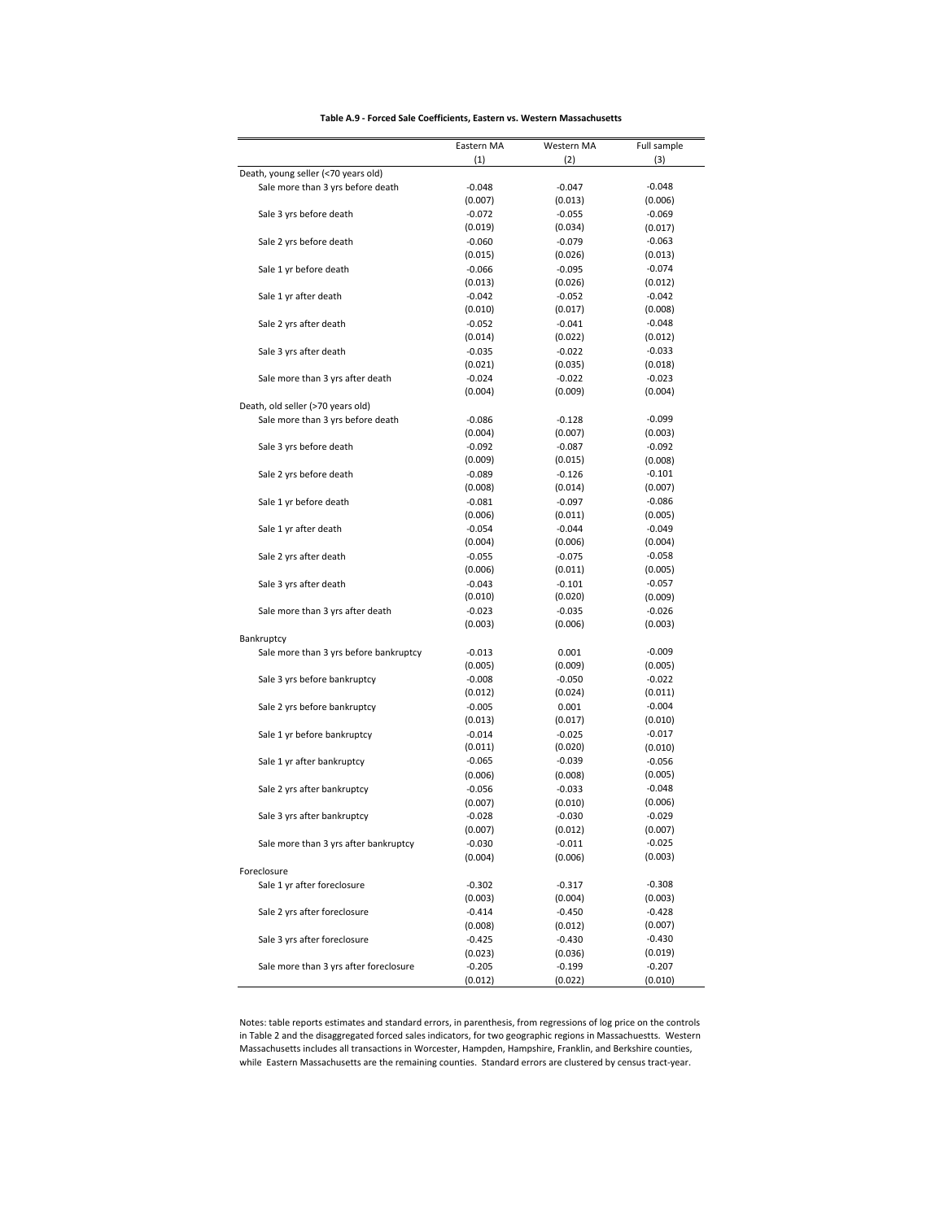**Table A.9 - Forced Sale Coefficients, Eastern vs. Western Massachusetts**

| | Eastern MA | Western MA | Full sample |
|---|---|---|---|
| | (1) | (2) | (3) |
| Death, young seller (<70 years old) | | | |
| Sale more than 3 yrs before death | -0.048 | -0.047 | -0.048 |
| | (0.007) | (0.013) | (0.006) |
| Sale 3 yrs before death | -0.072 | -0.055 | -0.069 |
| | (0.019) | (0.034) | (0.017) |
| Sale 2 yrs before death | -0.060 | -0.079 | -0.063 |
| | (0.015) | (0.026) | (0.013) |
| Sale 1 yr before death | -0.066 | -0.095 | -0.074 |
| | (0.013) | (0.026) | (0.012) |
| Sale 1 yr after death | -0.042 | -0.052 | -0.042 |
| | (0.010) | (0.017) | (0.008) |
| Sale 2 yrs after death | -0.052 | -0.041 | -0.048 |
| | (0.014) | (0.022) | (0.012) |
| Sale 3 yrs after death | -0.035 | -0.022 | -0.033 |
| | (0.021) | (0.035) | (0.018) |
| Sale more than 3 yrs after death | -0.024 | -0.022 | -0.023 |
| | (0.004) | (0.009) | (0.004) |
| Death, old seller (>70 years old) | | | |
| Sale more than 3 yrs before death | -0.086 | -0.128 | -0.099 |
| | (0.004) | (0.007) | (0.003) |
| Sale 3 yrs before death | -0.092 | -0.087 | -0.092 |
| | (0.009) | (0.015) | (0.008) |
| Sale 2 yrs before death | -0.089 | -0.126 | -0.101 |
| | (0.008) | (0.014) | (0.007) |
| Sale 1 yr before death | -0.081 | -0.097 | -0.086 |
| | (0.006) | (0.011) | (0.005) |
| Sale 1 yr after death | -0.054 | -0.044 | -0.049 |
| | (0.004) | (0.006) | (0.004) |
| Sale 2 yrs after death | -0.055 | -0.075 | -0.058 |
| | (0.006) | (0.011) | (0.005) |
| Sale 3 yrs after death | -0.043 | -0.101 | -0.057 |
| | (0.010) | (0.020) | (0.009) |
| Sale more than 3 yrs after death | -0.023 | -0.035 | -0.026 |
| | (0.003) | (0.006) | (0.003) |
| Bankruptcy | | | |
| Sale more than 3 yrs before bankruptcy | -0.013 | 0.001 | -0.009 |
| | (0.005) | (0.009) | (0.005) |
| Sale 3 yrs before bankruptcy | -0.008 | -0.050 | -0.022 |
| | (0.012) | (0.024) | (0.011) |
| Sale 2 yrs before bankruptcy | -0.005 | 0.001 | -0.004 |
| | (0.013) | (0.017) | (0.010) |
| Sale 1 yr before bankruptcy | -0.014 | -0.025 | -0.017 |
| | (0.011) | (0.020) | (0.010) |
| Sale 1 yr after bankruptcy | -0.065 | -0.039 | -0.056 |
| | (0.006) | (0.008) | (0.005) |
| Sale 2 yrs after bankruptcy | -0.056 | -0.033 | -0.048 |
| | (0.007) | (0.010) | (0.006) |
| Sale 3 yrs after bankruptcy | -0.028 | -0.030 | -0.029 |
| | (0.007) | (0.012) | (0.007) |
| Sale more than 3 yrs after bankruptcy | -0.030 | -0.011 | -0.025 |
| | (0.004) | (0.006) | (0.003) |
| Foreclosure | | | |
| Sale 1 yr after foreclosure | -0.302 | -0.317 | -0.308 |
| | (0.003) | (0.004) | (0.003) |
| Sale 2 yrs after foreclosure | -0.414 | -0.450 | -0.428 |
| | (0.008) | (0.012) | (0.007) |
| Sale 3 yrs after foreclosure | -0.425 | -0.430 | -0.430 |
| | (0.023) | (0.036) | (0.019) |
| Sale more than 3 yrs after foreclosure | -0.205 | -0.199 | -0.207 |
| | (0.012) | (0.022) | (0.010) |

Notes: table reports estimates and standard errors, in parenthesis, from regressions of log price on the controls in Table 2 and the disaggregated forced sales indicators, for two geographic regions in Massachuestts. Western Massachusetts includes all transactions in Worcester, Hampden, Hampshire, Franklin, and Berkshire counties, while Eastern Massachusetts are the remaining counties. Standard errors are clustered by census tract-year.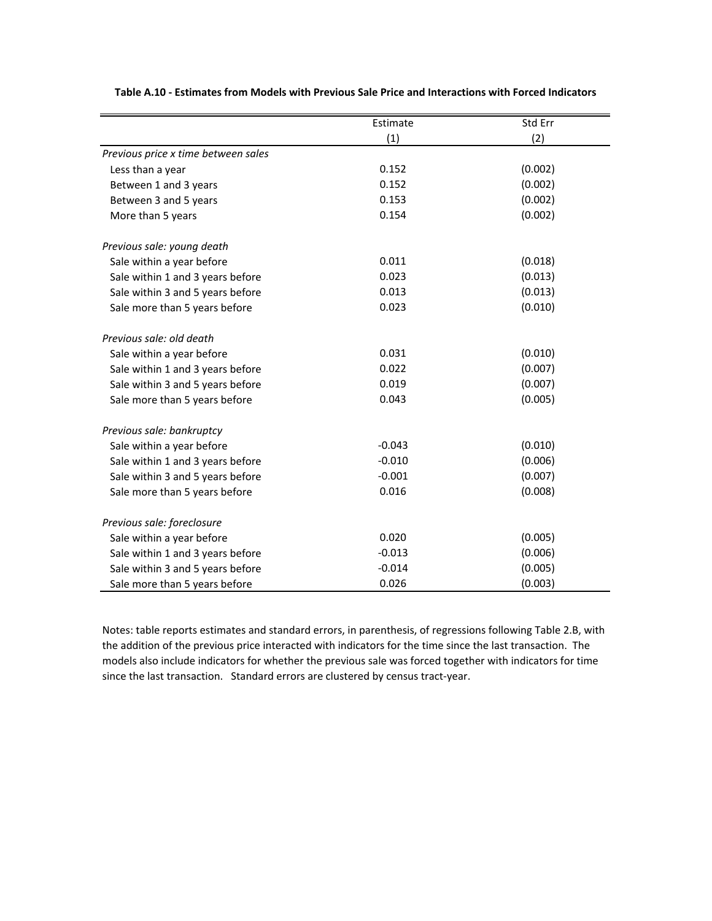**Table A.10 - Estimates from Models with Previous Sale Price and Interactions with Forced Indicators**

| | Estimate | Std Err |
|---|---|---|
| | (1) | (2) |
| *Previous price x time between sales* | | |
| Less than a year | 0.152 | (0.002) |
| Between 1 and 3 years | 0.152 | (0.002) |
| Between 3 and 5 years | 0.153 | (0.002) |
| More than 5 years | 0.154 | (0.002) |
| *Previous sale: young death* | | |
| Sale within a year before | 0.011 | (0.018) |
| Sale within 1 and 3 years before | 0.023 | (0.013) |
| Sale within 3 and 5 years before | 0.013 | (0.013) |
| Sale more than 5 years before | 0.023 | (0.010) |
| *Previous sale: old death* | | |
| Sale within a year before | 0.031 | (0.010) |
| Sale within 1 and 3 years before | 0.022 | (0.007) |
| Sale within 3 and 5 years before | 0.019 | (0.007) |
| Sale more than 5 years before | 0.043 | (0.005) |
| *Previous sale: bankruptcy* | | |
| Sale within a year before | -0.043 | (0.010) |
| Sale within 1 and 3 years before | -0.010 | (0.006) |
| Sale within 3 and 5 years before | -0.001 | (0.007) |
| Sale more than 5 years before | 0.016 | (0.008) |
| *Previous sale: foreclosure* | | |
| Sale within a year before | 0.020 | (0.005) |
| Sale within 1 and 3 years before | -0.013 | (0.006) |
| Sale within 3 and 5 years before | -0.014 | (0.005) |
| Sale more than 5 years before | 0.026 | (0.003) |

Notes: table reports estimates and standard errors, in parenthesis, of regressions following Table 2.B, with the addition of the previous price interacted with indicators for the time since the last transaction. The models also include indicators for whether the previous sale was forced together with indicators for time since the last transaction. Standard errors are clustered by census tract-year.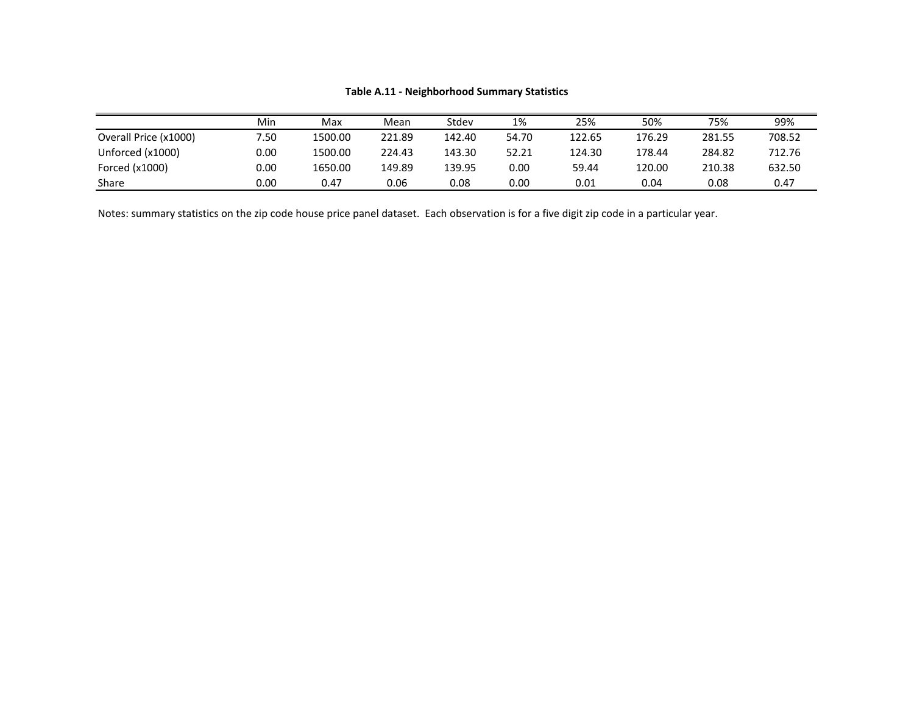**Table A.11 - Neighborhood Summary Statistics**

| | Min | Max | Mean | Stdev | 1% | 25% | 50% | 75% | 99% |
|---|---|---|---|---|---|---|---|---|---|
| Overall Price (x1000) | 7.50 | 1500.00 | 221.89 | 142.40 | 54.70 | 122.65 | 176.29 | 281.55 | 708.52 |
| Unforced (x1000) | 0.00 | 1500.00 | 224.43 | 143.30 | 52.21 | 124.30 | 178.44 | 284.82 | 712.76 |
| Forced (x1000) | 0.00 | 1650.00 | 149.89 | 139.95 | 0.00 | 59.44 | 120.00 | 210.38 | 632.50 |
| Share | 0.00 | 0.47 | 0.06 | 0.08 | 0.00 | 0.01 | 0.04 | 0.08 | 0.47 |

Notes: summary statistics on the zip code house price panel dataset. Each observation is for a five digit zip code in a particular year.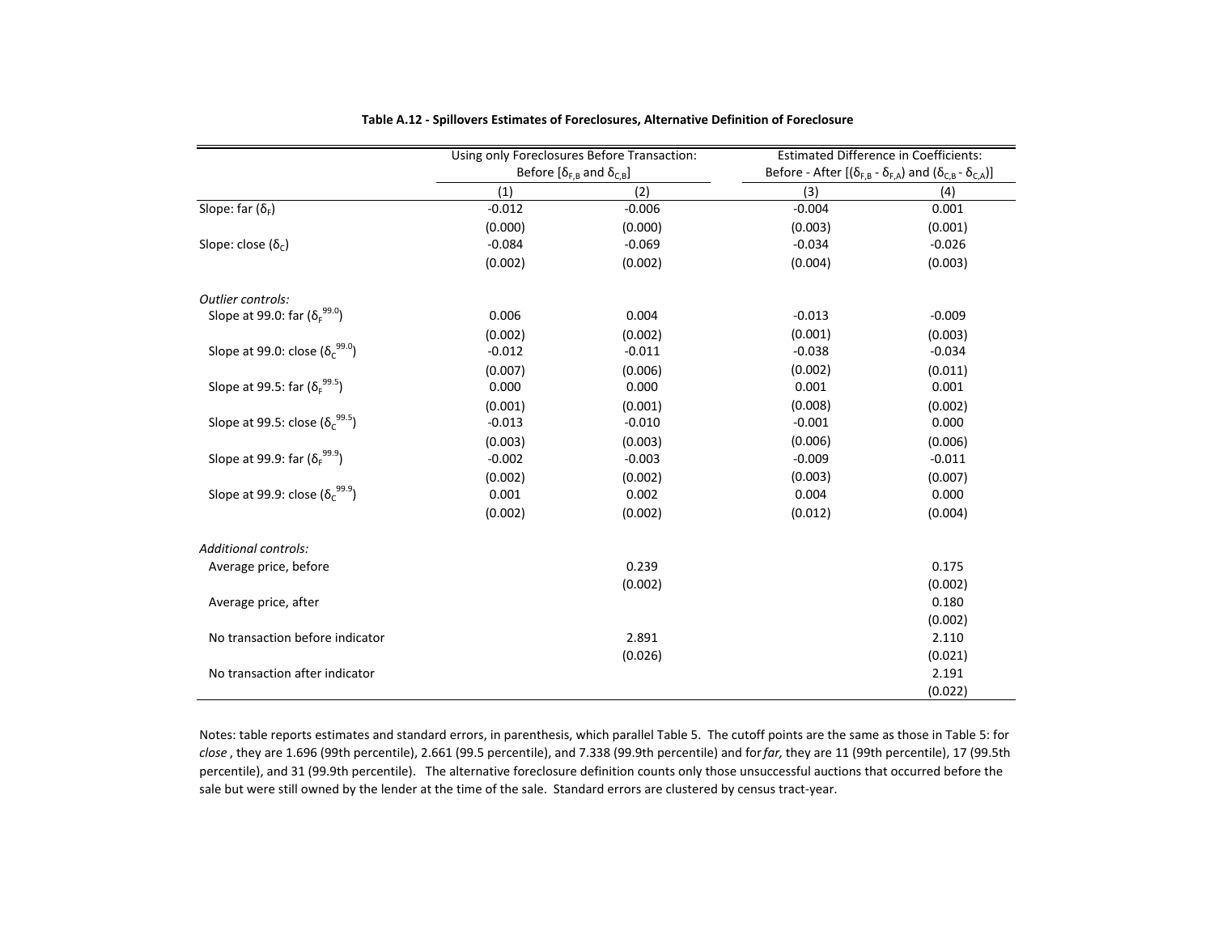**Table A.12 - Spillovers Estimates of Foreclosures, Alternative Definition of Foreclosure**

| | Using only Foreclosures Before Transaction: Before [$\delta_{F,B}$ and $\delta_{C,B}$] | | Estimated Difference in Coefficients: Before - After [($\delta_{F,B}$ - $\delta_{F,A}$) and ($\delta_{C,B}$ - $\delta_{C,A}$)] | |
|---|---|---|---|---|
| | (1) | (2) | (3) | (4) |
| Slope: far ($\delta_F$) | -0.012 | -0.006 | -0.004 | 0.001 |
| | (0.000) | (0.000) | (0.003) | (0.001) |
| Slope: close ($\delta_C$) | -0.084 | -0.069 | -0.034 | -0.026 |
| | (0.002) | (0.002) | (0.004) | (0.003) |
| *Outlier controls:* | | | | |
| Slope at 99.0: far ($\delta_F^{99.0}$) | 0.006 | 0.004 | -0.013 | -0.009 |
| | (0.002) | (0.002) | (0.001) | (0.003) |
| Slope at 99.0: close ($\delta_C^{99.0}$) | -0.012 | -0.011 | -0.038 | -0.034 |
| | (0.007) | (0.006) | (0.002) | (0.011) |
| Slope at 99.5: far ($\delta_F^{99.5}$) | 0.000 | 0.000 | 0.001 | 0.001 |
| | (0.001) | (0.001) | (0.008) | (0.002) |
| Slope at 99.5: close ($\delta_C^{99.5}$) | -0.013 | -0.010 | -0.001 | 0.000 |
| | (0.003) | (0.003) | (0.006) | (0.006) |
| Slope at 99.9: far ($\delta_F^{99.9}$) | -0.002 | -0.003 | -0.009 | -0.011 |
| | (0.002) | (0.002) | (0.003) | (0.007) |
| Slope at 99.9: close ($\delta_C^{99.9}$) | 0.001 | 0.002 | 0.004 | 0.000 |
| | (0.002) | (0.002) | (0.012) | (0.004) |
| *Additional controls:* | | | | |
| Average price, before | | 0.239 | | 0.175 |
| | | (0.002) | | (0.002) |
| Average price, after | | | | 0.180 |
| | | | | (0.002) |
| No transaction before indicator | | 2.891 | | 2.110 |
| | | (0.026) | | (0.021) |
| No transaction after indicator | | | | 2.191 |
| | | | | (0.022) |

Notes: table reports estimates and standard errors, in parenthesis, which parallel Table 5. The cutoff points are the same as those in Table 5: for *close* , they are 1.696 (99th percentile), 2.661 (99.5 percentile), and 7.338 (99.9th percentile) and for *far,* they are 11 (99th percentile), 17 (99.5th percentile), and 31 (99.9th percentile). The alternative foreclosure definition counts only those unsuccessful auctions that occurred before the sale but were still owned by the lender at the time of the sale. Standard errors are clustered by census tract-year.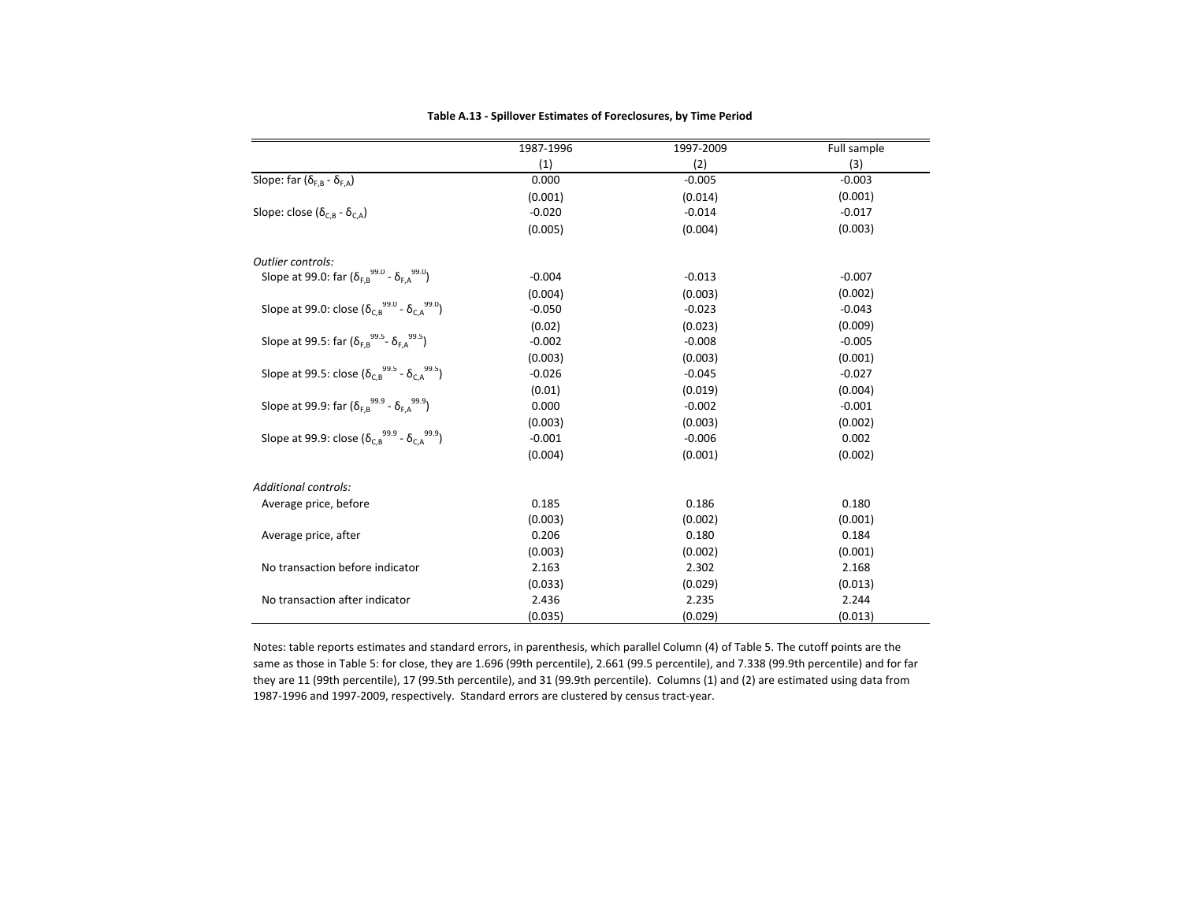**Table A.13 - Spillover Estimates of Foreclosures, by Time Period**

| | 1987-1996 | 1997-2009 | Full sample |
|---|---|---|---|
| | (1) | (2) | (3) |
| Slope: far ($\delta_{F,B}$ - $\delta_{F,A}$) | 0.000 | -0.005 | -0.003 |
| | (0.001) | (0.014) | (0.001) |
| Slope: close ($\delta_{C,B}$ - $\delta_{C,A}$) | -0.020 | -0.014 | -0.017 |
| | (0.005) | (0.004) | (0.003) |
| *Outlier controls:* | | | |
| Slope at 99.0: far ($\delta_{F,B}^{99.0}$ - $\delta_{F,A}^{99.0}$) | -0.004 | -0.013 | -0.007 |
| | (0.004) | (0.003) | (0.002) |
| Slope at 99.0: close ($\delta_{C,B}^{99.0}$ - $\delta_{C,A}^{99.0}$) | -0.050 | -0.023 | -0.043 |
| | (0.02) | (0.023) | (0.009) |
| Slope at 99.5: far ($\delta_{F,B}^{99.5}$ - $\delta_{F,A}^{99.5}$) | -0.002 | -0.008 | -0.005 |
| | (0.003) | (0.003) | (0.001) |
| Slope at 99.5: close ($\delta_{C,B}^{99.5}$ - $\delta_{C,A}^{99.5}$) | -0.026 | -0.045 | -0.027 |
| | (0.01) | (0.019) | (0.004) |
| Slope at 99.9: far ($\delta_{F,B}^{99.9}$ - $\delta_{F,A}^{99.9}$) | 0.000 | -0.002 | -0.001 |
| | (0.003) | (0.003) | (0.002) |
| Slope at 99.9: close ($\delta_{C,B}^{99.9}$ - $\delta_{C,A}^{99.9}$) | -0.001 | -0.006 | 0.002 |
| | (0.004) | (0.001) | (0.002) |
| *Additional controls:* | | | |
| Average price, before | 0.185 | 0.186 | 0.180 |
| | (0.003) | (0.002) | (0.001) |
| Average price, after | 0.206 | 0.180 | 0.184 |
| | (0.003) | (0.002) | (0.001) |
| No transaction before indicator | 2.163 | 2.302 | 2.168 |
| | (0.033) | (0.029) | (0.013) |
| No transaction after indicator | 2.436 | 2.235 | 2.244 |
| | (0.035) | (0.029) | (0.013) |

Notes: table reports estimates and standard errors, in parenthesis, which parallel Column (4) of Table 5. The cutoff points are the same as those in Table 5: for close, they are 1.696 (99th percentile), 2.661 (99.5 percentile), and 7.338 (99.9th percentile) and for far they are 11 (99th percentile), 17 (99.5th percentile), and 31 (99.9th percentile). Columns (1) and (2) are estimated using data from 1987-1996 and 1997-2009, respectively. Standard errors are clustered by census tract-year.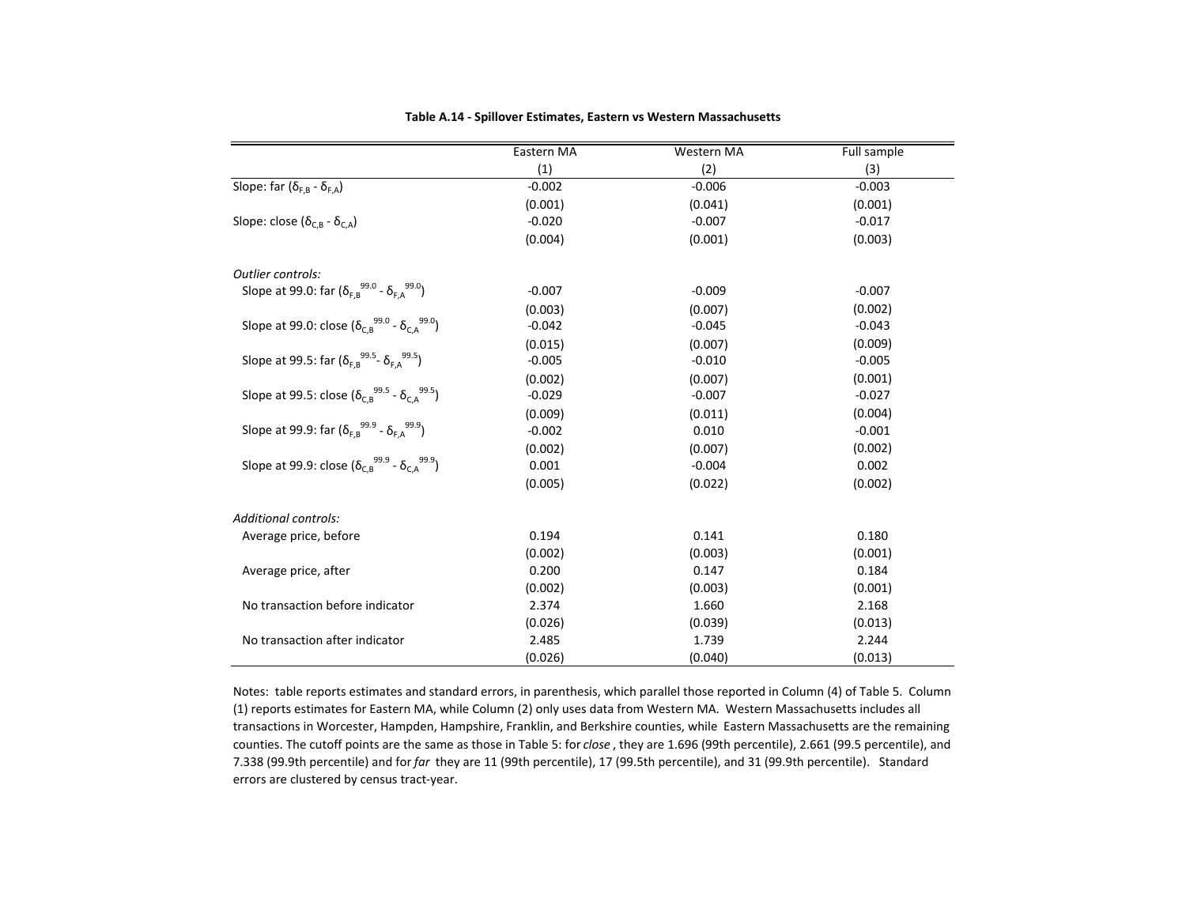**Table A.14 - Spillover Estimates, Eastern vs Western Massachusetts**

| | Eastern MA | Western MA | Full sample |
|---|---|---|---|
| | (1) | (2) | (3) |
| Slope: far ($\delta_{F,B}$ - $\delta_{F,A}$) | -0.002 | -0.006 | -0.003 |
| | (0.001) | (0.041) | (0.001) |
| Slope: close ($\delta_{C,B}$ - $\delta_{C,A}$) | -0.020 | -0.007 | -0.017 |
| | (0.004) | (0.001) | (0.003) |
| *Outlier controls:* | | | |
| Slope at 99.0: far ($\delta_{F,B}^{99.0}$ - $\delta_{F,A}^{99.0}$) | -0.007 | -0.009 | -0.007 |
| | (0.003) | (0.007) | (0.002) |
| Slope at 99.0: close ($\delta_{C,B}^{99.0}$ - $\delta_{C,A}^{99.0}$) | -0.042 | -0.045 | -0.043 |
| | (0.015) | (0.007) | (0.009) |
| Slope at 99.5: far ($\delta_{F,B}^{99.5}$- $\delta_{F,A}^{99.5}$) | -0.005 | -0.010 | -0.005 |
| | (0.002) | (0.007) | (0.001) |
| Slope at 99.5: close ($\delta_{C,B}^{99.5}$ - $\delta_{C,A}^{99.5}$) | -0.029 | -0.007 | -0.027 |
| | (0.009) | (0.011) | (0.004) |
| Slope at 99.9: far ($\delta_{F,B}^{99.9}$ - $\delta_{F,A}^{99.9}$) | -0.002 | 0.010 | -0.001 |
| | (0.002) | (0.007) | (0.002) |
| Slope at 99.9: close ($\delta_{C,B}^{99.9}$ - $\delta_{C,A}^{99.9}$) | 0.001 | -0.004 | 0.002 |
| | (0.005) | (0.022) | (0.002) |
| *Additional controls:* | | | |
| Average price, before | 0.194 | 0.141 | 0.180 |
| | (0.002) | (0.003) | (0.001) |
| Average price, after | 0.200 | 0.147 | 0.184 |
| | (0.002) | (0.003) | (0.001) |
| No transaction before indicator | 2.374 | 1.660 | 2.168 |
| | (0.026) | (0.039) | (0.013) |
| No transaction after indicator | 2.485 | 1.739 | 2.244 |
| | (0.026) | (0.040) | (0.013) |

Notes: table reports estimates and standard errors, in parenthesis, which parallel those reported in Column (4) of Table 5. Column (1) reports estimates for Eastern MA, while Column (2) only uses data from Western MA. Western Massachusetts includes all transactions in Worcester, Hampden, Hampshire, Franklin, and Berkshire counties, while Eastern Massachusetts are the remaining counties. The cutoff points are the same as those in Table 5: for *close* , they are 1.696 (99th percentile), 2.661 (99.5 percentile), and 7.338 (99.9th percentile) and for *far* they are 11 (99th percentile), 17 (99.5th percentile), and 31 (99.9th percentile). Standard errors are clustered by census tract-year.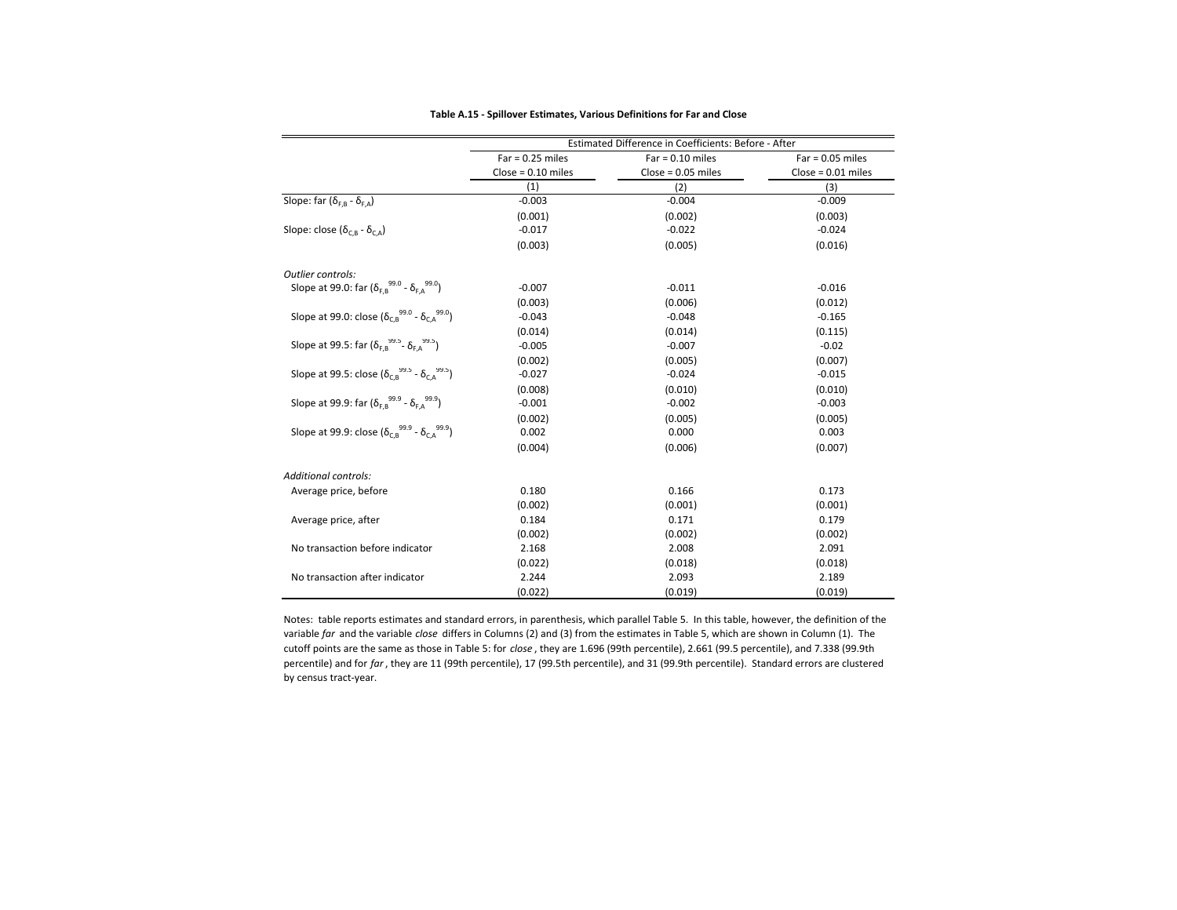**Table A.15 - Spillover Estimates, Various Definitions for Far and Close**

| | Estimated Difference in Coefficients: Before - After | | |
|---|---|---|---|
| | Far = 0.25 miles<br>Close = 0.10 miles | Far = 0.10 miles<br>Close = 0.05 miles | Far = 0.05 miles<br>Close = 0.01 miles |
| | (1) | (2) | (3) |
| Slope: far ($\delta_{F,B}$ - $\delta_{F,A}$) | -0.003 | -0.004 | -0.009 |
| | (0.001) | (0.002) | (0.003) |
| Slope: close ($\delta_{C,B}$ - $\delta_{C,A}$) | -0.017 | -0.022 | -0.024 |
| | (0.003) | (0.005) | (0.016) |
| *Outlier controls:* | | | |
| Slope at 99.0: far ($\delta_{F,B}^{99.0}$ - $\delta_{F,A}^{99.0}$) | -0.007 | -0.011 | -0.016 |
| | (0.003) | (0.006) | (0.012) |
| Slope at 99.0: close ($\delta_{C,B}^{99.0}$ - $\delta_{C,A}^{99.0}$) | -0.043 | -0.048 | -0.165 |
| | (0.014) | (0.014) | (0.115) |
| Slope at 99.5: far ($\delta_{F,B}^{99.5}$ - $\delta_{F,A}^{99.5}$) | -0.005 | -0.007 | -0.02 |
| | (0.002) | (0.005) | (0.007) |
| Slope at 99.5: close ($\delta_{C,B}^{99.5}$ - $\delta_{C,A}^{99.5}$) | -0.027 | -0.024 | -0.015 |
| | (0.008) | (0.010) | (0.010) |
| Slope at 99.9: far ($\delta_{F,B}^{99.9}$ - $\delta_{F,A}^{99.9}$) | -0.001 | -0.002 | -0.003 |
| | (0.002) | (0.005) | (0.005) |
| Slope at 99.9: close ($\delta_{C,B}^{99.9}$ - $\delta_{C,A}^{99.9}$) | 0.002 | 0.000 | 0.003 |
| | (0.004) | (0.006) | (0.007) |
| *Additional controls:* | | | |
| Average price, before | 0.180 | 0.166 | 0.173 |
| | (0.002) | (0.001) | (0.001) |
| Average price, after | 0.184 | 0.171 | 0.179 |
| | (0.002) | (0.002) | (0.002) |
| No transaction before indicator | 2.168 | 2.008 | 2.091 |
| | (0.022) | (0.018) | (0.018) |
| No transaction after indicator | 2.244 | 2.093 | 2.189 |
| | (0.022) | (0.019) | (0.019) |

Notes: table reports estimates and standard errors, in parenthesis, which parallel Table 5. In this table, however, the definition of the variable *far* and the variable *close* differs in Columns (2) and (3) from the estimates in Table 5, which are shown in Column (1). The cutoff points are the same as those in Table 5: for *close*, they are 1.696 (99th percentile), 2.661 (99.5 percentile), and 7.338 (99.9th percentile) and for *far*, they are 11 (99th percentile), 17 (99.5th percentile), and 31 (99.9th percentile). Standard errors are clustered by census tract-year.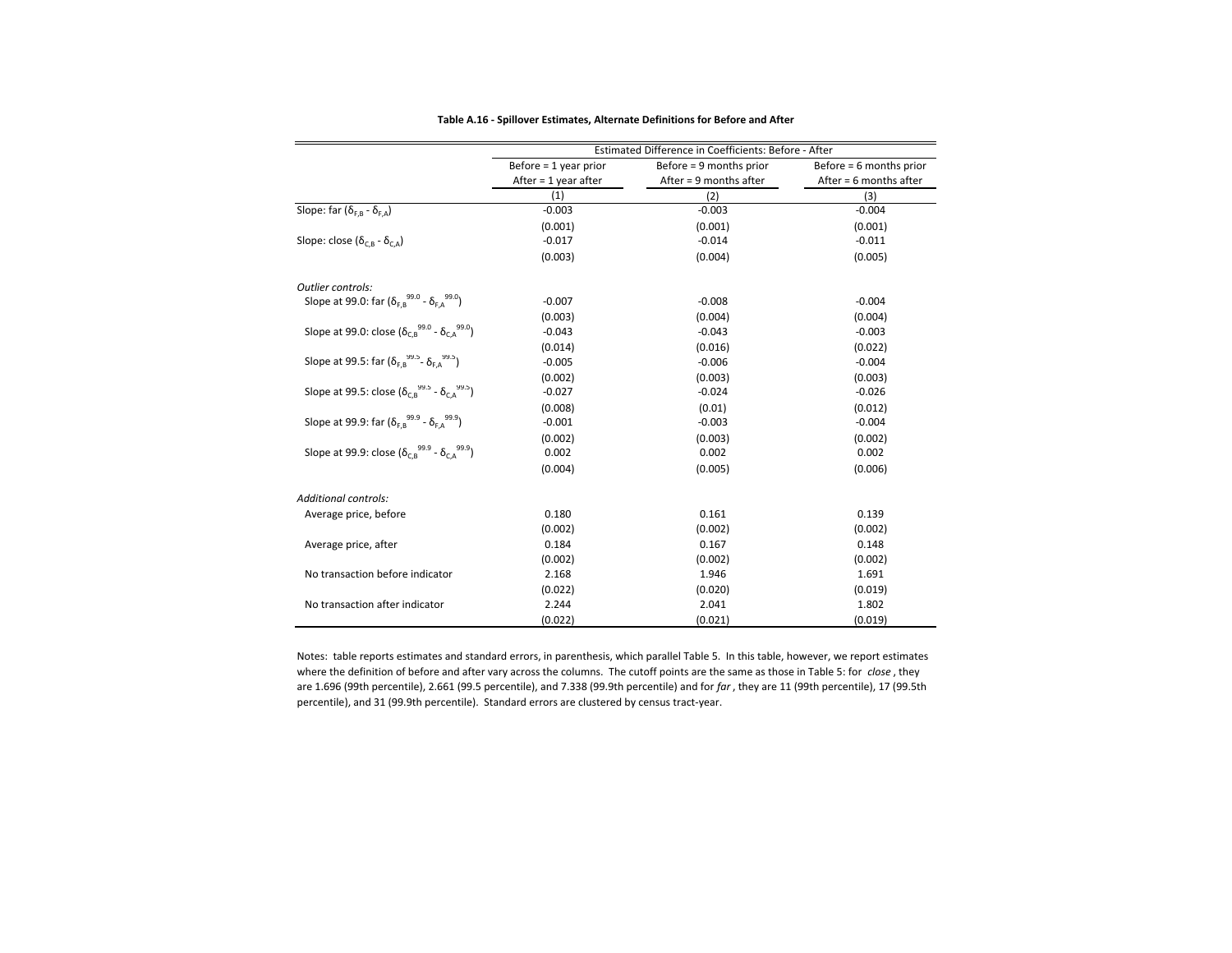**Table A.16 - Spillover Estimates, Alternate Definitions for Before and After**

| | Estimated Difference in Coefficients: Before - After | | |
|---|---|---|---|
| | Before = 1 year prior<br>After = 1 year after | Before = 9 months prior<br>After = 9 months after | Before = 6 months prior<br>After = 6 months after |
| | (1) | (2) | (3) |
| Slope: far ($\delta_{F,B}$ - $\delta_{F,A}$) | -0.003 | -0.003 | -0.004 |
| | (0.001) | (0.001) | (0.001) |
| Slope: close ($\delta_{C,B}$ - $\delta_{C,A}$) | -0.017 | -0.014 | -0.011 |
| | (0.003) | (0.004) | (0.005) |
| *Outlier controls:* | | | |
| Slope at 99.0: far ($\delta_{F,B}^{99.0}$ - $\delta_{F,A}^{99.0}$) | -0.007 | -0.008 | -0.004 |
| | (0.003) | (0.004) | (0.004) |
| Slope at 99.0: close ($\delta_{C,B}^{99.0}$ - $\delta_{C,A}^{99.0}$) | -0.043 | -0.043 | -0.003 |
| | (0.014) | (0.016) | (0.022) |
| Slope at 99.5: far ($\delta_{F,B}^{99.5}$ - $\delta_{F,A}^{99.5}$) | -0.005 | -0.006 | -0.004 |
| | (0.002) | (0.003) | (0.003) |
| Slope at 99.5: close ($\delta_{C,B}^{99.5}$ - $\delta_{C,A}^{99.5}$) | -0.027 | -0.024 | -0.026 |
| | (0.008) | (0.01) | (0.012) |
| Slope at 99.9: far ($\delta_{F,B}^{99.9}$ - $\delta_{F,A}^{99.9}$) | -0.001 | -0.003 | -0.004 |
| | (0.002) | (0.003) | (0.002) |
| Slope at 99.9: close ($\delta_{C,B}^{99.9}$ - $\delta_{C,A}^{99.9}$) | 0.002 | 0.002 | 0.002 |
| | (0.004) | (0.005) | (0.006) |
| *Additional controls:* | | | |
| Average price, before | 0.180 | 0.161 | 0.139 |
| | (0.002) | (0.002) | (0.002) |
| Average price, after | 0.184 | 0.167 | 0.148 |
| | (0.002) | (0.002) | (0.002) |
| No transaction before indicator | 2.168 | 1.946 | 1.691 |
| | (0.022) | (0.020) | (0.019) |
| No transaction after indicator | 2.244 | 2.041 | 1.802 |
| | (0.022) | (0.021) | (0.019) |

Notes: table reports estimates and standard errors, in parenthesis, which parallel Table 5. In this table, however, we report estimates where the definition of before and after vary across the columns. The cutoff points are the same as those in Table 5: for *close*, they are 1.696 (99th percentile), 2.661 (99.5 percentile), and 7.338 (99.9th percentile) and for *far*, they are 11 (99th percentile), 17 (99.5th percentile), and 31 (99.9th percentile). Standard errors are clustered by census tract-year.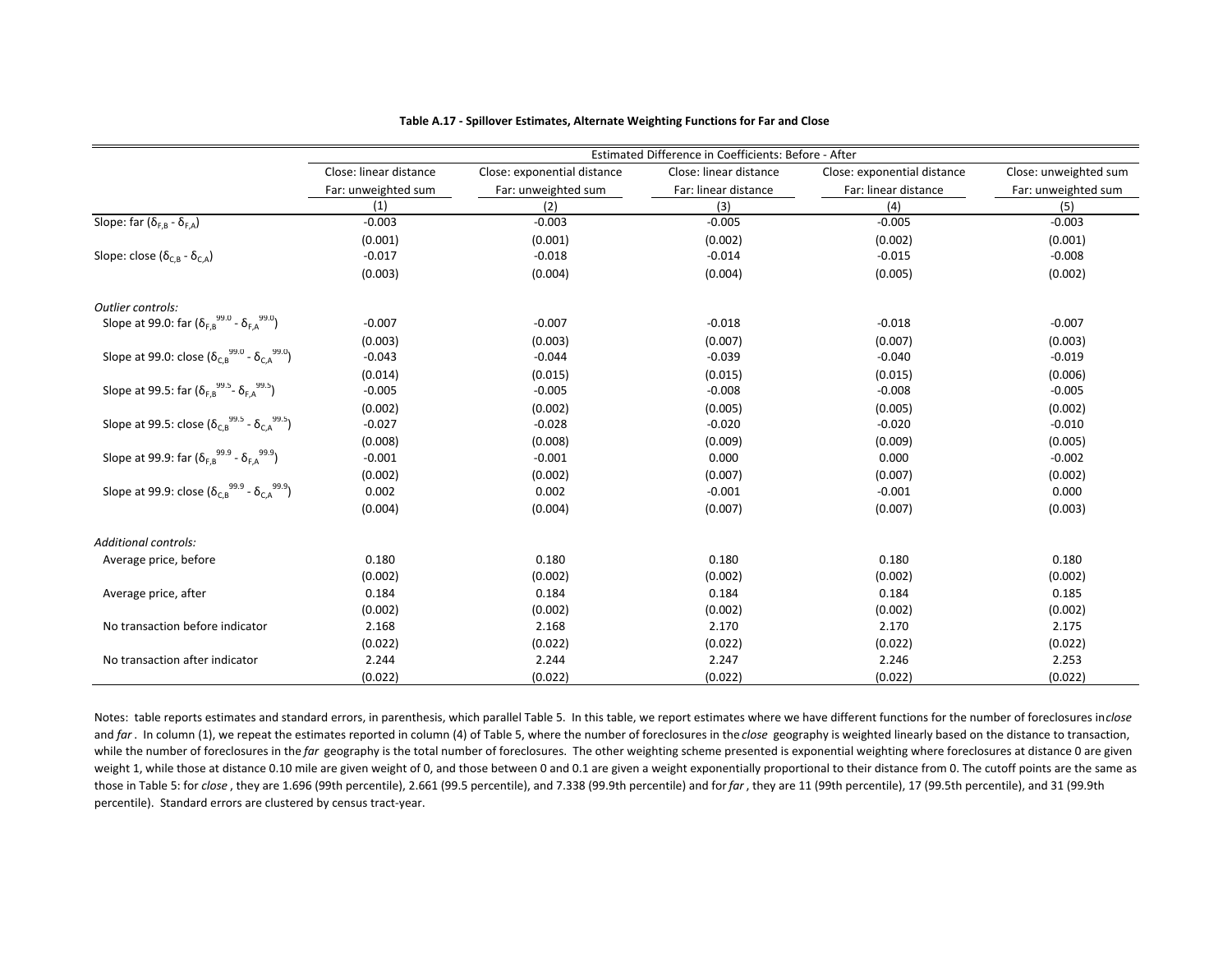**Table A.17 - Spillover Estimates, Alternate Weighting Functions for Far and Close**

| | Estimated Difference in Coefficients: Before - After | | | | |
|---|---|---|---|---|---|
| | Close: linear distance<br>Far: unweighted sum | Close: exponential distance<br>Far: unweighted sum | Close: linear distance<br>Far: linear distance | Close: exponential distance<br>Far: linear distance | Close: unweighted sum<br>Far: unweighted sum |
| | (1) | (2) | (3) | (4) | (5) |
| Slope: far ($\delta_{F,B}$ - $\delta_{F,A}$) | -0.003 | -0.003 | -0.005 | -0.005 | -0.003 |
| | (0.001) | (0.001) | (0.002) | (0.002) | (0.001) |
| Slope: close ($\delta_{C,B}$ - $\delta_{C,A}$) | -0.017 | -0.018 | -0.014 | -0.015 | -0.008 |
| | (0.003) | (0.004) | (0.004) | (0.005) | (0.002) |
| *Outlier controls:* | | | | | |
| Slope at 99.0: far ($\delta_{F,B}^{99.0}$ - $\delta_{F,A}^{99.0}$) | -0.007 | -0.007 | -0.018 | -0.018 | -0.007 |
| | (0.003) | (0.003) | (0.007) | (0.007) | (0.003) |
| Slope at 99.0: close ($\delta_{C,B}^{99.0}$ - $\delta_{C,A}^{99.0}$) | -0.043 | -0.044 | -0.039 | -0.040 | -0.019 |
| | (0.014) | (0.015) | (0.015) | (0.015) | (0.006) |
| Slope at 99.5: far ($\delta_{F,B}^{99.5}$ - $\delta_{F,A}^{99.5}$) | -0.005 | -0.005 | -0.008 | -0.008 | -0.005 |
| | (0.002) | (0.002) | (0.005) | (0.005) | (0.002) |
| Slope at 99.5: close ($\delta_{C,B}^{99.5}$ - $\delta_{C,A}^{99.5}$) | -0.027 | -0.028 | -0.020 | -0.020 | -0.010 |
| | (0.008) | (0.008) | (0.009) | (0.009) | (0.005) |
| Slope at 99.9: far ($\delta_{F,B}^{99.9}$ - $\delta_{F,A}^{99.9}$) | -0.001 | -0.001 | 0.000 | 0.000 | -0.002 |
| | (0.002) | (0.002) | (0.007) | (0.007) | (0.002) |
| Slope at 99.9: close ($\delta_{C,B}^{99.9}$ - $\delta_{C,A}^{99.9}$) | 0.002 | 0.002 | -0.001 | -0.001 | 0.000 |
| | (0.004) | (0.004) | (0.007) | (0.007) | (0.003) |
| *Additional controls:* | | | | | |
| Average price, before | 0.180 | 0.180 | 0.180 | 0.180 | 0.180 |
| | (0.002) | (0.002) | (0.002) | (0.002) | (0.002) |
| Average price, after | 0.184 | 0.184 | 0.184 | 0.184 | 0.185 |
| | (0.002) | (0.002) | (0.002) | (0.002) | (0.002) |
| No transaction before indicator | 2.168 | 2.168 | 2.170 | 2.170 | 2.175 |
| | (0.022) | (0.022) | (0.022) | (0.022) | (0.022) |
| No transaction after indicator | 2.244 | 2.244 | 2.247 | 2.246 | 2.253 |
| | (0.022) | (0.022) | (0.022) | (0.022) | (0.022) |

Notes: table reports estimates and standard errors, in parenthesis, which parallel Table 5. In this table, we report estimates where we have different functions for the number of foreclosures in *close* and *far*. In column (1), we repeat the estimates reported in column (4) of Table 5, where the number of foreclosures in the *close* geography is weighted linearly based on the distance to transaction, while the number of foreclosures in the *far* geography is the total number of foreclosures. The other weighting scheme presented is exponential weighting where foreclosures at distance 0 are given weight 1, while those at distance 0.10 mile are given weight of 0, and those between 0 and 0.1 are given a weight exponentially proportional to their distance from 0. The cutoff points are the same as those in Table 5: for *close*, they are 1.696 (99th percentile), 2.661 (99.5 percentile), and 7.338 (99.9th percentile) and for *far*, they are 11 (99th percentile), 17 (99.5th percentile), and 31 (99.9th percentile). Standard errors are clustered by census tract-year.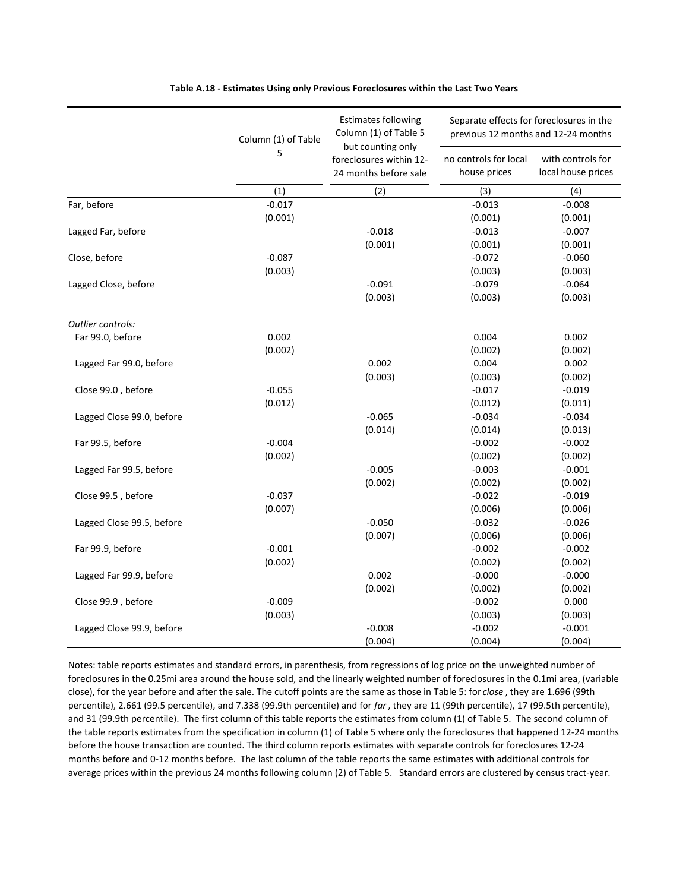**Table A.18 - Estimates Using only Previous Foreclosures within the Last Two Years**

| | Column (1) of Table 5 | Estimates following Column (1) of Table 5 but counting only foreclosures within 12-24 months before sale | Separate effects for foreclosures in the previous 12 months and 12-24 months | |
|---|---|---|---|---|
| | | | no controls for local house prices | with controls for local house prices |
| | (1) | (2) | (3) | (4) |
| Far, before | -0.017 | | -0.013 | -0.008 |
| | (0.001) | | (0.001) | (0.001) |
| Lagged Far, before | | -0.018 | -0.013 | -0.007 |
| | | (0.001) | (0.001) | (0.001) |
| Close, before | -0.087 | | -0.072 | -0.060 |
| | (0.003) | | (0.003) | (0.003) |
| Lagged Close, before | | -0.091 | -0.079 | -0.064 |
| | | (0.003) | (0.003) | (0.003) |
| *Outlier controls:* | | | | |
| Far 99.0, before | 0.002 | | 0.004 | 0.002 |
| | (0.002) | | (0.002) | (0.002) |
| Lagged Far 99.0, before | | 0.002 | 0.004 | 0.002 |
| | | (0.003) | (0.003) | (0.002) |
| Close 99.0 , before | -0.055 | | -0.017 | -0.019 |
| | (0.012) | | (0.012) | (0.011) |
| Lagged Close 99.0, before | | -0.065 | -0.034 | -0.034 |
| | | (0.014) | (0.014) | (0.013) |
| Far 99.5, before | -0.004 | | -0.002 | -0.002 |
| | (0.002) | | (0.002) | (0.002) |
| Lagged Far 99.5, before | | -0.005 | -0.003 | -0.001 |
| | | (0.002) | (0.002) | (0.002) |
| Close 99.5 , before | -0.037 | | -0.022 | -0.019 |
| | (0.007) | | (0.006) | (0.006) |
| Lagged Close 99.5, before | | -0.050 | -0.032 | -0.026 |
| | | (0.007) | (0.006) | (0.006) |
| Far 99.9, before | -0.001 | | -0.002 | -0.002 |
| | (0.002) | | (0.002) | (0.002) |
| Lagged Far 99.9, before | | 0.002 | -0.000 | -0.000 |
| | | (0.002) | (0.002) | (0.002) |
| Close 99.9 , before | -0.009 | | -0.002 | 0.000 |
| | (0.003) | | (0.003) | (0.003) |
| Lagged Close 99.9, before | | -0.008 | -0.002 | -0.001 |
| | | (0.004) | (0.004) | (0.004) |

Notes: table reports estimates and standard errors, in parenthesis, from regressions of log price on the unweighted number of foreclosures in the 0.25mi area around the house sold, and the linearly weighted number of foreclosures in the 0.1mi area, (variable close), for the year before and after the sale. The cutoff points are the same as those in Table 5: for *close* , they are 1.696 (99th percentile), 2.661 (99.5 percentile), and 7.338 (99.9th percentile) and for *far* , they are 11 (99th percentile), 17 (99.5th percentile), and 31 (99.9th percentile). The first column of this table reports the estimates from column (1) of Table 5. The second column of the table reports estimates from the specification in column (1) of Table 5 where only the foreclosures that happened 12-24 months before the house transaction are counted. The third column reports estimates with separate controls for foreclosures 12-24 months before and 0-12 months before. The last column of the table reports the same estimates with additional controls for average prices within the previous 24 months following column (2) of Table 5. Standard errors are clustered by census tract-year.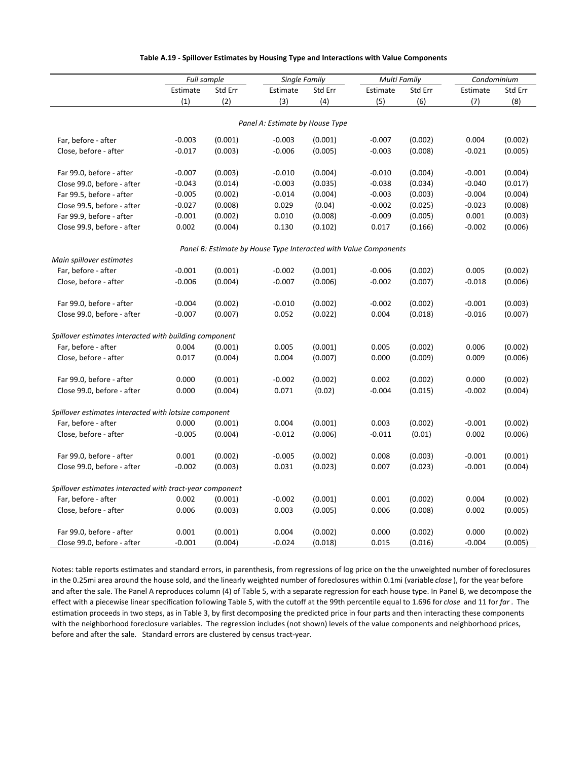**Table A.19 - Spillover Estimates by Housing Type and Interactions with Value Components**

| | *Full sample* | | *Single Family* | | *Multi Family* | | *Condominium* | |
|---|---|---|---|---|---|---|---|---|
| | Estimate | Std Err | Estimate | Std Err | Estimate | Std Err | Estimate | Std Err |
| | (1) | (2) | (3) | (4) | (5) | (6) | (7) | (8) |
| *Panel A: Estimate by House Type* | | | | | | | | |
| Far, before - after | -0.003 | (0.001) | -0.003 | (0.001) | -0.007 | (0.002) | 0.004 | (0.002) |
| Close, before - after | -0.017 | (0.003) | -0.006 | (0.005) | -0.003 | (0.008) | -0.021 | (0.005) |
| Far 99.0, before - after | -0.007 | (0.003) | -0.010 | (0.004) | -0.010 | (0.004) | -0.001 | (0.004) |
| Close 99.0, before - after | -0.043 | (0.014) | -0.003 | (0.035) | -0.038 | (0.034) | -0.040 | (0.017) |
| Far 99.5, before - after | -0.005 | (0.002) | -0.014 | (0.004) | -0.003 | (0.003) | -0.004 | (0.004) |
| Close 99.5, before - after | -0.027 | (0.008) | 0.029 | (0.04) | -0.002 | (0.025) | -0.023 | (0.008) |
| Far 99.9, before - after | -0.001 | (0.002) | 0.010 | (0.008) | -0.009 | (0.005) | 0.001 | (0.003) |
| Close 99.9, before - after | 0.002 | (0.004) | 0.130 | (0.102) | 0.017 | (0.166) | -0.002 | (0.006) |
| *Panel B: Estimate by House Type Interacted with Value Components* | | | | | | | | |
| *Main spillover estimates* | | | | | | | | |
| Far, before - after | -0.001 | (0.001) | -0.002 | (0.001) | -0.006 | (0.002) | 0.005 | (0.002) |
| Close, before - after | -0.006 | (0.004) | -0.007 | (0.006) | -0.002 | (0.007) | -0.018 | (0.006) |
| Far 99.0, before - after | -0.004 | (0.002) | -0.010 | (0.002) | -0.002 | (0.002) | -0.001 | (0.003) |
| Close 99.0, before - after | -0.007 | (0.007) | 0.052 | (0.022) | 0.004 | (0.018) | -0.016 | (0.007) |
| *Spillover estimates interacted with building component* | | | | | | | | |
| Far, before - after | 0.004 | (0.001) | 0.005 | (0.001) | 0.005 | (0.002) | 0.006 | (0.002) |
| Close, before - after | 0.017 | (0.004) | 0.004 | (0.007) | 0.000 | (0.009) | 0.009 | (0.006) |
| Far 99.0, before - after | 0.000 | (0.001) | -0.002 | (0.002) | 0.002 | (0.002) | 0.000 | (0.002) |
| Close 99.0, before - after | 0.000 | (0.004) | 0.071 | (0.02) | -0.004 | (0.015) | -0.002 | (0.004) |
| *Spillover estimates interacted with lotsize component* | | | | | | | | |
| Far, before - after | 0.000 | (0.001) | 0.004 | (0.001) | 0.003 | (0.002) | -0.001 | (0.002) |
| Close, before - after | -0.005 | (0.004) | -0.012 | (0.006) | -0.011 | (0.01) | 0.002 | (0.006) |
| Far 99.0, before - after | 0.001 | (0.002) | -0.005 | (0.002) | 0.008 | (0.003) | -0.001 | (0.001) |
| Close 99.0, before - after | -0.002 | (0.003) | 0.031 | (0.023) | 0.007 | (0.023) | -0.001 | (0.004) |
| *Spillover estimates interacted with tract-year component* | | | | | | | | |
| Far, before - after | 0.002 | (0.001) | -0.002 | (0.001) | 0.001 | (0.002) | 0.004 | (0.002) |
| Close, before - after | 0.006 | (0.003) | 0.003 | (0.005) | 0.006 | (0.008) | 0.002 | (0.005) |
| Far 99.0, before - after | 0.001 | (0.001) | 0.004 | (0.002) | 0.000 | (0.002) | 0.000 | (0.002) |
| Close 99.0, before - after | -0.001 | (0.004) | -0.024 | (0.018) | 0.015 | (0.016) | -0.004 | (0.005) |

Notes: table reports estimates and standard errors, in parenthesis, from regressions of log price on the the unweighted number of foreclosures in the 0.25mi area around the house sold, and the linearly weighted number of foreclosures within 0.1mi (variable *close*), for the year before and after the sale. The Panel A reproduces column (4) of Table 5, with a separate regression for each house type. In Panel B, we decompose the effect with a piecewise linear specification following Table 5, with the cutoff at the 99th percentile equal to 1.696 for *close* and 11 for *far*. The estimation proceeds in two steps, as in Table 3, by first decomposing the predicted price in four parts and then interacting these components with the neighborhood foreclosure variables. The regression includes (not shown) levels of the value components and neighborhood prices, before and after the sale. Standard errors are clustered by census tract-year.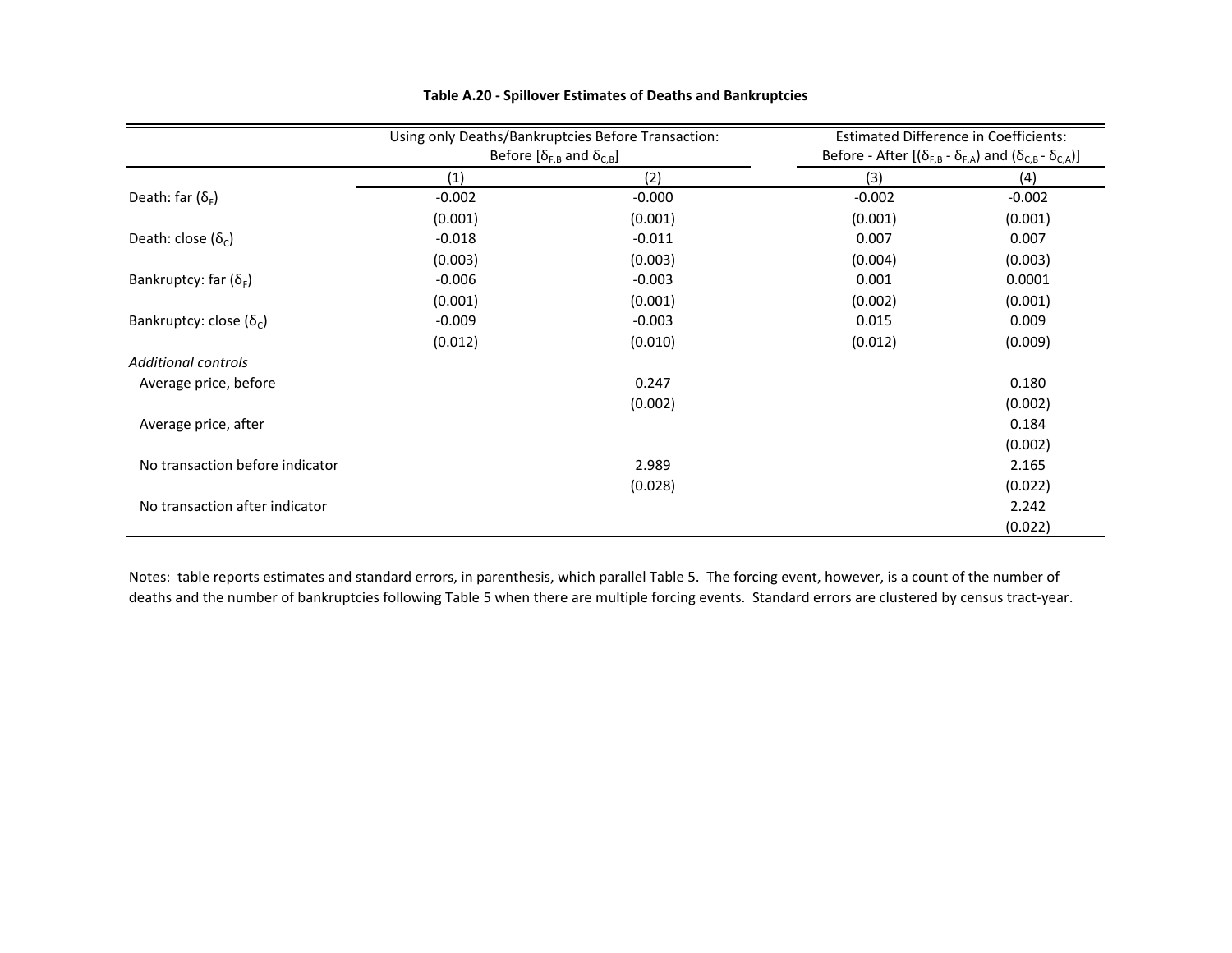**Table A.20 - Spillover Estimates of Deaths and Bankruptcies**

| | Using only Deaths/Bankruptcies Before Transaction: Before [$\delta_{F,B}$ and $\delta_{C,B}$] | | Estimated Difference in Coefficients: Before - After [($\delta_{F,B}$ - $\delta_{F,A}$) and ($\delta_{C,B}$ - $\delta_{C,A}$)] | |
|---|---|---|---|---|
| | (1) | (2) | (3) | (4) |
| Death: far ($\delta_F$) | -0.002 | -0.000 | -0.002 | -0.002 |
| | (0.001) | (0.001) | (0.001) | (0.001) |
| Death: close ($\delta_C$) | -0.018 | -0.011 | 0.007 | 0.007 |
| | (0.003) | (0.003) | (0.004) | (0.003) |
| Bankruptcy: far ($\delta_F$) | -0.006 | -0.003 | 0.001 | 0.0001 |
| | (0.001) | (0.001) | (0.002) | (0.001) |
| Bankruptcy: close ($\delta_C$) | -0.009 | -0.003 | 0.015 | 0.009 |
| | (0.012) | (0.010) | (0.012) | (0.009) |
| *Additional controls* | | | | |
| Average price, before | | 0.247 | | 0.180 |
| | | (0.002) | | (0.002) |
| Average price, after | | | | 0.184 |
| | | | | (0.002) |
| No transaction before indicator | | 2.989 | | 2.165 |
| | | (0.028) | | (0.022) |
| No transaction after indicator | | | | 2.242 |
| | | | | (0.022) |

Notes: table reports estimates and standard errors, in parenthesis, which parallel Table 5. The forcing event, however, is a count of the number of deaths and the number of bankruptcies following Table 5 when there are multiple forcing events. Standard errors are clustered by census tract-year.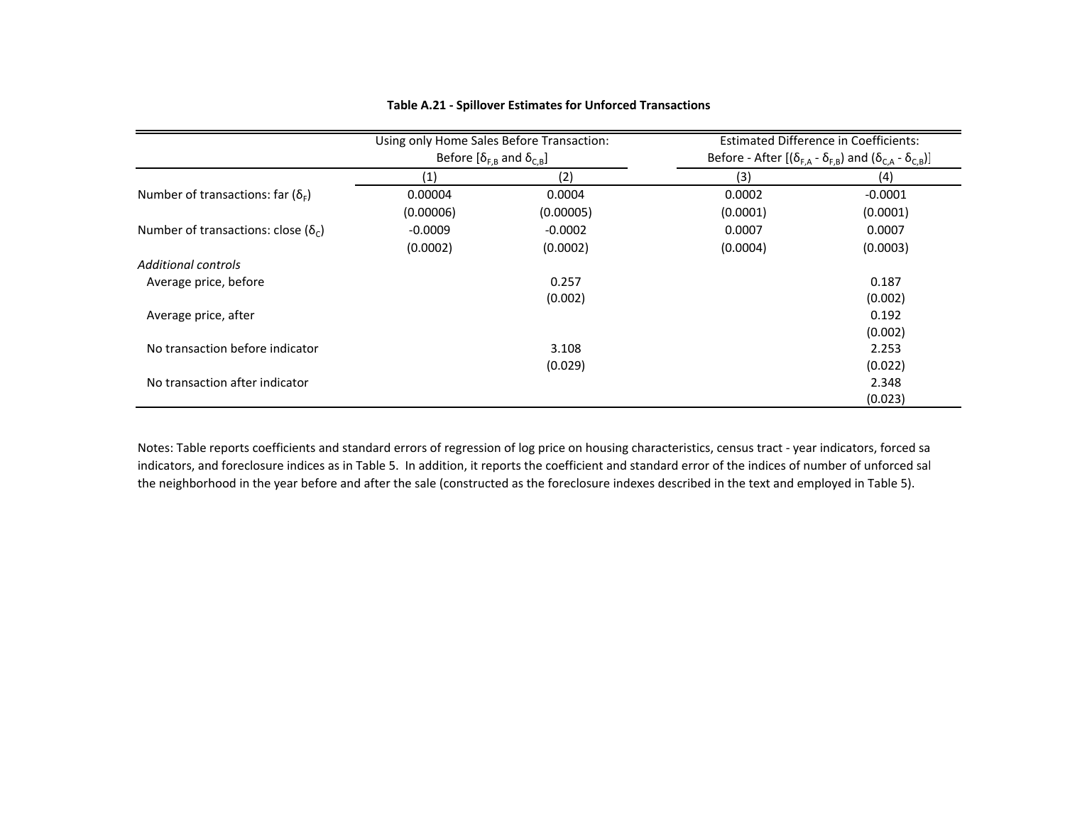**Table A.21 - Spillover Estimates for Unforced Transactions**

| | Using only Home Sales Before Transaction: Before [$\delta_{F,B}$ and $\delta_{C,B}$] | | Estimated Difference in Coefficients: Before - After [($\delta_{F,A}$ - $\delta_{F,B}$) and ($\delta_{C,A}$ - $\delta_{C,B}$)] | |
|---|---|---|---|---|
| | (1) | (2) | (3) | (4) |
| Number of transactions: far ($\delta_F$) | 0.00004 | 0.0004 | 0.0002 | -0.0001 |
| | (0.00006) | (0.00005) | (0.0001) | (0.0001) |
| Number of transactions: close ($\delta_C$) | -0.0009 | -0.0002 | 0.0007 | 0.0007 |
| | (0.0002) | (0.0002) | (0.0004) | (0.0003) |
| *Additional controls* | | | | |
| Average price, before | | 0.257 | | 0.187 |
| | | (0.002) | | (0.002) |
| Average price, after | | | | 0.192 |
| | | | | (0.002) |
| No transaction before indicator | | 3.108 | | 2.253 |
| | | (0.029) | | (0.022) |
| No transaction after indicator | | | | 2.348 |
| | | | | (0.023) |

Notes: Table reports coefficients and standard errors of regression of log price on housing characteristics, census tract - year indicators, forced sa indicators, and foreclosure indices as in Table 5. In addition, it reports the coefficient and standard error of the indices of number of unforced sal the neighborhood in the year before and after the sale (constructed as the foreclosure indexes described in the text and employed in Table 5).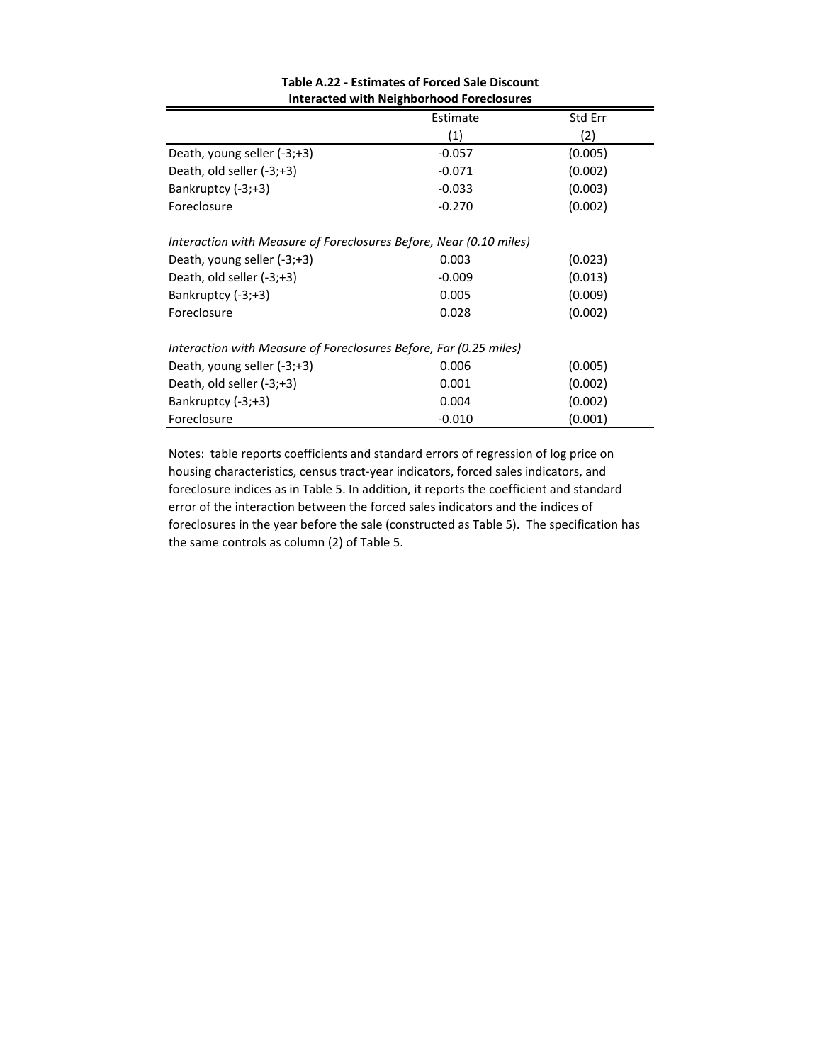**Table A.22 - Estimates of Forced Sale Discount Interacted with Neighborhood Foreclosures**

| | Estimate | Std Err |
|---|---|---|
| | (1) | (2) |
| Death, young seller (-3;+3) | -0.057 | (0.005) |
| Death, old seller (-3;+3) | -0.071 | (0.002) |
| Bankruptcy (-3;+3) | -0.033 | (0.003) |
| Foreclosure | -0.270 | (0.002) |
| *Interaction with Measure of Foreclosures Before, Near (0.10 miles)* | | |
| Death, young seller (-3;+3) | 0.003 | (0.023) |
| Death, old seller (-3;+3) | -0.009 | (0.013) |
| Bankruptcy (-3;+3) | 0.005 | (0.009) |
| Foreclosure | 0.028 | (0.002) |
| *Interaction with Measure of Foreclosures Before, Far (0.25 miles)* | | |
| Death, young seller (-3;+3) | 0.006 | (0.005) |
| Death, old seller (-3;+3) | 0.001 | (0.002) |
| Bankruptcy (-3;+3) | 0.004 | (0.002) |
| Foreclosure | -0.010 | (0.001) |

Notes: table reports coefficients and standard errors of regression of log price on housing characteristics, census tract-year indicators, forced sales indicators, and foreclosure indices as in Table 5. In addition, it reports the coefficient and standard error of the interaction between the forced sales indicators and the indices of foreclosures in the year before the sale (constructed as Table 5). The specification has the same controls as column (2) of Table 5.